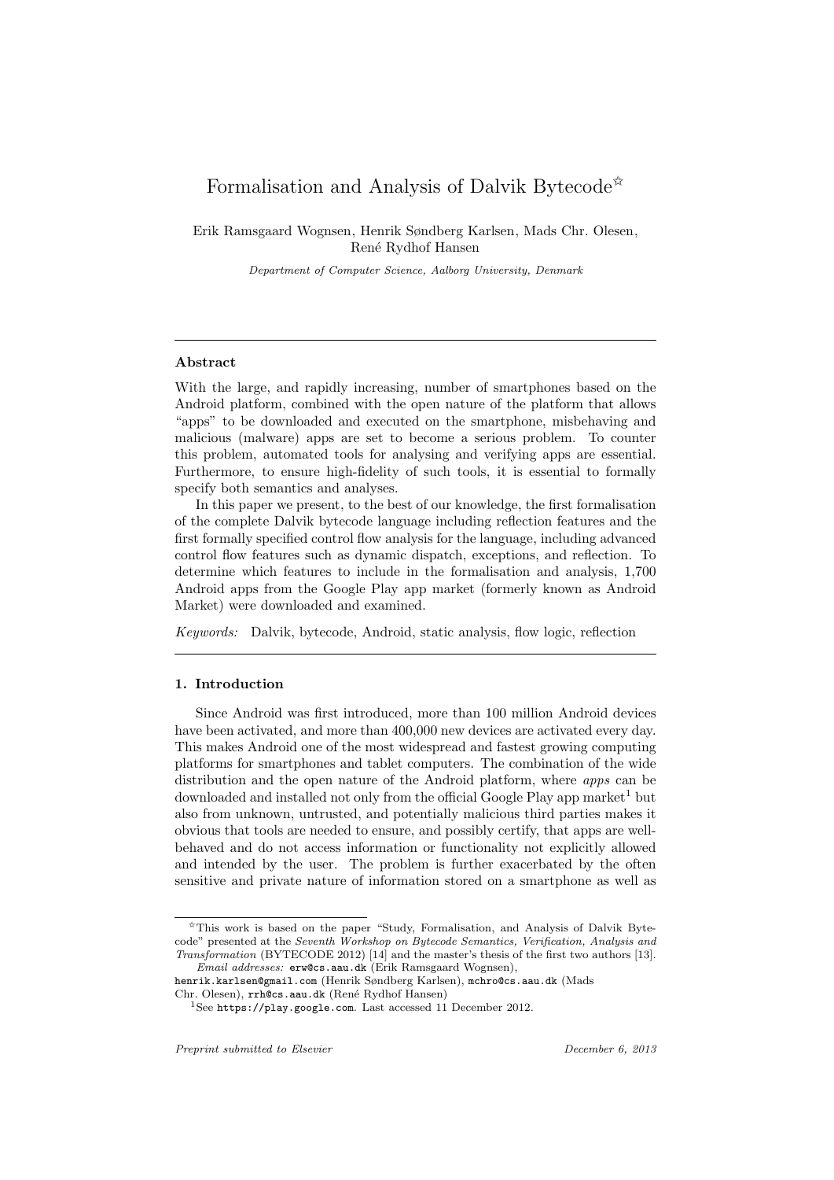# Formalisation and Analysis of Dalvik Bytecode[☆]

Erik Ramsgaard Wognsen, Henrik Søndberg Karlsen, Mads Chr. Olesen, René Rydhof Hansen

*Department of Computer Science, Aalborg University, Denmark*

---

## Abstract

With the large, and rapidly increasing, number of smartphones based on the Android platform, combined with the open nature of the platform that allows "apps" to be downloaded and executed on the smartphone, misbehaving and malicious (malware) apps are set to become a serious problem. To counter this problem, automated tools for analysing and verifying apps are essential. Furthermore, to ensure high-fidelity of such tools, it is essential to formally specify both semantics and analyses.

In this paper we present, to the best of our knowledge, the first formalisation of the complete Dalvik bytecode language including reflection features and the first formally specified control flow analysis for the language, including advanced control flow features such as dynamic dispatch, exceptions, and reflection. To determine which features to include in the formalisation and analysis, 1,700 Android apps from the Google Play app market (formerly known as Android Market) were downloaded and examined.

*Keywords:* Dalvik, bytecode, Android, static analysis, flow logic, reflection

---

## 1. Introduction

Since Android was first introduced, more than 100 million Android devices have been activated, and more than 400,000 new devices are activated every day. This makes Android one of the most widespread and fastest growing computing platforms for smartphones and tablet computers. The combination of the wide distribution and the open nature of the Android platform, where *apps* can be downloaded and installed not only from the official Google Play app market[1] but also from unknown, untrusted, and potentially malicious third parties makes it obvious that tools are needed to ensure, and possibly certify, that apps are well-behaved and do not access information or functionality not explicitly allowed and intended by the user. The problem is further exacerbated by the often sensitive and private nature of information stored on a smartphone as well as

---

[☆]This work is based on the paper "Study, Formalisation, and Analysis of Dalvik Bytecode" presented at the *Seventh Workshop on Bytecode Semantics, Verification, Analysis and Transformation* (BYTECODE 2012) [14] and the master's thesis of the first two authors [13].

*Email addresses:* erw@cs.aau.dk (Erik Ramsgaard Wognsen), henrik.karlsen@gmail.com (Henrik Søndberg Karlsen), mchro@cs.aau.dk (Mads Chr. Olesen), rrh@cs.aau.dk (René Rydhof Hansen)

[1]See https://play.google.com. Last accessed 11 December 2012.

*Preprint submitted to Elsevier* *December 6, 2013*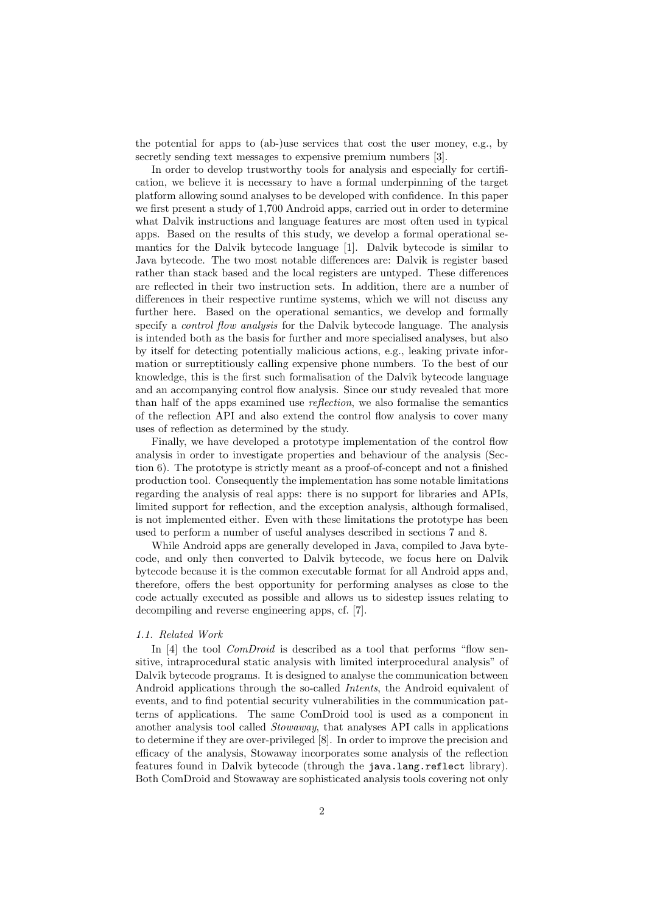the potential for apps to (ab-)use services that cost the user money, e.g., by secretly sending text messages to expensive premium numbers [3].

In order to develop trustworthy tools for analysis and especially for certification, we believe it is necessary to have a formal underpinning of the target platform allowing sound analyses to be developed with confidence. In this paper we first present a study of 1,700 Android apps, carried out in order to determine what Dalvik instructions and language features are most often used in typical apps. Based on the results of this study, we develop a formal operational semantics for the Dalvik bytecode language [1]. Dalvik bytecode is similar to Java bytecode. The two most notable differences are: Dalvik is register based rather than stack based and the local registers are untyped. These differences are reflected in their two instruction sets. In addition, there are a number of differences in their respective runtime systems, which we will not discuss any further here. Based on the operational semantics, we develop and formally specify a *control flow analysis* for the Dalvik bytecode language. The analysis is intended both as the basis for further and more specialised analyses, but also by itself for detecting potentially malicious actions, e.g., leaking private information or surreptitiously calling expensive phone numbers. To the best of our knowledge, this is the first such formalisation of the Dalvik bytecode language and an accompanying control flow analysis. Since our study revealed that more than half of the apps examined use *reflection*, we also formalise the semantics of the reflection API and also extend the control flow analysis to cover many uses of reflection as determined by the study.

Finally, we have developed a prototype implementation of the control flow analysis in order to investigate properties and behaviour of the analysis (Section 6). The prototype is strictly meant as a proof-of-concept and not a finished production tool. Consequently the implementation has some notable limitations regarding the analysis of real apps: there is no support for libraries and APIs, limited support for reflection, and the exception analysis, although formalised, is not implemented either. Even with these limitations the prototype has been used to perform a number of useful analyses described in sections 7 and 8.

While Android apps are generally developed in Java, compiled to Java bytecode, and only then converted to Dalvik bytecode, we focus here on Dalvik bytecode because it is the common executable format for all Android apps and, therefore, offers the best opportunity for performing analyses as close to the code actually executed as possible and allows us to sidestep issues relating to decompiling and reverse engineering apps, cf. [7].

### 1.1. Related Work

In [4] the tool *ComDroid* is described as a tool that performs "flow sensitive, intraprocedural static analysis with limited interprocedural analysis" of Dalvik bytecode programs. It is designed to analyse the communication between Android applications through the so-called *Intents*, the Android equivalent of events, and to find potential security vulnerabilities in the communication patterns of applications. The same ComDroid tool is used as a component in another analysis tool called *Stowaway*, that analyses API calls in applications to determine if they are over-privileged [8]. In order to improve the precision and efficacy of the analysis, Stowaway incorporates some analysis of the reflection features found in Dalvik bytecode (through the `java.lang.reflect` library). Both ComDroid and Stowaway are sophisticated analysis tools covering not only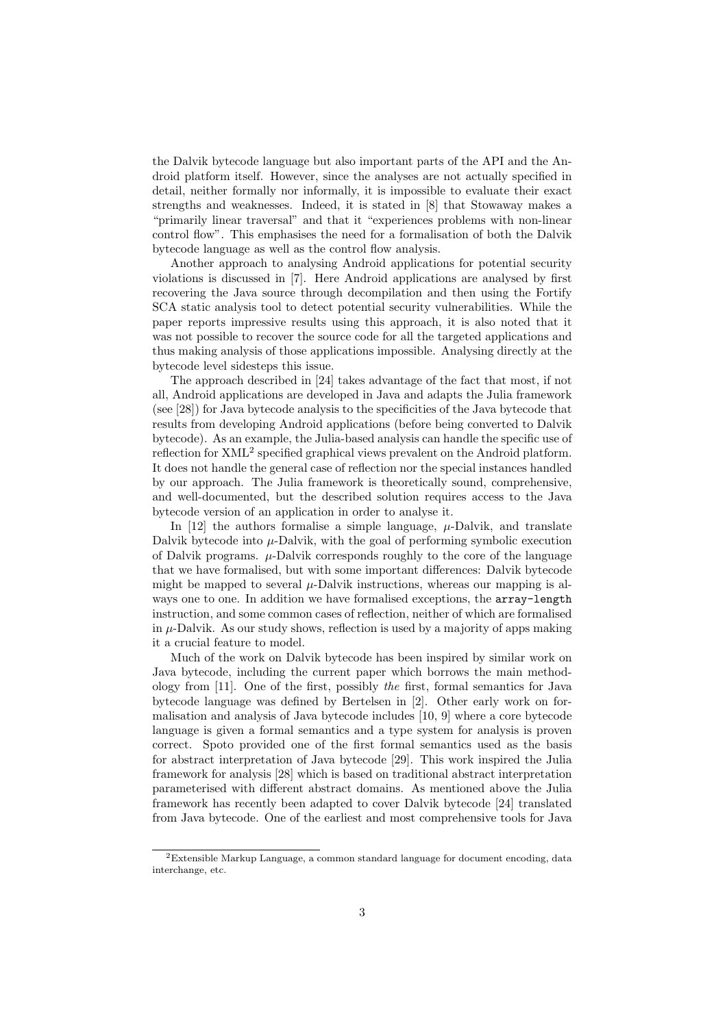the Dalvik bytecode language but also important parts of the API and the Android platform itself. However, since the analyses are not actually specified in detail, neither formally nor informally, it is impossible to evaluate their exact strengths and weaknesses. Indeed, it is stated in [8] that Stowaway makes a "primarily linear traversal" and that it "experiences problems with non-linear control flow". This emphasises the need for a formalisation of both the Dalvik bytecode language as well as the control flow analysis.

Another approach to analysing Android applications for potential security violations is discussed in [7]. Here Android applications are analysed by first recovering the Java source through decompilation and then using the Fortify SCA static analysis tool to detect potential security vulnerabilities. While the paper reports impressive results using this approach, it is also noted that it was not possible to recover the source code for all the targeted applications and thus making analysis of those applications impossible. Analysing directly at the bytecode level sidesteps this issue.

The approach described in [24] takes advantage of the fact that most, if not all, Android applications are developed in Java and adapts the Julia framework (see [28]) for Java bytecode analysis to the specificities of the Java bytecode that results from developing Android applications (before being converted to Dalvik bytecode). As an example, the Julia-based analysis can handle the specific use of reflection for XML[2] specified graphical views prevalent on the Android platform. It does not handle the general case of reflection nor the special instances handled by our approach. The Julia framework is theoretically sound, comprehensive, and well-documented, but the described solution requires access to the Java bytecode version of an application in order to analyse it.

In [12] the authors formalise a simple language, $\mu$-Dalvik, and translate Dalvik bytecode into $\mu$-Dalvik, with the goal of performing symbolic execution of Dalvik programs. $\mu$-Dalvik corresponds roughly to the core of the language that we have formalised, but with some important differences: Dalvik bytecode might be mapped to several $\mu$-Dalvik instructions, whereas our mapping is always one to one. In addition we have formalised exceptions, the `array-length` instruction, and some common cases of reflection, neither of which are formalised in $\mu$-Dalvik. As our study shows, reflection is used by a majority of apps making it a crucial feature to model.

Much of the work on Dalvik bytecode has been inspired by similar work on Java bytecode, including the current paper which borrows the main methodology from [11]. One of the first, possibly *the* first, formal semantics for Java bytecode language was defined by Bertelsen in [2]. Other early work on formalisation and analysis of Java bytecode includes [10, 9] where a core bytecode language is given a formal semantics and a type system for analysis is proven correct. Spoto provided one of the first formal semantics used as the basis for abstract interpretation of Java bytecode [29]. This work inspired the Julia framework for analysis [28] which is based on traditional abstract interpretation parameterised with different abstract domains. As mentioned above the Julia framework has recently been adapted to cover Dalvik bytecode [24] translated from Java bytecode. One of the earliest and most comprehensive tools for Java

[2] Extensible Markup Language, a common standard language for document encoding, data interchange, etc.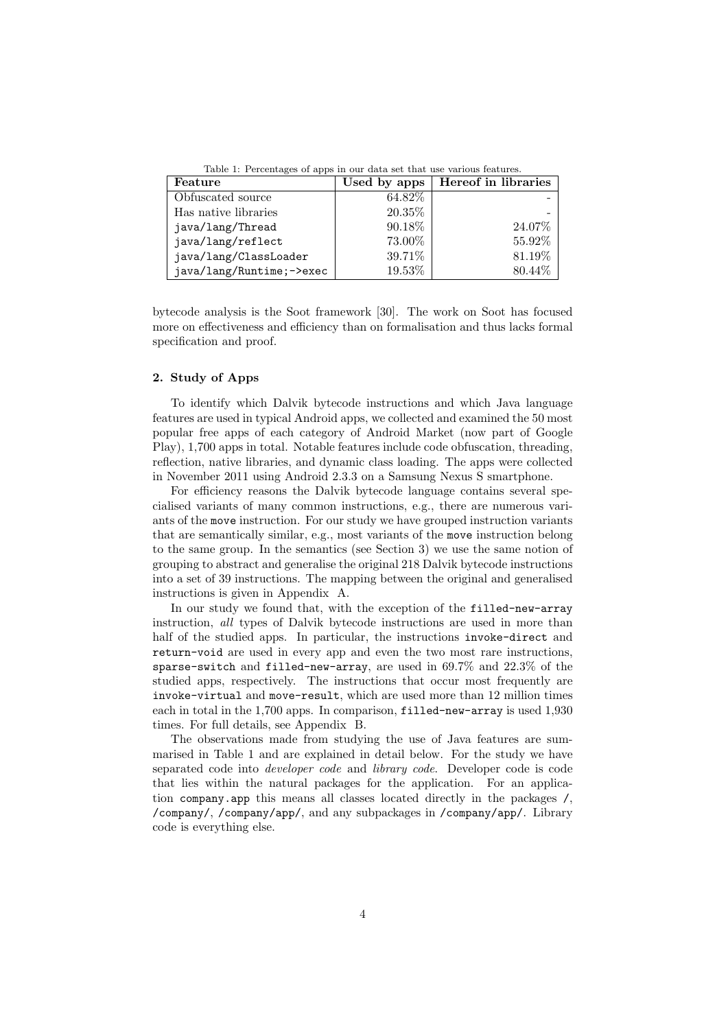Table 1: Percentages of apps in our data set that use various features.

| Feature | Used by apps | Hereof in libraries |
|---|---|---|
| Obfuscated source | 64.82% | - |
| Has native libraries | 20.35% | - |
| `java/lang/Thread` | 90.18% | 24.07% |
| `java/lang/reflect` | 73.00% | 55.92% |
| `java/lang/ClassLoader` | 39.71% | 81.19% |
| `java/lang/Runtime;->exec` | 19.53% | 80.44% |

bytecode analysis is the Soot framework [30]. The work on Soot has focused more on effectiveness and efficiency than on formalisation and thus lacks formal specification and proof.

## 2. Study of Apps

To identify which Dalvik bytecode instructions and which Java language features are used in typical Android apps, we collected and examined the 50 most popular free apps of each category of Android Market (now part of Google Play), 1,700 apps in total. Notable features include code obfuscation, threading, reflection, native libraries, and dynamic class loading. The apps were collected in November 2011 using Android 2.3.3 on a Samsung Nexus S smartphone.

For efficiency reasons the Dalvik bytecode language contains several specialised variants of many common instructions, e.g., there are numerous variants of the `move` instruction. For our study we have grouped instruction variants that are semantically similar, e.g., most variants of the `move` instruction belong to the same group. In the semantics (see Section 3) we use the same notion of grouping to abstract and generalise the original 218 Dalvik bytecode instructions into a set of 39 instructions. The mapping between the original and generalised instructions is given in Appendix A.

In our study we found that, with the exception of the `filled-new-array` instruction, *all* types of Dalvik bytecode instructions are used in more than half of the studied apps. In particular, the instructions `invoke-direct` and `return-void` are used in every app and even the two most rare instructions, `sparse-switch` and `filled-new-array`, are used in 69.7% and 22.3% of the studied apps, respectively. The instructions that occur most frequently are `invoke-virtual` and `move-result`, which are used more than 12 million times each in total in the 1,700 apps. In comparison, `filled-new-array` is used 1,930 times. For full details, see Appendix B.

The observations made from studying the use of Java features are summarised in Table 1 and are explained in detail below. For the study we have separated code into *developer code* and *library code*. Developer code is code that lies within the natural packages for the application. For an application `company.app` this means all classes located directly in the packages `/`, `/company/`, `/company/app/`, and any subpackages in `/company/app/`. Library code is everything else.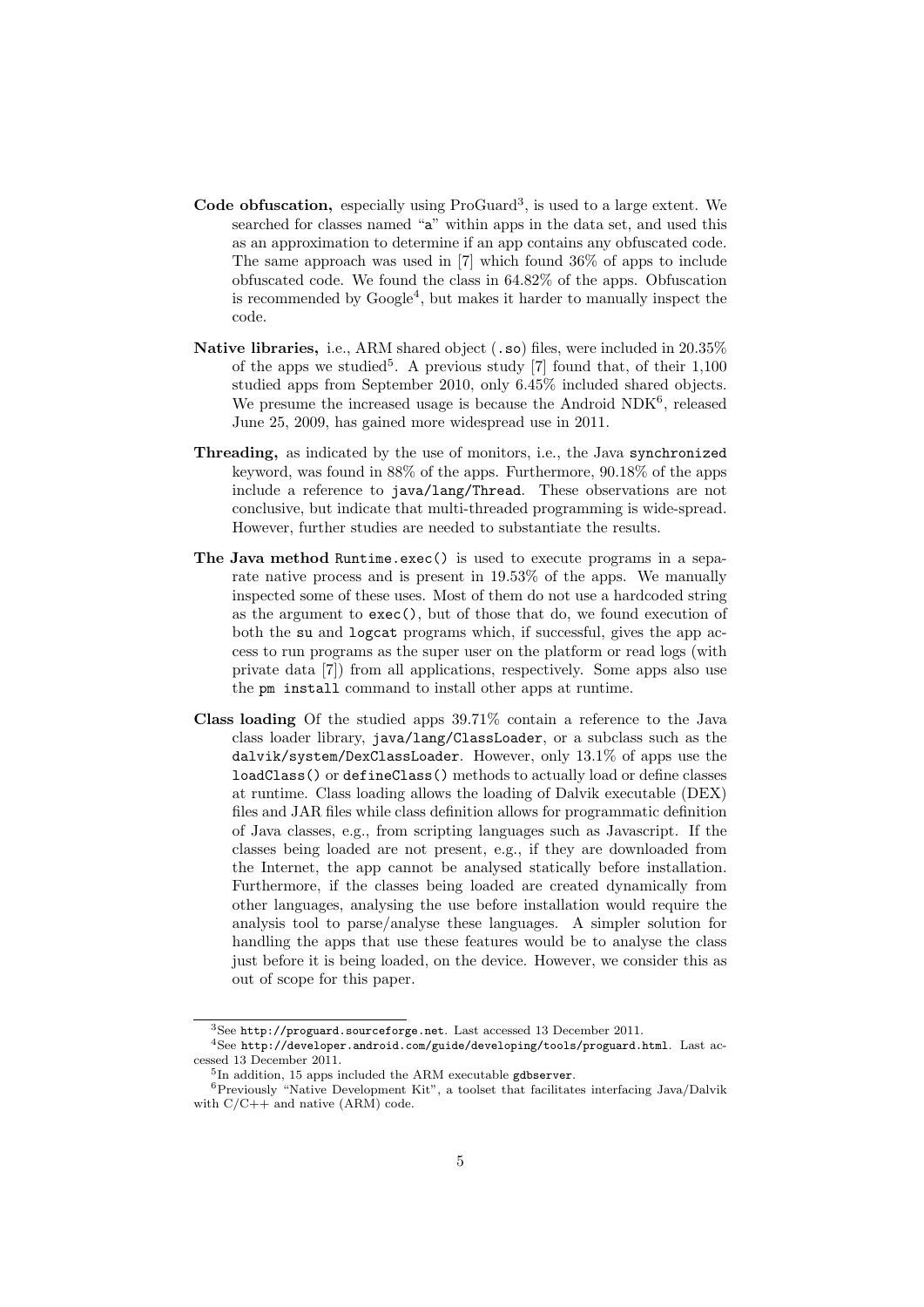- **Code obfuscation,** especially using ProGuard[3], is used to a large extent. We searched for classes named "`a`" within apps in the data set, and used this as an approximation to determine if an app contains any obfuscated code. The same approach was used in [7] which found 36% of apps to include obfuscated code. We found the class in 64.82% of the apps. Obfuscation is recommended by Google[4], but makes it harder to manually inspect the code.

- **Native libraries,** i.e., ARM shared object (`.so`) files, were included in 20.35% of the apps we studied[5]. A previous study [7] found that, of their 1,100 studied apps from September 2010, only 6.45% included shared objects. We presume the increased usage is because the Android NDK[6], released June 25, 2009, has gained more widespread use in 2011.

- **Threading,** as indicated by the use of monitors, i.e., the Java `synchronized` keyword, was found in 88% of the apps. Furthermore, 90.18% of the apps include a reference to `java/lang/Thread`. These observations are not conclusive, but indicate that multi-threaded programming is wide-spread. However, further studies are needed to substantiate the results.

- **The Java method** `Runtime.exec()` is used to execute programs in a separate native process and is present in 19.53% of the apps. We manually inspected some of these uses. Most of them do not use a hardcoded string as the argument to `exec()`, but of those that do, we found execution of both the `su` and `logcat` programs which, if successful, gives the app access to run programs as the super user on the platform or read logs (with private data [7]) from all applications, respectively. Some apps also use the `pm install` command to install other apps at runtime.

- **Class loading** Of the studied apps 39.71% contain a reference to the Java class loader library, `java/lang/ClassLoader`, or a subclass such as the `dalvik/system/DexClassLoader`. However, only 13.1% of apps use the `loadClass()` or `defineClass()` methods to actually load or define classes at runtime. Class loading allows the loading of Dalvik executable (DEX) files and JAR files while class definition allows for programmatic definition of Java classes, e.g., from scripting languages such as Javascript. If the classes being loaded are not present, e.g., if they are downloaded from the Internet, the app cannot be analysed statically before installation. Furthermore, if the classes being loaded are created dynamically from other languages, analysing the use before installation would require the analysis tool to parse/analyse these languages. A simpler solution for handling the apps that use these features would be to analyse the class just before it is being loaded, on the device. However, we consider this as out of scope for this paper.

---

[3] See `http://proguard.sourceforge.net`. Last accessed 13 December 2011.

[4] See `http://developer.android.com/guide/developing/tools/proguard.html`. Last accessed 13 December 2011.

[5] In addition, 15 apps included the ARM executable `gdbserver`.

[6] Previously "Native Development Kit", a toolset that facilitates interfacing Java/Dalvik with C/C++ and native (ARM) code.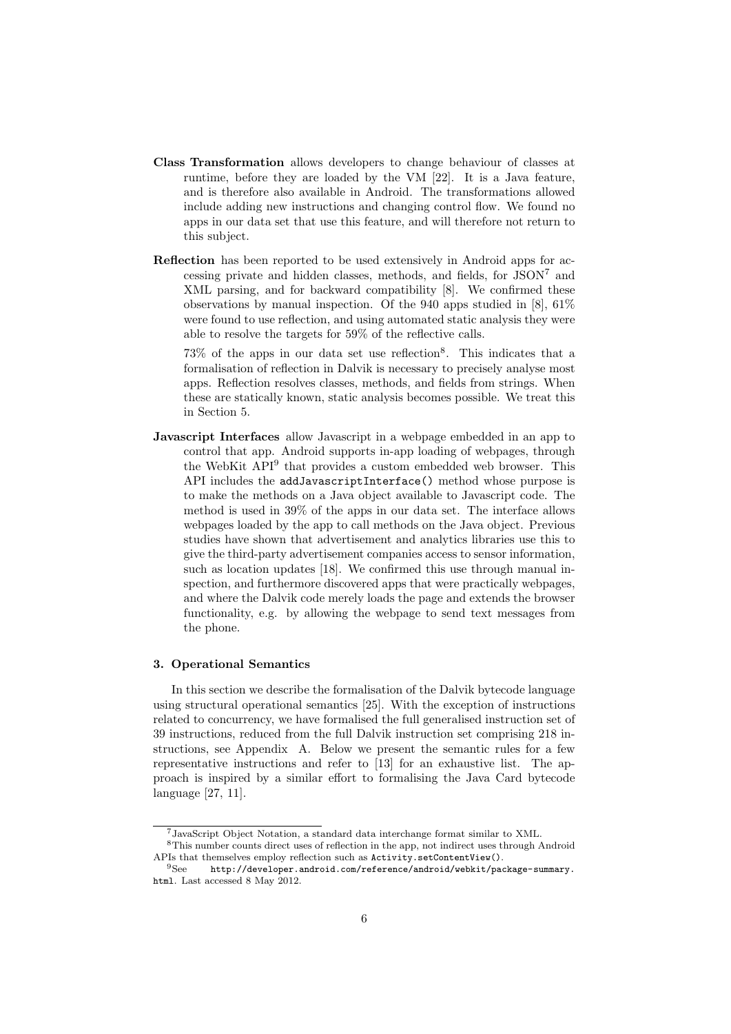**Class Transformation** allows developers to change behaviour of classes at runtime, before they are loaded by the VM [22]. It is a Java feature, and is therefore also available in Android. The transformations allowed include adding new instructions and changing control flow. We found no apps in our data set that use this feature, and will therefore not return to this subject.

**Reflection** has been reported to be used extensively in Android apps for accessing private and hidden classes, methods, and fields, for JSON[7] and XML parsing, and for backward compatibility [8]. We confirmed these observations by manual inspection. Of the 940 apps studied in [8], 61% were found to use reflection, and using automated static analysis they were able to resolve the targets for 59% of the reflective calls.

73% of the apps in our data set use reflection[8]. This indicates that a formalisation of reflection in Dalvik is necessary to precisely analyse most apps. Reflection resolves classes, methods, and fields from strings. When these are statically known, static analysis becomes possible. We treat this in Section 5.

**Javascript Interfaces** allow Javascript in a webpage embedded in an app to control that app. Android supports in-app loading of webpages, through the WebKit API[9] that provides a custom embedded web browser. This API includes the `addJavascriptInterface()` method whose purpose is to make the methods on a Java object available to Javascript code. The method is used in 39% of the apps in our data set. The interface allows webpages loaded by the app to call methods on the Java object. Previous studies have shown that advertisement and analytics libraries use this to give the third-party advertisement companies access to sensor information, such as location updates [18]. We confirmed this use through manual inspection, and furthermore discovered apps that were practically webpages, and where the Dalvik code merely loads the page and extends the browser functionality, e.g. by allowing the webpage to send text messages from the phone.

### 3. Operational Semantics

In this section we describe the formalisation of the Dalvik bytecode language using structural operational semantics [25]. With the exception of instructions related to concurrency, we have formalised the full generalised instruction set of 39 instructions, reduced from the full Dalvik instruction set comprising 218 instructions, see Appendix A. Below we present the semantic rules for a few representative instructions and refer to [13] for an exhaustive list. The approach is inspired by a similar effort to formalising the Java Card bytecode language [27, 11].

---

[7] JavaScript Object Notation, a standard data interchange format similar to XML.

[8] This number counts direct uses of reflection in the app, not indirect uses through Android APIs that themselves employ reflection such as `Activity.setContentView()`.

[9] See `http://developer.android.com/reference/android/webkit/package-summary.html`. Last accessed 8 May 2012.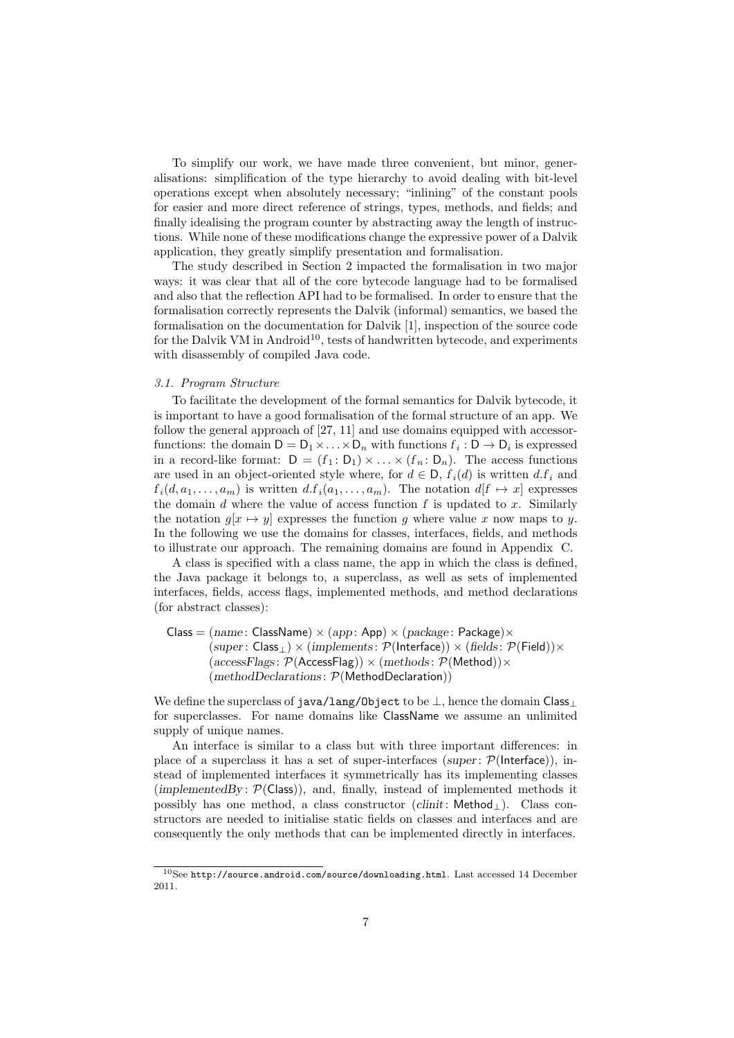To simplify our work, we have made three convenient, but minor, generalisations: simplification of the type hierarchy to avoid dealing with bit-level operations except when absolutely necessary; "inlining" of the constant pools for easier and more direct reference of strings, types, methods, and fields; and finally idealising the program counter by abstracting away the length of instructions. While none of these modifications change the expressive power of a Dalvik application, they greatly simplify presentation and formalisation.

The study described in Section 2 impacted the formalisation in two major ways: it was clear that all of the core bytecode language had to be formalised and also that the reflection API had to be formalised. In order to ensure that the formalisation correctly represents the Dalvik (informal) semantics, we based the formalisation on the documentation for Dalvik [1], inspection of the source code for the Dalvik VM in Android[10], tests of handwritten bytecode, and experiments with disassembly of compiled Java code.

### 3.1. Program Structure

To facilitate the development of the formal semantics for Dalvik bytecode, it is important to have a good formalisation of the formal structure of an app. We follow the general approach of [27, 11] and use domains equipped with accessor-functions: the domain $\mathsf{D} = \mathsf{D}_1 \times \ldots \times \mathsf{D}_n$ with functions $f_i : \mathsf{D} \to \mathsf{D}_i$ is expressed in a record-like format: $\mathsf{D} = (f_1 \colon \mathsf{D}_1) \times \ldots \times (f_n \colon \mathsf{D}_n)$. The access functions are used in an object-oriented style where, for $d \in \mathsf{D}$, $f_i(d)$ is written $d.f_i$ and $f_i(d, a_1, \ldots, a_m)$ is written $d.f_i(a_1, \ldots, a_m)$. The notation $d[f \mapsto x]$ expresses the domain $d$ where the value of access function $f$ is updated to $x$. Similarly the notation $g[x \mapsto y]$ expresses the function $g$ where value $x$ now maps to $y$. In the following we use the domains for classes, interfaces, fields, and methods to illustrate our approach. The remaining domains are found in Appendix C.

A class is specified with a class name, the app in which the class is defined, the Java package it belongs to, a superclass, as well as sets of implemented interfaces, fields, access flags, implemented methods, and method declarations (for abstract classes):

$$
\begin{aligned}
\mathsf{Class} = {} & (\mathit{name} \colon \mathsf{ClassName}) \times (\mathit{app} \colon \mathsf{App}) \times (\mathit{package} \colon \mathsf{Package}) \times \\
& (\mathit{super} \colon \mathsf{Class}_\perp) \times (\mathit{implements} \colon \mathcal{P}(\mathsf{Interface})) \times (\mathit{fields} \colon \mathcal{P}(\mathsf{Field})) \times \\
& (\mathit{accessFlags} \colon \mathcal{P}(\mathsf{AccessFlag})) \times (\mathit{methods} \colon \mathcal{P}(\mathsf{Method})) \times \\
& (\mathit{methodDeclarations} \colon \mathcal{P}(\mathsf{MethodDeclaration}))
\end{aligned}
$$

We define the superclass of `java/lang/Object` to be $\perp$, hence the domain $\mathsf{Class}_\perp$ for superclasses. For name domains like $\mathsf{ClassName}$ we assume an unlimited supply of unique names.

An interface is similar to a class but with three important differences: in place of a superclass it has a set of super-interfaces ($\mathit{super} \colon \mathcal{P}(\mathsf{Interface})$), instead of implemented interfaces it symmetrically has its implementing classes ($\mathit{implementedBy} \colon \mathcal{P}(\mathsf{Class})$), and, finally, instead of implemented methods it possibly has one method, a class constructor ($\mathit{clinit} \colon \mathsf{Method}_\perp$). Class constructors are needed to initialise static fields on classes and interfaces and are consequently the only methods that can be implemented directly in interfaces.

[10] See `http://source.android.com/source/downloading.html`. Last accessed 14 December 2011.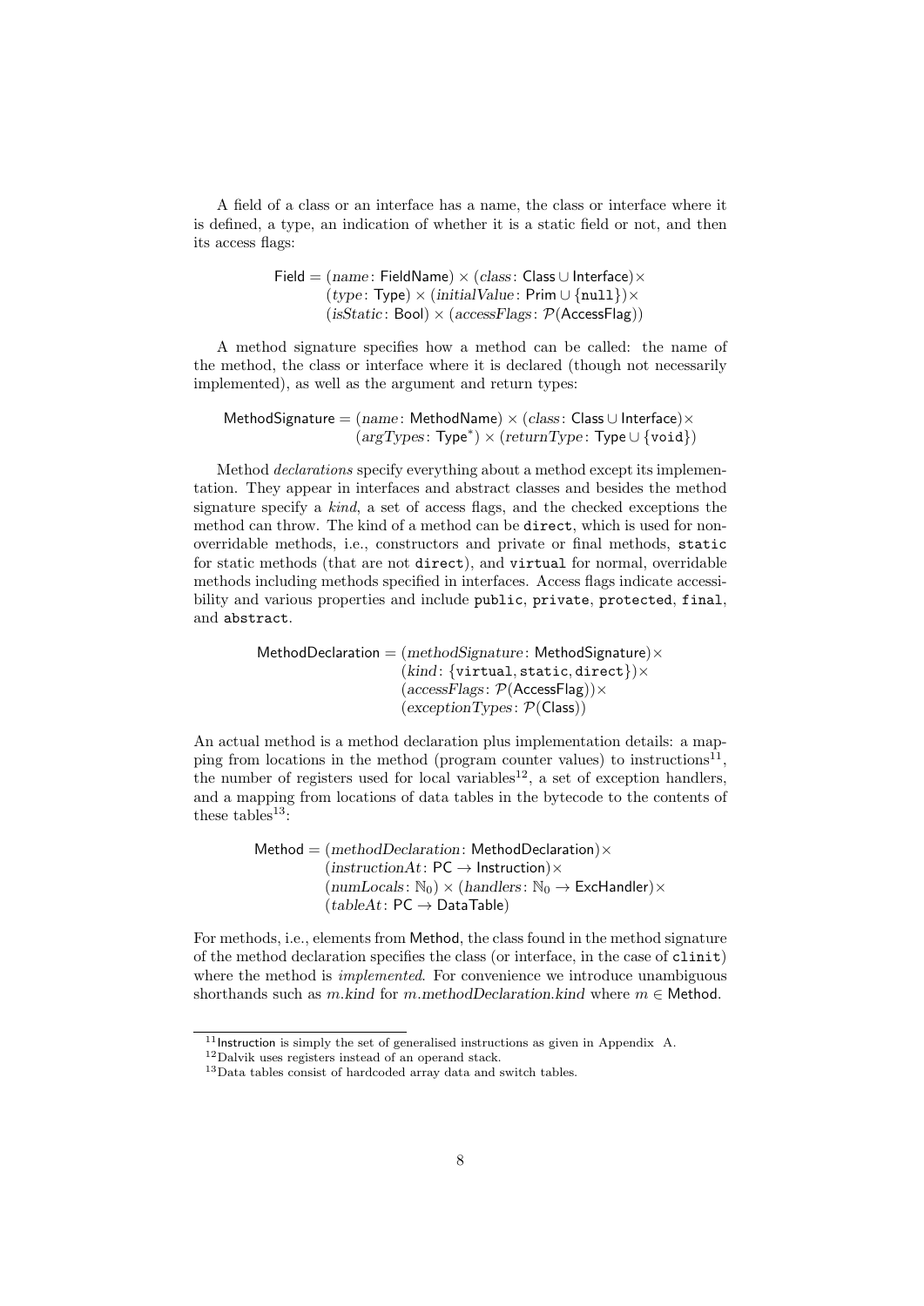A field of a class or an interface has a name, the class or interface where it is defined, a type, an indication of whether it is a static field or not, and then its access flags:

$$\begin{aligned}\mathsf{Field} = &(name\colon \mathsf{FieldName}) \times (class\colon \mathsf{Class} \cup \mathsf{Interface}) \times \\ &(type\colon \mathsf{Type}) \times (initialValue\colon \mathsf{Prim} \cup \{\texttt{null}\}) \times \\ &(isStatic\colon \mathsf{Bool}) \times (accessFlags\colon \mathcal{P}(\mathsf{AccessFlag}))\end{aligned}$$

A method signature specifies how a method can be called: the name of the method, the class or interface where it is declared (though not necessarily implemented), as well as the argument and return types:

$$\begin{aligned}\mathsf{MethodSignature} = &(name\colon \mathsf{MethodName}) \times (class\colon \mathsf{Class} \cup \mathsf{Interface}) \times \\ &(argTypes\colon \mathsf{Type}^*) \times (returnType\colon \mathsf{Type} \cup \{\texttt{void}\})\end{aligned}$$

Method *declarations* specify everything about a method except its implementation. They appear in interfaces and abstract classes and besides the method signature specify a *kind*, a set of access flags, and the checked exceptions the method can throw. The kind of a method can be `direct`, which is used for non-overridable methods, i.e., constructors and private or final methods, `static` for static methods (that are not `direct`), and `virtual` for normal, overridable methods including methods specified in interfaces. Access flags indicate accessibility and various properties and include `public`, `private`, `protected`, `final`, and `abstract`.

$$\begin{aligned}\mathsf{MethodDeclaration} = &(methodSignature\colon \mathsf{MethodSignature}) \times \\ &(kind\colon \{\texttt{virtual}, \texttt{static}, \texttt{direct}\}) \times \\ &(accessFlags\colon \mathcal{P}(\mathsf{AccessFlag})) \times \\ &(exceptionTypes\colon \mathcal{P}(\mathsf{Class}))\end{aligned}$$

An actual method is a method declaration plus implementation details: a mapping from locations in the method (program counter values) to instructions[11], the number of registers used for local variables[12], a set of exception handlers, and a mapping from locations of data tables in the bytecode to the contents of these tables[13]:

$$\begin{aligned}\mathsf{Method} = &(methodDeclaration\colon \mathsf{MethodDeclaration}) \times \\ &(instructionAt\colon \mathsf{PC} \to \mathsf{Instruction}) \times \\ &(numLocals\colon \mathbb{N}_0) \times (handlers\colon \mathbb{N}_0 \to \mathsf{ExcHandler}) \times \\ &(tableAt\colon \mathsf{PC} \to \mathsf{DataTable})\end{aligned}$$

For methods, i.e., elements from Method, the class found in the method signature of the method declaration specifies the class (or interface, in the case of `clinit`) where the method is *implemented*. For convenience we introduce unambiguous shorthands such as $m.kind$ for $m.methodDeclaration.kind$ where $m \in \mathsf{Method}$.

---

[11] Instruction is simply the set of generalised instructions as given in Appendix A.

[12] Dalvik uses registers instead of an operand stack.

[13] Data tables consist of hardcoded array data and switch tables.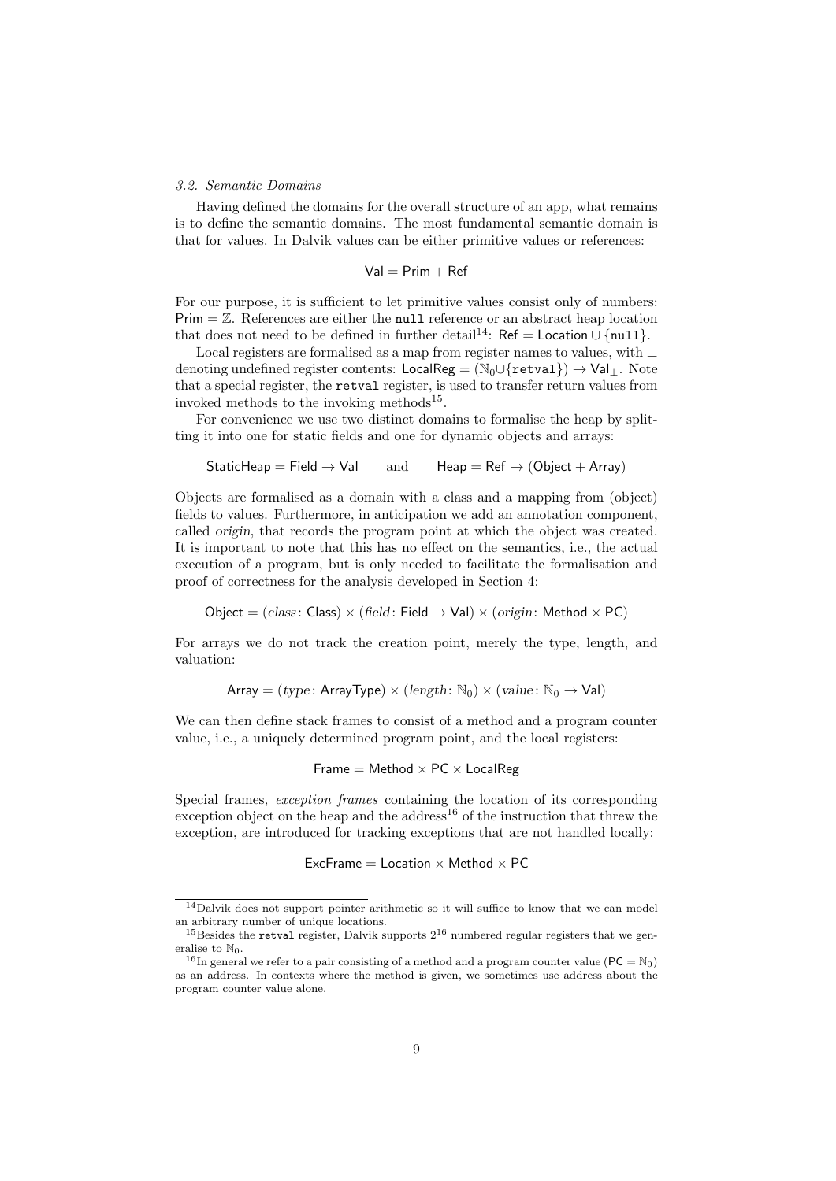### 3.2. Semantic Domains

Having defined the domains for the overall structure of an app, what remains is to define the semantic domains. The most fundamental semantic domain is that for values. In Dalvik values can be either primitive values or references:

$$\mathsf{Val} = \mathsf{Prim} + \mathsf{Ref}$$

For our purpose, it is sufficient to let primitive values consist only of numbers: $\mathsf{Prim} = \mathbb{Z}$. References are either the `null` reference or an abstract heap location that does not need to be defined in further detail[14]: $\mathsf{Ref} = \mathsf{Location} \cup \{\texttt{null}\}$.

Local registers are formalised as a map from register names to values, with $\bot$ denoting undefined register contents: $\mathsf{LocalReg} = (\mathbb{N}_0 \cup \{\texttt{retval}\}) \to \mathsf{Val}_\bot$. Note that a special register, the `retval` register, is used to transfer return values from invoked methods to the invoking methods[15].

For convenience we use two distinct domains to formalise the heap by splitting it into one for static fields and one for dynamic objects and arrays:

$$\mathsf{StaticHeap} = \mathsf{Field} \to \mathsf{Val} \qquad \text{and} \qquad \mathsf{Heap} = \mathsf{Ref} \to (\mathsf{Object} + \mathsf{Array})$$

Objects are formalised as a domain with a class and a mapping from (object) fields to values. Furthermore, in anticipation we add an annotation component, called *origin*, that records the program point at which the object was created. It is important to note that this has no effect on the semantics, i.e., the actual execution of a program, but is only needed to facilitate the formalisation and proof of correctness for the analysis developed in Section 4:

$$\mathsf{Object} = (\mathit{class} \colon \mathsf{Class}) \times (\mathit{field} \colon \mathsf{Field} \to \mathsf{Val}) \times (\mathit{origin} \colon \mathsf{Method} \times \mathsf{PC})$$

For arrays we do not track the creation point, merely the type, length, and valuation:

$$\mathsf{Array} = (\mathit{type} \colon \mathsf{ArrayType}) \times (\mathit{length} \colon \mathbb{N}_0) \times (\mathit{value} \colon \mathbb{N}_0 \to \mathsf{Val})$$

We can then define stack frames to consist of a method and a program counter value, i.e., a uniquely determined program point, and the local registers:

$$\mathsf{Frame} = \mathsf{Method} \times \mathsf{PC} \times \mathsf{LocalReg}$$

Special frames, *exception frames* containing the location of its corresponding exception object on the heap and the address[16] of the instruction that threw the exception, are introduced for tracking exceptions that are not handled locally:

$$\mathsf{ExcFrame} = \mathsf{Location} \times \mathsf{Method} \times \mathsf{PC}$$

---

[14] Dalvik does not support pointer arithmetic so it will suffice to know that we can model an arbitrary number of unique locations.

[15] Besides the `retval` register, Dalvik supports $2^{16}$ numbered regular registers that we generalise to $\mathbb{N}_0$.

[16] In general we refer to a pair consisting of a method and a program counter value ($\mathsf{PC} = \mathbb{N}_0$) as an address. In contexts where the method is given, we sometimes use address about the program counter value alone.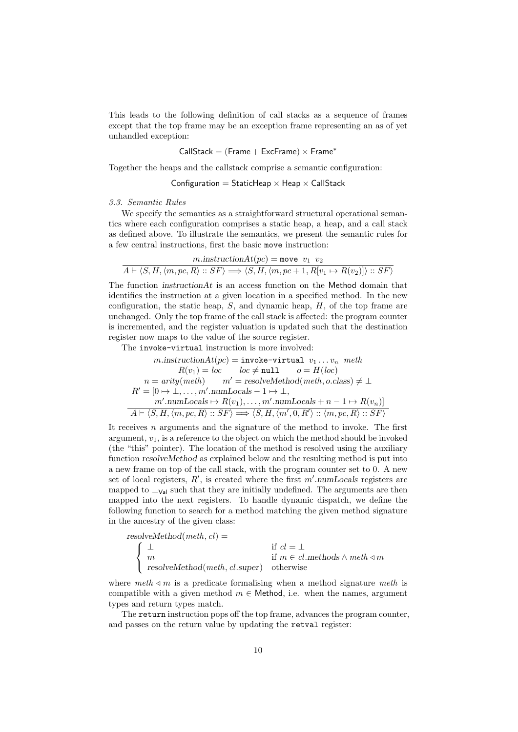This leads to the following definition of call stacks as a sequence of frames except that the top frame may be an exception frame representing an as of yet unhandled exception:

$$\mathsf{CallStack} = (\mathsf{Frame} + \mathsf{ExcFrame}) \times \mathsf{Frame}^*$$

Together the heaps and the callstack comprise a semantic configuration:

$$\mathsf{Configuration} = \mathsf{StaticHeap} \times \mathsf{Heap} \times \mathsf{CallStack}$$

### *3.3. Semantic Rules*

We specify the semantics as a straightforward structural operational semantics where each configuration comprises a static heap, a heap, and a call stack as defined above. To illustrate the semantics, we present the semantic rules for a few central instructions, first the basic `move` instruction:

$$\frac{m.\mathit{instructionAt}(pc) = \texttt{move}\ \ v_1\ \ v_2}{A \vdash \langle S, H, \langle m, pc, R\rangle :: SF\rangle \Longrightarrow \langle S, H, \langle m, pc+1, R[v_1 \mapsto R(v_2)]\rangle :: SF\rangle}$$

The function *instructionAt* is an access function on the Method domain that identifies the instruction at a given location in a specified method. In the new configuration, the static heap, $S$, and dynamic heap, $H$, of the top frame are unchanged. Only the top frame of the call stack is affected: the program counter is incremented, and the register valuation is updated such that the destination register now maps to the value of the source register.

The `invoke-virtual` instruction is more involved:

$$\frac{\begin{array}{c} m.\mathit{instructionAt}(pc) = \texttt{invoke-virtual}\ \ v_1 \ldots v_n\ \ \mathit{meth} \\ R(v_1) = loc \qquad loc \neq \texttt{null} \qquad o = H(loc) \\ n = \mathit{arity}(\mathit{meth}) \qquad m' = \mathit{resolveMethod}(\mathit{meth}, o.\mathit{class}) \neq \bot \\ R' = [0 \mapsto \bot, \ldots, m'.\mathit{numLocals} - 1 \mapsto \bot, \\ \qquad m'.\mathit{numLocals} \mapsto R(v_1), \ldots, m'.\mathit{numLocals} + n - 1 \mapsto R(v_n)] \end{array}}{A \vdash \langle S, H, \langle m, pc, R\rangle :: SF\rangle \Longrightarrow \langle S, H, \langle m', 0, R'\rangle :: \langle m, pc, R\rangle :: SF\rangle}$$

It receives $n$ arguments and the signature of the method to invoke. The first argument, $v_1$, is a reference to the object on which the method should be invoked (the "this" pointer). The location of the method is resolved using the auxiliary function *resolveMethod* as explained below and the resulting method is put into a new frame on top of the call stack, with the program counter set to 0. A new set of local registers, $R'$, is created where the first $m'.\mathit{numLocals}$ registers are mapped to $\bot_{\mathsf{Val}}$ such that they are initially undefined. The arguments are then mapped into the next registers. To handle dynamic dispatch, we define the following function to search for a method matching the given method signature in the ancestry of the given class:

$$\mathit{resolveMethod}(\mathit{meth}, cl) = \begin{cases} \bot & \text{if } cl = \bot \\ m & \text{if } m \in cl.\mathit{methods} \wedge \mathit{meth} \lhd m \\ \mathit{resolveMethod}(\mathit{meth}, cl.\mathit{super}) & \text{otherwise} \end{cases}$$

where $\mathit{meth} \lhd m$ is a predicate formalising when a method signature $\mathit{meth}$ is compatible with a given method $m \in \mathsf{Method}$, i.e. when the names, argument types and return types match.

The `return` instruction pops off the top frame, advances the program counter, and passes on the return value by updating the `retval` register: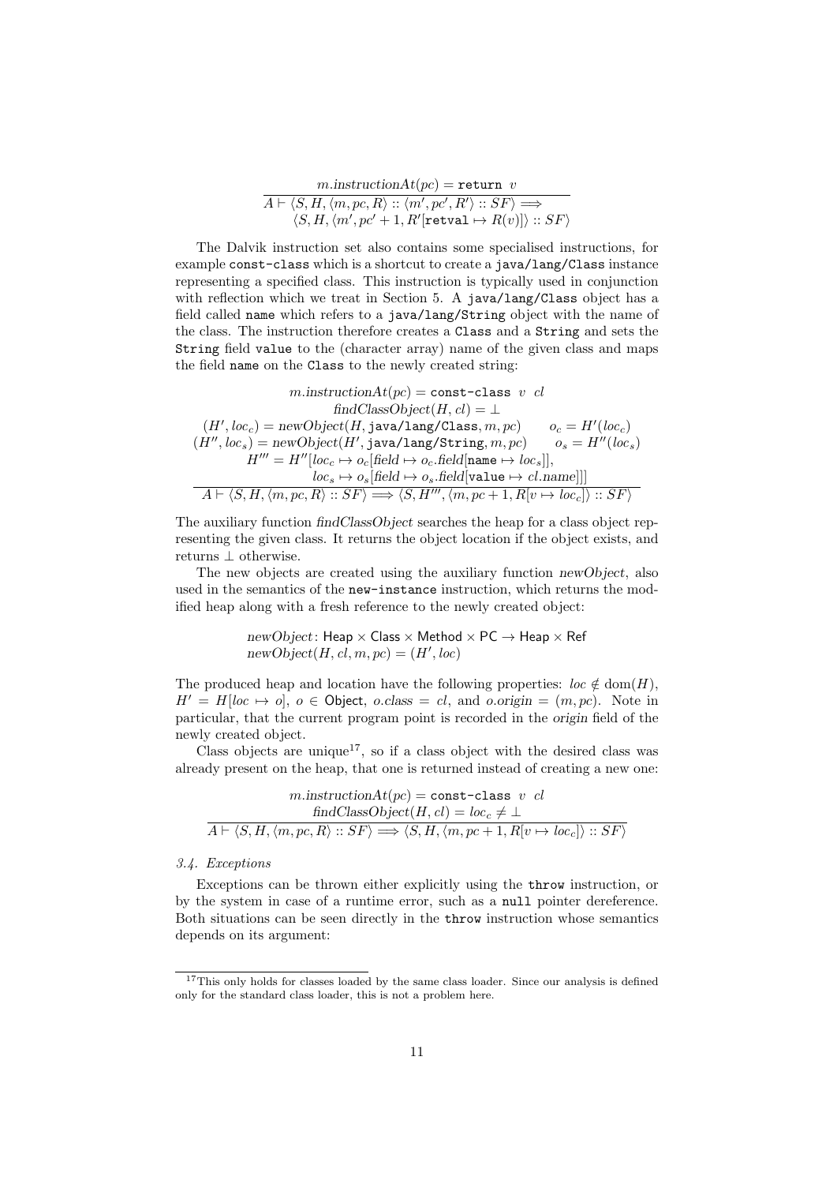$$\frac{m.\mathit{instructionAt}(pc) = \texttt{return}\ \ v}{\begin{array}{l}A \vdash \langle S, H, \langle m, pc, R\rangle :: \langle m', pc', R'\rangle :: SF\rangle \Longrightarrow \\ \qquad \langle S, H, \langle m', pc'+1, R'[\texttt{retval} \mapsto R(v)]\rangle :: SF\rangle\end{array}}$$

The Dalvik instruction set also contains some specialised instructions, for example `const-class` which is a shortcut to create a `java/lang/Class` instance representing a specified class. This instruction is typically used in conjunction with reflection which we treat in Section 5. A `java/lang/Class` object has a field called `name` which refers to a `java/lang/String` object with the name of the class. The instruction therefore creates a `Class` and a `String` and sets the `String` field `value` to the (character array) name of the given class and maps the field `name` on the `Class` to the newly created string:

$$\frac{\begin{array}{c} m.\mathit{instructionAt}(pc) = \texttt{const-class}\ \ v\ \ cl \\ \mathit{findClassObject}(H, cl) = \bot \\ (H', loc_c) = \mathit{newObject}(H, \texttt{java/lang/Class}, m, pc) \qquad o_c = H'(loc_c) \\ (H'', loc_s) = \mathit{newObject}(H', \texttt{java/lang/String}, m, pc) \qquad o_s = H''(loc_s) \\ H''' = H''[loc_c \mapsto o_c[\mathit{field} \mapsto o_c.\mathit{field}[\texttt{name} \mapsto loc_s]], \\ \qquad loc_s \mapsto o_s[\mathit{field} \mapsto o_s.\mathit{field}[\texttt{value} \mapsto cl.\mathit{name}]]] \end{array}}{A \vdash \langle S, H, \langle m, pc, R\rangle :: SF\rangle \Longrightarrow \langle S, H''', \langle m, pc+1, R[v \mapsto loc_c]\rangle :: SF\rangle}$$

The auxiliary function *findClassObject* searches the heap for a class object representing the given class. It returns the object location if the object exists, and returns $\bot$ otherwise.

The new objects are created using the auxiliary function *newObject*, also used in the semantics of the `new-instance` instruction, which returns the modified heap along with a fresh reference to the newly created object:

$$\begin{array}{l} \mathit{newObject} \colon \mathsf{Heap} \times \mathsf{Class} \times \mathsf{Method} \times \mathsf{PC} \to \mathsf{Heap} \times \mathsf{Ref} \\ \mathit{newObject}(H, cl, m, pc) = (H', loc) \end{array}$$

The produced heap and location have the following properties: $loc \notin \mathrm{dom}(H)$, $H' = H[loc \mapsto o]$, $o \in \mathsf{Object}$, $o.\mathit{class} = cl$, and $o.\mathit{origin} = (m, pc)$. Note in particular, that the current program point is recorded in the *origin* field of the newly created object.

Class objects are unique[17], so if a class object with the desired class was already present on the heap, that one is returned instead of creating a new one:

$$\frac{\begin{array}{c} m.\mathit{instructionAt}(pc) = \texttt{const-class}\ \ v\ \ cl \\ \mathit{findClassObject}(H, cl) = loc_c \neq \bot \end{array}}{A \vdash \langle S, H, \langle m, pc, R\rangle :: SF\rangle \Longrightarrow \langle S, H, \langle m, pc+1, R[v \mapsto loc_c]\rangle :: SF\rangle}$$

### 3.4. Exceptions

Exceptions can be thrown either explicitly using the `throw` instruction, or by the system in case of a runtime error, such as a `null` pointer dereference. Both situations can be seen directly in the `throw` instruction whose semantics depends on its argument:

[17] This only holds for classes loaded by the same class loader. Since our analysis is defined only for the standard class loader, this is not a problem here.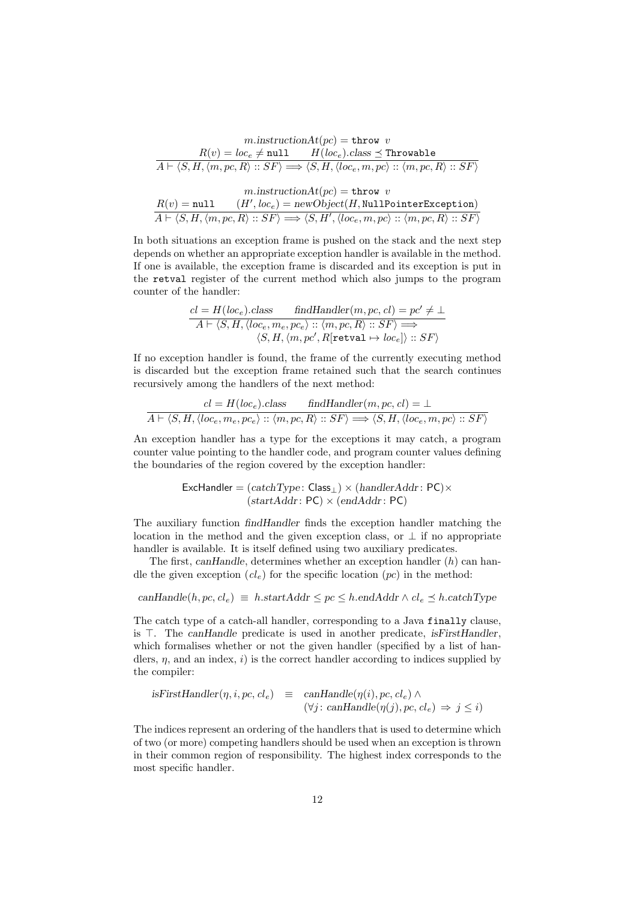$$\frac{m.\mathit{instructionAt}(pc) = \texttt{throw}\ v \qquad R(v) = loc_e \neq \texttt{null} \qquad H(loc_e).class \preceq \texttt{Throwable}}{A \vdash \langle S, H, \langle m, pc, R\rangle :: SF\rangle \Longrightarrow \langle S, H, \langle loc_e, m, pc\rangle :: \langle m, pc, R\rangle :: SF\rangle}$$

$$\frac{m.\mathit{instructionAt}(pc) = \texttt{throw}\ v \qquad R(v) = \texttt{null} \qquad (H', loc_e) = newObject(H, \texttt{NullPointerException})}{A \vdash \langle S, H, \langle m, pc, R\rangle :: SF\rangle \Longrightarrow \langle S, H', \langle loc_e, m, pc\rangle :: \langle m, pc, R\rangle :: SF\rangle}$$

In both situations an exception frame is pushed on the stack and the next step depends on whether an appropriate exception handler is available in the method. If one is available, the exception frame is discarded and its exception is put in the `retval` register of the current method which also jumps to the program counter of the handler:

$$\frac{cl = H(loc_e).class \qquad \mathit{findHandler}(m, pc, cl) = pc' \neq \bot}{A \vdash \langle S, H, \langle loc_e, m_e, pc_e\rangle :: \langle m, pc, R\rangle :: SF\rangle \Longrightarrow \langle S, H, \langle m, pc', R[\texttt{retval} \mapsto loc_e]\rangle :: SF\rangle}$$

If no exception handler is found, the frame of the currently executing method is discarded but the exception frame retained such that the search continues recursively among the handlers of the next method:

$$\frac{cl = H(loc_e).class \qquad \mathit{findHandler}(m, pc, cl) = \bot}{A \vdash \langle S, H, \langle loc_e, m_e, pc_e\rangle :: \langle m, pc, R\rangle :: SF\rangle \Longrightarrow \langle S, H, \langle loc_e, m, pc\rangle :: SF\rangle}$$

An exception handler has a type for the exceptions it may catch, a program counter value pointing to the handler code, and program counter values defining the boundaries of the region covered by the exception handler:

$$\mathsf{ExcHandler} = (catchType \colon \mathsf{Class}_\bot) \times (handlerAddr \colon \mathsf{PC}) \times (startAddr \colon \mathsf{PC}) \times (endAddr \colon \mathsf{PC})$$

The auxiliary function *findHandler* finds the exception handler matching the location in the method and the given exception class, or $\bot$ if no appropriate handler is available. It is itself defined using two auxiliary predicates.

The first, *canHandle*, determines whether an exception handler ($h$) can handle the given exception ($cl_e$) for the specific location ($pc$) in the method:

$$\mathit{canHandle}(h, pc, cl_e) \equiv h.startAddr \leq pc \leq h.endAddr \wedge cl_e \preceq h.catchType$$

The catch type of a catch-all handler, corresponding to a Java `finally` clause, is $\top$. The *canHandle* predicate is used in another predicate, *isFirstHandler*, which formalises whether or not the given handler (specified by a list of handlers, $\eta$, and an index, $i$) is the correct handler according to indices supplied by the compiler:

$$\mathit{isFirstHandler}(\eta, i, pc, cl_e) \equiv \mathit{canHandle}(\eta(i), pc, cl_e) \wedge (\forall j \colon \mathit{canHandle}(\eta(j), pc, cl_e) \Rightarrow j \leq i)$$

The indices represent an ordering of the handlers that is used to determine which of two (or more) competing handlers should be used when an exception is thrown in their common region of responsibility. The highest index corresponds to the most specific handler.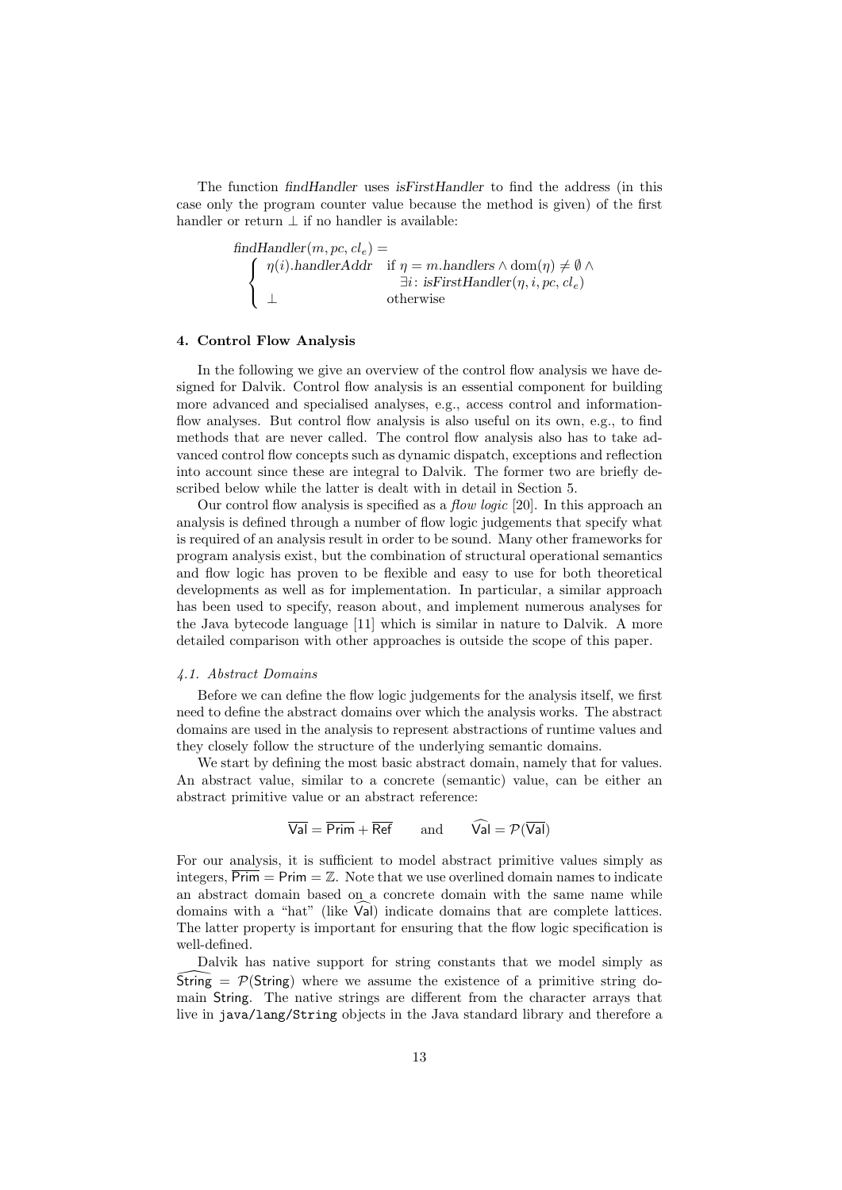The function *findHandler* uses *isFirstHandler* to find the address (in this case only the program counter value because the method is given) of the first handler or return $\perp$ if no handler is available:

$$
\mathit{findHandler}(m, pc, cl_e) = \begin{cases} \eta(i).\mathit{handlerAddr} & \text{if } \eta = m.\mathit{handlers} \wedge \mathrm{dom}(\eta) \neq \emptyset \wedge \\ & \quad \exists i\colon \mathit{isFirstHandler}(\eta, i, pc, cl_e) \\ \perp & \text{otherwise} \end{cases}
$$

## 4. Control Flow Analysis

In the following we give an overview of the control flow analysis we have designed for Dalvik. Control flow analysis is an essential component for building more advanced and specialised analyses, e.g., access control and information-flow analyses. But control flow analysis is also useful on its own, e.g., to find methods that are never called. The control flow analysis also has to take advanced control flow concepts such as dynamic dispatch, exceptions and reflection into account since these are integral to Dalvik. The former two are briefly described below while the latter is dealt with in detail in Section 5.

Our control flow analysis is specified as a *flow logic* [20]. In this approach an analysis is defined through a number of flow logic judgements that specify what is required of an analysis result in order to be sound. Many other frameworks for program analysis exist, but the combination of structural operational semantics and flow logic has proven to be flexible and easy to use for both theoretical developments as well as for implementation. In particular, a similar approach has been used to specify, reason about, and implement numerous analyses for the Java bytecode language [11] which is similar in nature to Dalvik. A more detailed comparison with other approaches is outside the scope of this paper.

### 4.1. Abstract Domains

Before we can define the flow logic judgements for the analysis itself, we first need to define the abstract domains over which the analysis works. The abstract domains are used in the analysis to represent abstractions of runtime values and they closely follow the structure of the underlying semantic domains.

We start by defining the most basic abstract domain, namely that for values. An abstract value, similar to a concrete (semantic) value, can be either an abstract primitive value or an abstract reference:

$$
\overline{\mathsf{Val}} = \overline{\mathsf{Prim}} + \overline{\mathsf{Ref}} \qquad \text{and} \qquad \widehat{\mathsf{Val}} = \mathcal{P}(\overline{\mathsf{Val}})
$$

For our analysis, it is sufficient to model abstract primitive values simply as integers, $\overline{\mathsf{Prim}} = \mathsf{Prim} = \mathbb{Z}$. Note that we use overlined domain names to indicate an abstract domain based on a concrete domain with the same name while domains with a "hat" (like $\widehat{\mathsf{Val}}$) indicate domains that are complete lattices. The latter property is important for ensuring that the flow logic specification is well-defined.

Dalvik has native support for string constants that we model simply as $\widehat{\mathsf{String}} = \mathcal{P}(\mathsf{String})$ where we assume the existence of a primitive string domain $\mathsf{String}$. The native strings are different from the character arrays that live in `java/lang/String` objects in the Java standard library and therefore a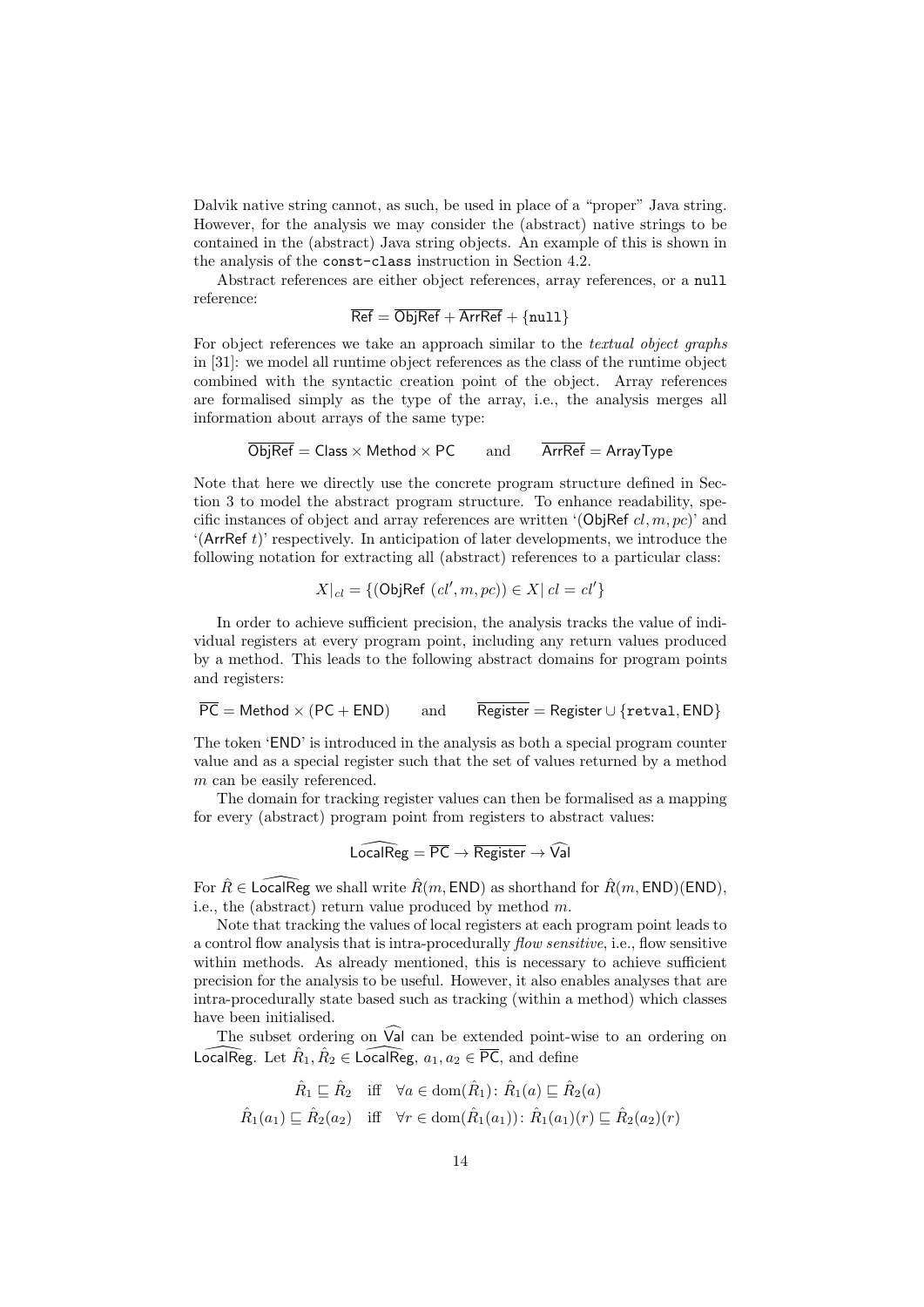Dalvik native string cannot, as such, be used in place of a "proper" Java string. However, for the analysis we may consider the (abstract) native strings to be contained in the (abstract) Java string objects. An example of this is shown in the analysis of the `const-class` instruction in Section 4.2.

Abstract references are either object references, array references, or a `null` reference:

$$\overline{\mathsf{Ref}} = \overline{\mathsf{ObjRef}} + \overline{\mathsf{ArrRef}} + \{\texttt{null}\}$$

For object references we take an approach similar to the *textual object graphs* in [31]: we model all runtime object references as the class of the runtime object combined with the syntactic creation point of the object. Array references are formalised simply as the type of the array, i.e., the analysis merges all information about arrays of the same type:

$$\overline{\mathsf{ObjRef}} = \mathsf{Class} \times \mathsf{Method} \times \mathsf{PC} \qquad \text{and} \qquad \overline{\mathsf{ArrRef}} = \mathsf{ArrayType}$$

Note that here we directly use the concrete program structure defined in Section 3 to model the abstract program structure. To enhance readability, specific instances of object and array references are written '($\mathsf{ObjRef}\ cl, m, pc$)' and '($\mathsf{ArrRef}\ t$)' respectively. In anticipation of later developments, we introduce the following notation for extracting all (abstract) references to a particular class:

$$X|_{cl} = \{(\mathsf{ObjRef}\ (cl', m, pc)) \in X |\ cl = cl'\}$$

In order to achieve sufficient precision, the analysis tracks the value of individual registers at every program point, including any return values produced by a method. This leads to the following abstract domains for program points and registers:

$$\overline{\mathsf{PC}} = \mathsf{Method} \times (\mathsf{PC} + \mathsf{END}) \qquad \text{and} \qquad \overline{\mathsf{Register}} = \mathsf{Register} \cup \{\texttt{retval}, \mathsf{END}\}$$

The token '$\mathsf{END}$' is introduced in the analysis as both a special program counter value and as a special register such that the set of values returned by a method $m$ can be easily referenced.

The domain for tracking register values can then be formalised as a mapping for every (abstract) program point from registers to abstract values:

$$\widehat{\mathsf{LocalReg}} = \overline{\mathsf{PC}} \to \overline{\mathsf{Register}} \to \widehat{\mathsf{Val}}$$

For $\hat{R} \in \widehat{\mathsf{LocalReg}}$ we shall write $\hat{R}(m, \mathsf{END})$ as shorthand for $\hat{R}(m, \mathsf{END})(\mathsf{END})$, i.e., the (abstract) return value produced by method $m$.

Note that tracking the values of local registers at each program point leads to a control flow analysis that is intra-procedurally *flow sensitive*, i.e., flow sensitive within methods. As already mentioned, this is necessary to achieve sufficient precision for the analysis to be useful. However, it also enables analyses that are intra-procedurally state based such as tracking (within a method) which classes have been initialised.

The subset ordering on $\widehat{\mathsf{Val}}$ can be extended point-wise to an ordering on $\widehat{\mathsf{LocalReg}}$. Let $\hat{R}_1, \hat{R}_2 \in \widehat{\mathsf{LocalReg}}$, $a_1, a_2 \in \overline{\mathsf{PC}}$, and define

$$\hat{R}_1 \sqsubseteq \hat{R}_2 \quad \text{iff} \quad \forall a \in \mathrm{dom}(\hat{R}_1) \colon \hat{R}_1(a) \sqsubseteq \hat{R}_2(a)$$

$$\hat{R}_1(a_1) \sqsubseteq \hat{R}_2(a_2) \quad \text{iff} \quad \forall r \in \mathrm{dom}(\hat{R}_1(a_1)) \colon \hat{R}_1(a_1)(r) \sqsubseteq \hat{R}_2(a_2)(r)$$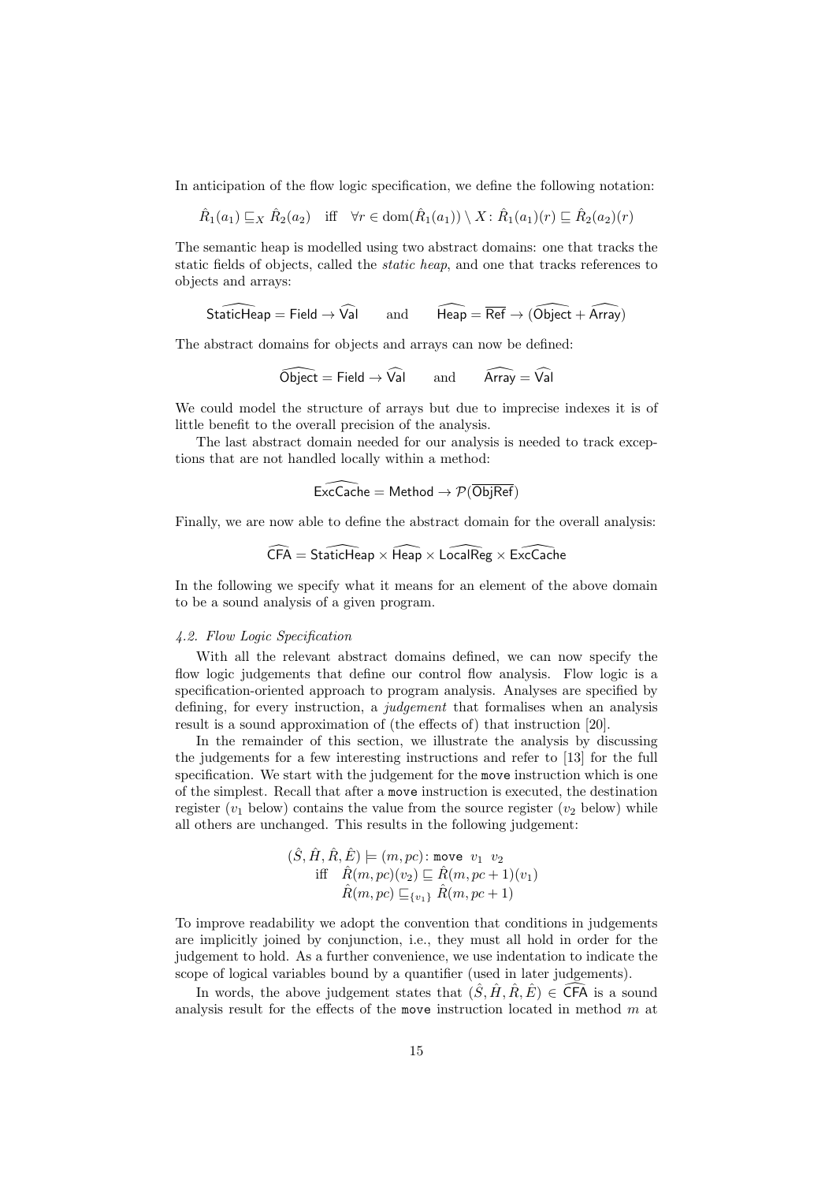In anticipation of the flow logic specification, we define the following notation:

$$\hat{R}_1(a_1) \sqsubseteq_X \hat{R}_2(a_2) \quad \text{iff} \quad \forall r \in \text{dom}(\hat{R}_1(a_1)) \setminus X \colon \hat{R}_1(a_1)(r) \sqsubseteq \hat{R}_2(a_2)(r)$$

The semantic heap is modelled using two abstract domains: one that tracks the static fields of objects, called the *static heap*, and one that tracks references to objects and arrays:

$$\widehat{\mathsf{StaticHeap}} = \mathsf{Field} \to \widehat{\mathsf{Val}} \qquad \text{and} \qquad \widehat{\mathsf{Heap}} = \overline{\mathsf{Ref}} \to (\widehat{\mathsf{Object}} + \widehat{\mathsf{Array}})$$

The abstract domains for objects and arrays can now be defined:

$$\widehat{\mathsf{Object}} = \mathsf{Field} \to \widehat{\mathsf{Val}} \qquad \text{and} \qquad \widehat{\mathsf{Array}} = \widehat{\mathsf{Val}}$$

We could model the structure of arrays but due to imprecise indexes it is of little benefit to the overall precision of the analysis.

The last abstract domain needed for our analysis is needed to track exceptions that are not handled locally within a method:

$$\widehat{\mathsf{ExcCache}} = \mathsf{Method} \to \mathcal{P}(\overline{\mathsf{ObjRef}})$$

Finally, we are now able to define the abstract domain for the overall analysis:

$$\widehat{\mathsf{CFA}} = \widehat{\mathsf{StaticHeap}} \times \widehat{\mathsf{Heap}} \times \widehat{\mathsf{LocalReg}} \times \widehat{\mathsf{ExcCache}}$$

In the following we specify what it means for an element of the above domain to be a sound analysis of a given program.

### 4.2. Flow Logic Specification

With all the relevant abstract domains defined, we can now specify the flow logic judgements that define our control flow analysis. Flow logic is a specification-oriented approach to program analysis. Analyses are specified by defining, for every instruction, a *judgement* that formalises when an analysis result is a sound approximation of (the effects of) that instruction [20].

In the remainder of this section, we illustrate the analysis by discussing the judgements for a few interesting instructions and refer to [13] for the full specification. We start with the judgement for the `move` instruction which is one of the simplest. Recall that after a `move` instruction is executed, the destination register ($v_1$ below) contains the value from the source register ($v_2$ below) while all others are unchanged. This results in the following judgement:

$$\begin{aligned}
&(\hat{S}, \hat{H}, \hat{R}, \hat{E}) \models (m, pc) \colon \texttt{move}\ \ v_1\ \ v_2 \\
&\quad \text{iff} \quad \hat{R}(m, pc)(v_2) \sqsubseteq \hat{R}(m, pc+1)(v_1) \\
&\qquad\quad\ \ \hat{R}(m, pc) \sqsubseteq_{\{v_1\}} \hat{R}(m, pc+1)
\end{aligned}$$

To improve readability we adopt the convention that conditions in judgements are implicitly joined by conjunction, i.e., they must all hold in order for the judgement to hold. As a further convenience, we use indentation to indicate the scope of logical variables bound by a quantifier (used in later judgements).

In words, the above judgement states that $(\hat{S}, \hat{H}, \hat{R}, \hat{E}) \in \widehat{\mathsf{CFA}}$ is a sound analysis result for the effects of the `move` instruction located in method $m$ at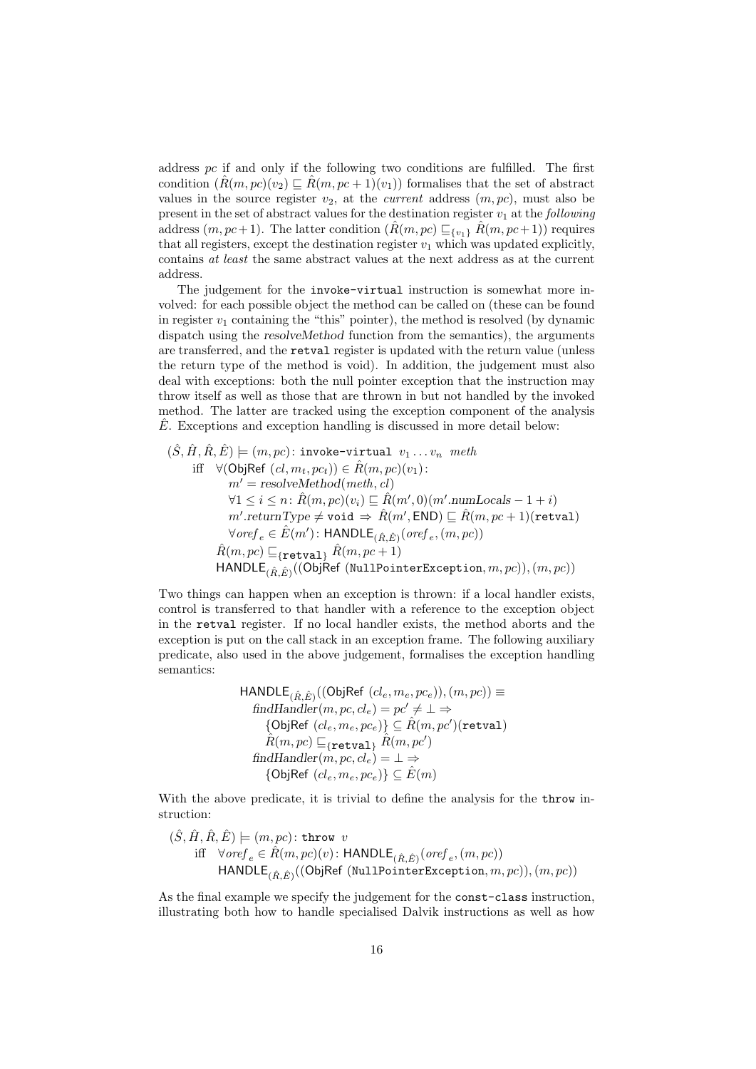address *pc* if and only if the following two conditions are fulfilled. The first condition ($\hat{R}(m, pc)(v_2) \sqsubseteq \hat{R}(m, pc+1)(v_1)$) formalises that the set of abstract values in the source register $v_2$, at the *current* address $(m, pc)$, must also be present in the set of abstract values for the destination register $v_1$ at the *following* address $(m, pc+1)$. The latter condition ($\hat{R}(m, pc) \sqsubseteq_{\{v_1\}} \hat{R}(m, pc+1)$) requires that all registers, except the destination register $v_1$ which was updated explicitly, contains *at least* the same abstract values at the next address as at the current address.

The judgement for the `invoke-virtual` instruction is somewhat more involved: for each possible object the method can be called on (these can be found in register $v_1$ containing the "this" pointer), the method is resolved (by dynamic dispatch using the *resolveMethod* function from the semantics), the arguments are transferred, and the `retval` register is updated with the return value (unless the return type of the method is void). In addition, the judgement must also deal with exceptions: both the null pointer exception that the instruction may throw itself as well as those that are thrown in but not handled by the invoked method. The latter are tracked using the exception component of the analysis $\hat{E}$. Exceptions and exception handling is discussed in more detail below:

$$
\begin{array}{l}
(\hat{S}, \hat{H}, \hat{R}, \hat{E}) \models (m, pc)\colon \texttt{invoke-virtual}\ v_1 \ldots v_n\ \mathit{meth} \\
\quad \text{iff}\quad \forall (\mathsf{ObjRef}\ (cl, m_t, pc_t)) \in \hat{R}(m, pc)(v_1)\colon \\
\qquad\qquad m' = \mathit{resolveMethod}(\mathit{meth}, cl) \\
\qquad\qquad \forall 1 \le i \le n\colon \hat{R}(m, pc)(v_i) \sqsubseteq \hat{R}(m', 0)(m'.\mathit{numLocals} - 1 + i) \\
\qquad\qquad m'.\mathit{returnType} \neq \texttt{void} \Rightarrow \hat{R}(m', \mathsf{END}) \sqsubseteq \hat{R}(m, pc+1)(\texttt{retval}) \\
\qquad\qquad \forall \mathit{oref}_e \in \hat{E}(m')\colon \mathsf{HANDLE}_{(\hat{R},\hat{E})}(\mathit{oref}_e, (m, pc)) \\
\qquad \hat{R}(m, pc) \sqsubseteq_{\{\texttt{retval}\}} \hat{R}(m, pc+1) \\
\qquad \mathsf{HANDLE}_{(\hat{R},\hat{E})}((\mathsf{ObjRef}\ (\texttt{NullPointerException}, m, pc)), (m, pc))
\end{array}
$$

Two things can happen when an exception is thrown: if a local handler exists, control is transferred to that handler with a reference to the exception object in the `retval` register. If no local handler exists, the method aborts and the exception is put on the call stack in an exception frame. The following auxiliary predicate, also used in the above judgement, formalises the exception handling semantics:

$$
\begin{array}{l}
\mathsf{HANDLE}_{(\hat{R},\hat{E})}((\mathsf{ObjRef}\ (cl_e, m_e, pc_e)), (m, pc)) \equiv \\
\quad \mathit{findHandler}(m, pc, cl_e) = pc' \neq \perp \Rightarrow \\
\qquad \{\mathsf{ObjRef}\ (cl_e, m_e, pc_e)\} \subseteq \hat{R}(m, pc')(\texttt{retval}) \\
\qquad \hat{R}(m, pc) \sqsubseteq_{\{\texttt{retval}\}} \hat{R}(m, pc') \\
\quad \mathit{findHandler}(m, pc, cl_e) = \perp \Rightarrow \\
\qquad \{\mathsf{ObjRef}\ (cl_e, m_e, pc_e)\} \subseteq \hat{E}(m)
\end{array}
$$

With the above predicate, it is trivial to define the analysis for the `throw` instruction:

$$
\begin{array}{l}
(\hat{S}, \hat{H}, \hat{R}, \hat{E}) \models (m, pc)\colon \texttt{throw}\ v \\
\quad \text{iff}\quad \forall \mathit{oref}_e \in \hat{R}(m, pc)(v)\colon \mathsf{HANDLE}_{(\hat{R},\hat{E})}(\mathit{oref}_e, (m, pc)) \\
\qquad\quad \mathsf{HANDLE}_{(\hat{R},\hat{E})}((\mathsf{ObjRef}\ (\texttt{NullPointerException}, m, pc)), (m, pc))
\end{array}
$$

As the final example we specify the judgement for the `const-class` instruction, illustrating both how to handle specialised Dalvik instructions as well as how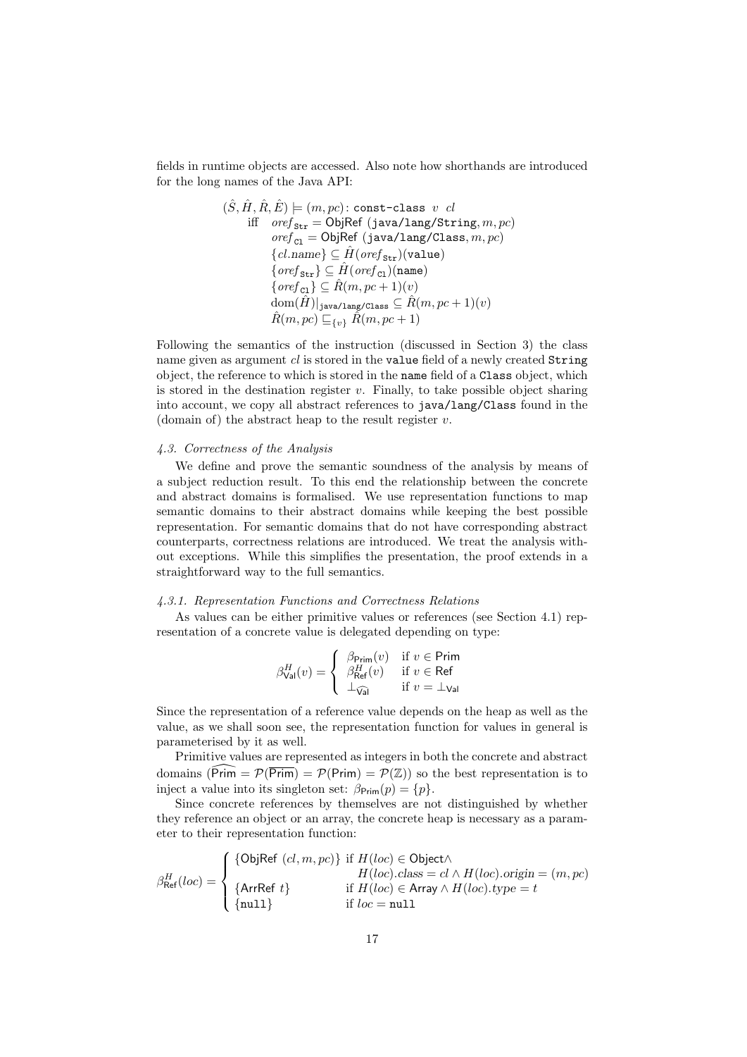fields in runtime objects are accessed. Also note how shorthands are introduced for the long names of the Java API:

$$
\begin{array}{ll}
(\hat{S}, \hat{H}, \hat{R}, \hat{E}) \models (m, pc)\colon \texttt{const-class}\ v\ \ cl & \\
\quad \text{iff} \quad & oref_{\texttt{Str}} = \mathsf{ObjRef}\ (\texttt{java/lang/String}, m, pc) \\
& oref_{\texttt{Cl}} = \mathsf{ObjRef}\ (\texttt{java/lang/Class}, m, pc) \\
& \{cl.\mathrm{name}\} \subseteq \hat{H}(oref_{\texttt{Str}})(\texttt{value}) \\
& \{oref_{\texttt{Str}}\} \subseteq \hat{H}(oref_{\texttt{Cl}})(\texttt{name}) \\
& \{oref_{\texttt{Cl}}\} \subseteq \hat{R}(m, pc+1)(v) \\
& \mathrm{dom}(\hat{H})|_{\texttt{java/lang/Class}} \subseteq \hat{R}(m, pc+1)(v) \\
& \hat{R}(m, pc) \sqsubseteq_{\{v\}} \hat{R}(m, pc+1)
\end{array}
$$

Following the semantics of the instruction (discussed in Section 3) the class name given as argument $cl$ is stored in the `value` field of a newly created `String` object, the reference to which is stored in the `name` field of a `Class` object, which is stored in the destination register $v$. Finally, to take possible object sharing into account, we copy all abstract references to `java/lang/Class` found in the (domain of) the abstract heap to the result register $v$.

#### *4.3. Correctness of the Analysis*

We define and prove the semantic soundness of the analysis by means of a subject reduction result. To this end the relationship between the concrete and abstract domains is formalised. We use representation functions to map semantic domains to their abstract domains while keeping the best possible representation. For semantic domains that do not have corresponding abstract counterparts, correctness relations are introduced. We treat the analysis without exceptions. While this simplifies the presentation, the proof extends in a straightforward way to the full semantics.

#### *4.3.1. Representation Functions and Correctness Relations*

As values can be either primitive values or references (see Section 4.1) representation of a concrete value is delegated depending on type:

$$
\beta^H_{\mathsf{Val}}(v) = \begin{cases} \beta_{\mathsf{Prim}}(v) & \text{if } v \in \mathsf{Prim} \\ \beta^H_{\mathsf{Ref}}(v) & \text{if } v \in \mathsf{Ref} \\ \bot_{\widehat{\mathsf{Val}}} & \text{if } v = \bot_{\mathsf{Val}} \end{cases}
$$

Since the representation of a reference value depends on the heap as well as the value, as we shall soon see, the representation function for values in general is parameterised by it as well.

Primitive values are represented as integers in both the concrete and abstract domains ($\widehat{\mathsf{Prim}} = \mathcal{P}(\overline{\mathsf{Prim}}) = \mathcal{P}(\mathsf{Prim}) = \mathcal{P}(\mathbb{Z})$) so the best representation is to inject a value into its singleton set: $\beta_{\mathsf{Prim}}(p) = \{p\}$.

Since concrete references by themselves are not distinguished by whether they reference an object or an array, the concrete heap is necessary as a parameter to their representation function:

$$
\beta^H_{\mathsf{Ref}}(loc) = \begin{cases} \{\mathsf{ObjRef}\ (cl, m, pc)\} & \text{if } H(loc) \in \mathsf{Object} \wedge \\ & \quad H(loc).\mathrm{class} = cl \wedge H(loc).\mathrm{origin} = (m, pc) \\ \{\mathsf{ArrRef}\ t\} & \text{if } H(loc) \in \mathsf{Array} \wedge H(loc).type = t \\ \{\texttt{null}\} & \text{if } loc = \texttt{null} \end{cases}
$$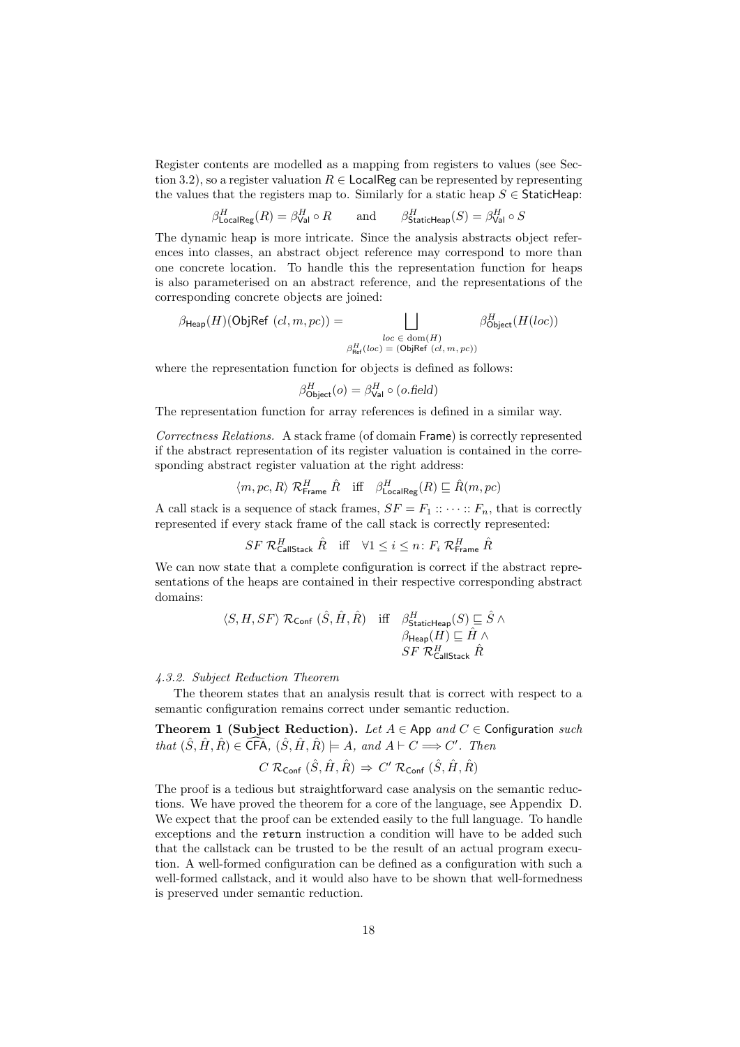Register contents are modelled as a mapping from registers to values (see Section 3.2), so a register valuation $R \in \mathsf{LocalReg}$ can be represented by representing the values that the registers map to. Similarly for a static heap $S \in \mathsf{StaticHeap}$:

$$\beta^H_{\mathsf{LocalReg}}(R) = \beta^H_{\mathsf{Val}} \circ R \qquad \text{and} \qquad \beta^H_{\mathsf{StaticHeap}}(S) = \beta^H_{\mathsf{Val}} \circ S$$

The dynamic heap is more intricate. Since the analysis abstracts object references into classes, an abstract object reference may correspond to more than one concrete location. To handle this the representation function for heaps is also parameterised on an abstract reference, and the representations of the corresponding concrete objects are joined:

$$\beta_{\mathsf{Heap}}(H)(\mathsf{ObjRef}\ (cl, m, pc)) = \bigsqcup_{\substack{loc\, \in\, \mathrm{dom}(H) \\ \beta^H_{\mathsf{Ref}}(loc) \,=\, (\mathsf{ObjRef}\ (cl,m,pc))}} \beta^H_{\mathsf{Object}}(H(loc))$$

where the representation function for objects is defined as follows:

$$\beta^H_{\mathsf{Object}}(o) = \beta^H_{\mathsf{Val}} \circ (o.\mathit{field})$$

The representation function for array references is defined in a similar way.

*Correctness Relations.* A stack frame (of domain $\mathsf{Frame}$) is correctly represented if the abstract representation of its register valuation is contained in the corresponding abstract register valuation at the right address:

$$\langle m, pc, R\rangle \ \mathcal{R}^H_{\mathsf{Frame}}\ \hat{R} \quad \text{iff} \quad \beta^H_{\mathsf{LocalReg}}(R) \sqsubseteq \hat{R}(m, pc)$$

A call stack is a sequence of stack frames, $SF = F_1 :: \cdots :: F_n$, that is correctly represented if every stack frame of the call stack is correctly represented:

$$SF\ \mathcal{R}^H_{\mathsf{CallStack}}\ \hat{R} \quad \text{iff} \quad \forall 1 \leq i \leq n\colon F_i\ \mathcal{R}^H_{\mathsf{Frame}}\ \hat{R}$$

We can now state that a complete configuration is correct if the abstract representations of the heaps are contained in their respective corresponding abstract domains:

$$\begin{aligned}\langle S, H, SF\rangle\ \mathcal{R}_{\mathsf{Conf}}\ (\hat{S}, \hat{H}, \hat{R}) \quad \text{iff} \quad & \beta^H_{\mathsf{StaticHeap}}(S) \sqsubseteq \hat{S}\ \wedge \\ & \beta_{\mathsf{Heap}}(H) \sqsubseteq \hat{H}\ \wedge \\ & SF\ \mathcal{R}^H_{\mathsf{CallStack}}\ \hat{R}\end{aligned}$$

#### *4.3.2. Subject Reduction Theorem*

The theorem states that an analysis result that is correct with respect to a semantic configuration remains correct under semantic reduction.

**Theorem 1 (Subject Reduction).** *Let $A \in \mathsf{App}$ and $C \in \mathsf{Configuration}$ such that $(\hat{S}, \hat{H}, \hat{R}) \in \widehat{\mathsf{CFA}}$, $(\hat{S}, \hat{H}, \hat{R}) \models A$, and $A \vdash C \Longrightarrow C'$. Then*

$$C\ \mathcal{R}_{\mathsf{Conf}}\ (\hat{S}, \hat{H}, \hat{R}) \ \Rightarrow\ C'\ \mathcal{R}_{\mathsf{Conf}}\ (\hat{S}, \hat{H}, \hat{R})$$

The proof is a tedious but straightforward case analysis on the semantic reductions. We have proved the theorem for a core of the language, see Appendix D. We expect that the proof can be extended easily to the full language. To handle exceptions and the `return` instruction a condition will have to be added such that the callstack can be trusted to be the result of an actual program execution. A well-formed configuration can be defined as a configuration with such a well-formed callstack, and it would also have to be shown that well-formedness is preserved under semantic reduction.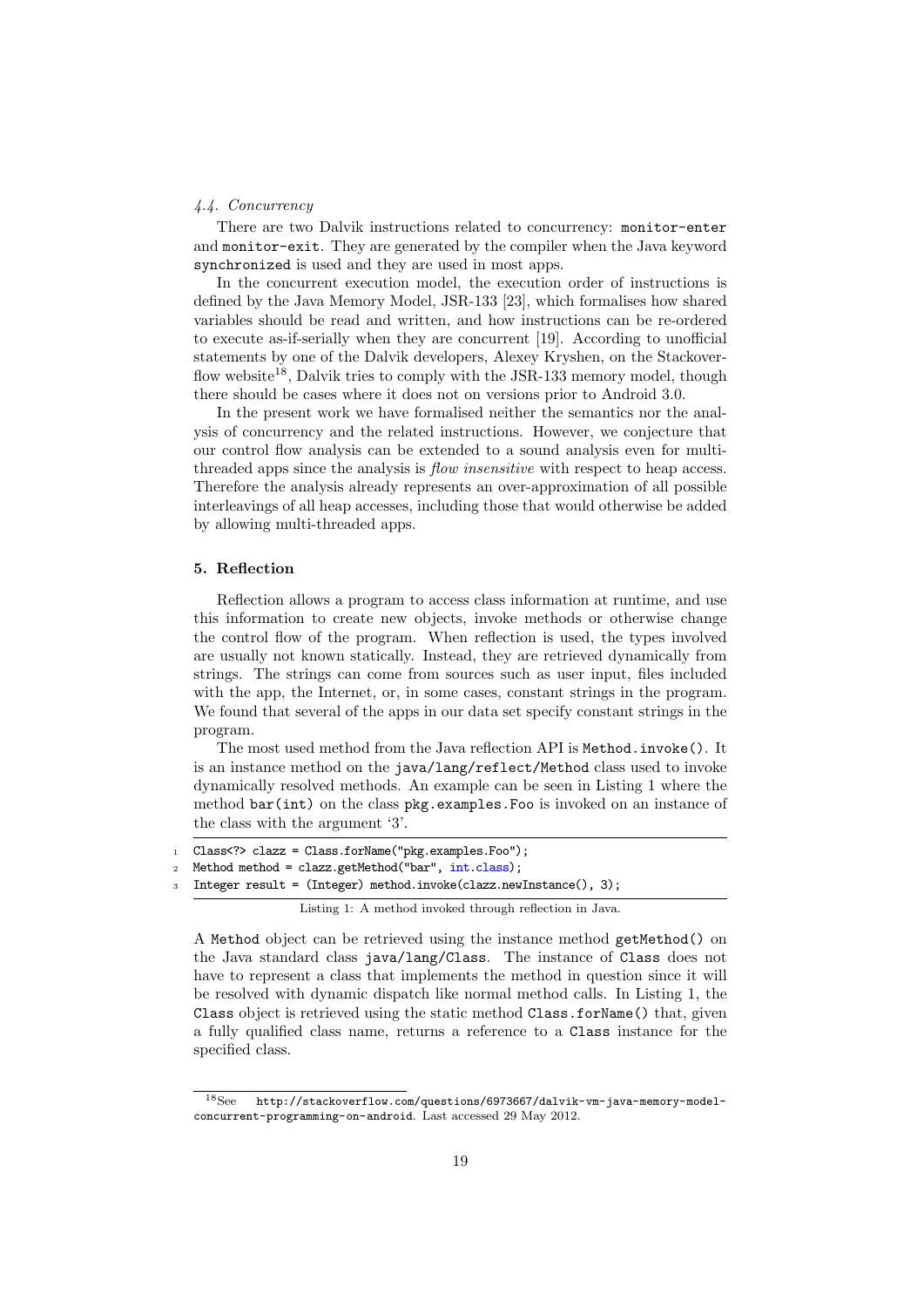### 4.4. Concurrency

There are two Dalvik instructions related to concurrency: `monitor-enter` and `monitor-exit`. They are generated by the compiler when the Java keyword `synchronized` is used and they are used in most apps.

In the concurrent execution model, the execution order of instructions is defined by the Java Memory Model, JSR-133 [23], which formalises how shared variables should be read and written, and how instructions can be re-ordered to execute as-if-serially when they are concurrent [19]. According to unofficial statements by one of the Dalvik developers, Alexey Kryshen, on the Stackoverflow website[18], Dalvik tries to comply with the JSR-133 memory model, though there should be cases where it does not on versions prior to Android 3.0.

In the present work we have formalised neither the semantics nor the analysis of concurrency and the related instructions. However, we conjecture that our control flow analysis can be extended to a sound analysis even for multi-threaded apps since the analysis is *flow insensitive* with respect to heap access. Therefore the analysis already represents an over-approximation of all possible interleavings of all heap accesses, including those that would otherwise be added by allowing multi-threaded apps.

## 5. Reflection

Reflection allows a program to access class information at runtime, and use this information to create new objects, invoke methods or otherwise change the control flow of the program. When reflection is used, the types involved are usually not known statically. Instead, they are retrieved dynamically from strings. The strings can come from sources such as user input, files included with the app, the Internet, or, in some cases, constant strings in the program. We found that several of the apps in our data set specify constant strings in the program.

The most used method from the Java reflection API is `Method.invoke()`. It is an instance method on the `java/lang/reflect/Method` class used to invoke dynamically resolved methods. An example can be seen in Listing 1 where the method `bar(int)` on the class `pkg.examples.Foo` is invoked on an instance of the class with the argument '3'.

```java
Class<?> clazz = Class.forName("pkg.examples.Foo");
Method method = clazz.getMethod("bar", int.class);
Integer result = (Integer) method.invoke(clazz.newInstance(), 3);
```

Listing 1: A method invoked through reflection in Java.

A `Method` object can be retrieved using the instance method `getMethod()` on the Java standard class `java/lang/Class`. The instance of `Class` does not have to represent a class that implements the method in question since it will be resolved with dynamic dispatch like normal method calls. In Listing 1, the `Class` object is retrieved using the static method `Class.forName()` that, given a fully qualified class name, returns a reference to a `Class` instance for the specified class.

[18] See http://stackoverflow.com/questions/6973667/dalvik-vm-java-memory-model-concurrent-programming-on-android. Last accessed 29 May 2012.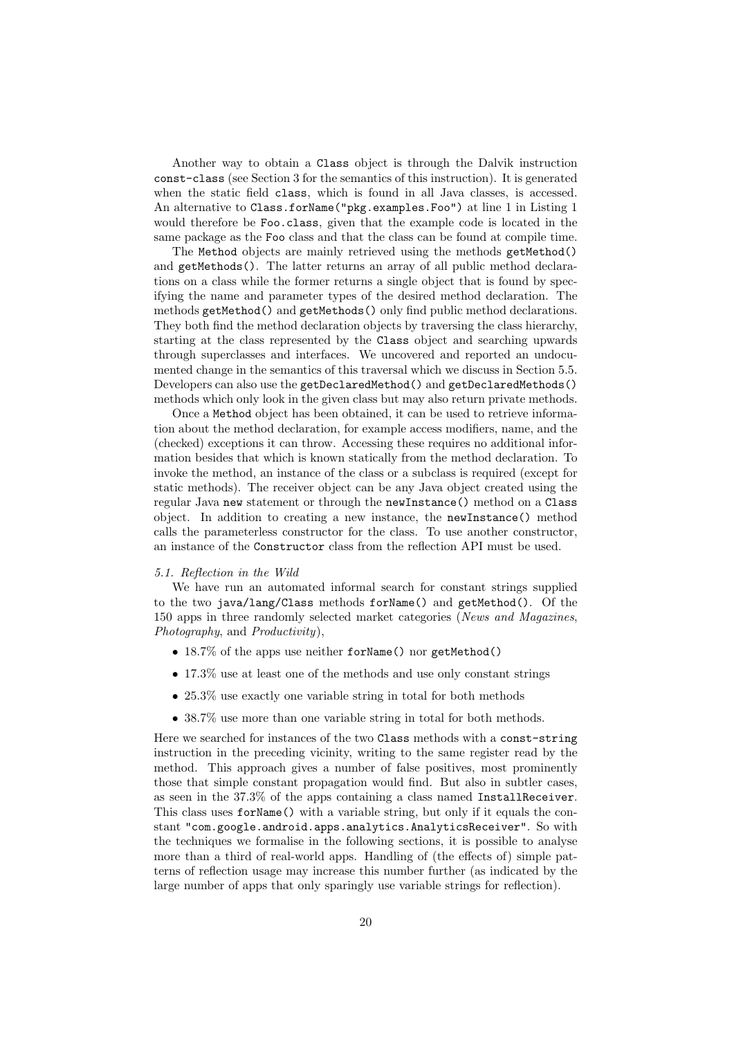Another way to obtain a `Class` object is through the Dalvik instruction `const-class` (see Section 3 for the semantics of this instruction). It is generated when the static field `class`, which is found in all Java classes, is accessed. An alternative to `Class.forName("pkg.examples.Foo")` at line 1 in Listing 1 would therefore be `Foo.class`, given that the example code is located in the same package as the `Foo` class and that the class can be found at compile time.

The `Method` objects are mainly retrieved using the methods `getMethod()` and `getMethods()`. The latter returns an array of all public method declarations on a class while the former returns a single object that is found by specifying the name and parameter types of the desired method declaration. The methods `getMethod()` and `getMethods()` only find public method declarations. They both find the method declaration objects by traversing the class hierarchy, starting at the class represented by the `Class` object and searching upwards through superclasses and interfaces. We uncovered and reported an undocumented change in the semantics of this traversal which we discuss in Section 5.5. Developers can also use the `getDeclaredMethod()` and `getDeclaredMethods()` methods which only look in the given class but may also return private methods.

Once a `Method` object has been obtained, it can be used to retrieve information about the method declaration, for example access modifiers, name, and the (checked) exceptions it can throw. Accessing these requires no additional information besides that which is known statically from the method declaration. To invoke the method, an instance of the class or a subclass is required (except for static methods). The receiver object can be any Java object created using the regular Java `new` statement or through the `newInstance()` method on a `Class` object. In addition to creating a new instance, the `newInstance()` method calls the parameterless constructor for the class. To use another constructor, an instance of the `Constructor` class from the reflection API must be used.

### 5.1. Reflection in the Wild

We have run an automated informal search for constant strings supplied to the two `java/lang/Class` methods `forName()` and `getMethod()`. Of the 150 apps in three randomly selected market categories (*News and Magazines*, *Photography*, and *Productivity*),

- 18.7% of the apps use neither `forName()` nor `getMethod()`
- 17.3% use at least one of the methods and use only constant strings
- 25.3% use exactly one variable string in total for both methods
- 38.7% use more than one variable string in total for both methods.

Here we searched for instances of the two `Class` methods with a `const-string` instruction in the preceding vicinity, writing to the same register read by the method. This approach gives a number of false positives, most prominently those that simple constant propagation would find. But also in subtler cases, as seen in the 37.3% of the apps containing a class named `InstallReceiver`. This class uses `forName()` with a variable string, but only if it equals the constant `"com.google.android.apps.analytics.AnalyticsReceiver"`. So with the techniques we formalise in the following sections, it is possible to analyse more than a third of real-world apps. Handling of (the effects of) simple patterns of reflection usage may increase this number further (as indicated by the large number of apps that only sparingly use variable strings for reflection).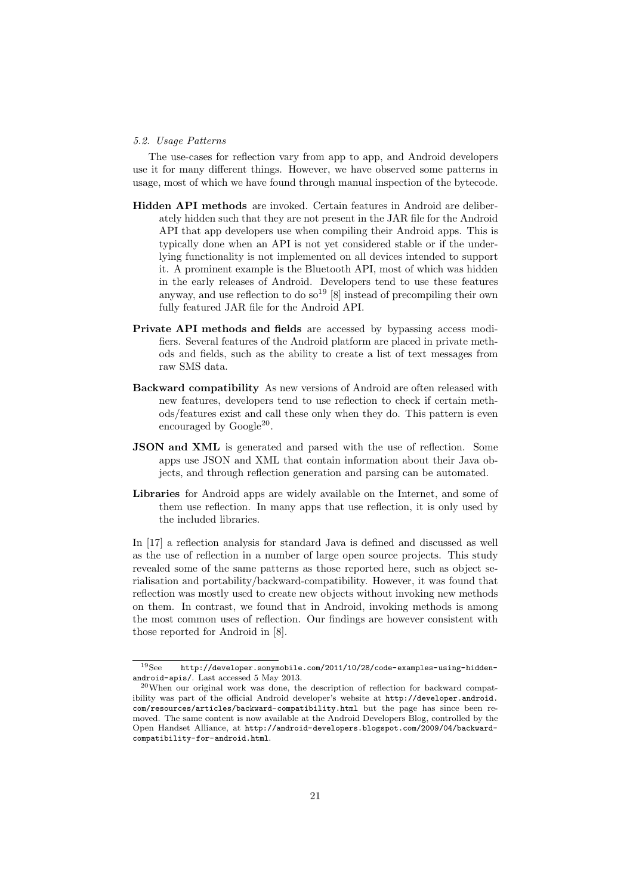### 5.2. Usage Patterns

The use-cases for reflection vary from app to app, and Android developers use it for many different things. However, we have observed some patterns in usage, most of which we have found through manual inspection of the bytecode.

**Hidden API methods** are invoked. Certain features in Android are deliberately hidden such that they are not present in the JAR file for the Android API that app developers use when compiling their Android apps. This is typically done when an API is not yet considered stable or if the underlying functionality is not implemented on all devices intended to support it. A prominent example is the Bluetooth API, most of which was hidden in the early releases of Android. Developers tend to use these features anyway, and use reflection to do so[19] [8] instead of precompiling their own fully featured JAR file for the Android API.

**Private API methods and fields** are accessed by bypassing access modifiers. Several features of the Android platform are placed in private methods and fields, such as the ability to create a list of text messages from raw SMS data.

**Backward compatibility** As new versions of Android are often released with new features, developers tend to use reflection to check if certain methods/features exist and call these only when they do. This pattern is even encouraged by Google[20].

**JSON and XML** is generated and parsed with the use of reflection. Some apps use JSON and XML that contain information about their Java objects, and through reflection generation and parsing can be automated.

**Libraries** for Android apps are widely available on the Internet, and some of them use reflection. In many apps that use reflection, it is only used by the included libraries.

In [17] a reflection analysis for standard Java is defined and discussed as well as the use of reflection in a number of large open source projects. This study revealed some of the same patterns as those reported here, such as object serialisation and portability/backward-compatibility. However, it was found that reflection was mostly used to create new objects without invoking new methods on them. In contrast, we found that in Android, invoking methods is among the most common uses of reflection. Our findings are however consistent with those reported for Android in [8].

---

[19] See `http://developer.sonymobile.com/2011/10/28/code-examples-using-hidden-android-apis/`. Last accessed 5 May 2013.

[20] When our original work was done, the description of reflection for backward compatibility was part of the official Android developer's website at `http://developer.android.com/resources/articles/backward-compatibility.html` but the page has since been removed. The same content is now available at the Android Developers Blog, controlled by the Open Handset Alliance, at `http://android-developers.blogspot.com/2009/04/backward-compatibility-for-android.html`.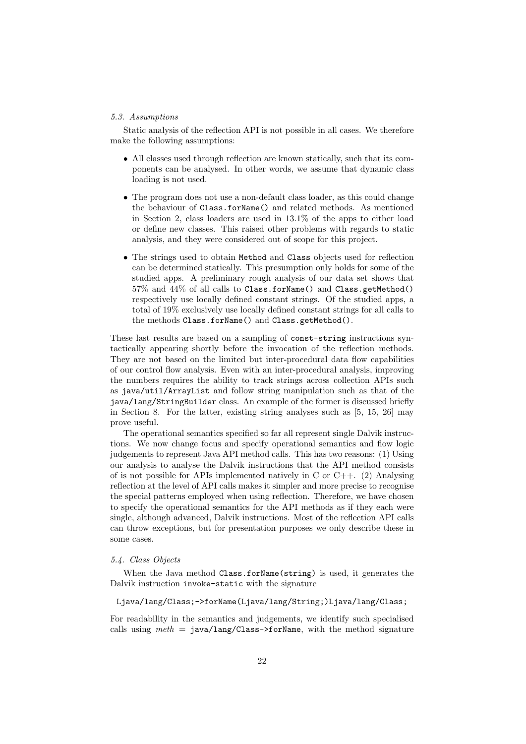### *5.3. Assumptions*

Static analysis of the reflection API is not possible in all cases. We therefore make the following assumptions:

- All classes used through reflection are known statically, such that its components can be analysed. In other words, we assume that dynamic class loading is not used.
- The program does not use a non-default class loader, as this could change the behaviour of `Class.forName()` and related methods. As mentioned in Section 2, class loaders are used in 13.1% of the apps to either load or define new classes. This raised other problems with regards to static analysis, and they were considered out of scope for this project.
- The strings used to obtain `Method` and `Class` objects used for reflection can be determined statically. This presumption only holds for some of the studied apps. A preliminary rough analysis of our data set shows that 57% and 44% of all calls to `Class.forName()` and `Class.getMethod()` respectively use locally defined constant strings. Of the studied apps, a total of 19% exclusively use locally defined constant strings for all calls to the methods `Class.forName()` and `Class.getMethod()`.

These last results are based on a sampling of `const-string` instructions syntactically appearing shortly before the invocation of the reflection methods. They are not based on the limited but inter-procedural data flow capabilities of our control flow analysis. Even with an inter-procedural analysis, improving the numbers requires the ability to track strings across collection APIs such as `java/util/ArrayList` and follow string manipulation such as that of the `java/lang/StringBuilder` class. An example of the former is discussed briefly in Section 8. For the latter, existing string analyses such as [5, 15, 26] may prove useful.

The operational semantics specified so far all represent single Dalvik instructions. We now change focus and specify operational semantics and flow logic judgements to represent Java API method calls. This has two reasons: (1) Using our analysis to analyse the Dalvik instructions that the API method consists of is not possible for APIs implemented natively in C or C++. (2) Analysing reflection at the level of API calls makes it simpler and more precise to recognise the special patterns employed when using reflection. Therefore, we have chosen to specify the operational semantics for the API methods as if they each were single, although advanced, Dalvik instructions. Most of the reflection API calls can throw exceptions, but for presentation purposes we only describe these in some cases.

### *5.4. Class Objects*

When the Java method `Class.forName(string)` is used, it generates the Dalvik instruction `invoke-static` with the signature

```
Ljava/lang/Class;->forName(Ljava/lang/String;)Ljava/lang/Class;
```

For readability in the semantics and judgements, we identify such specialised calls using *meth* = `java/lang/Class->forName`, with the method signature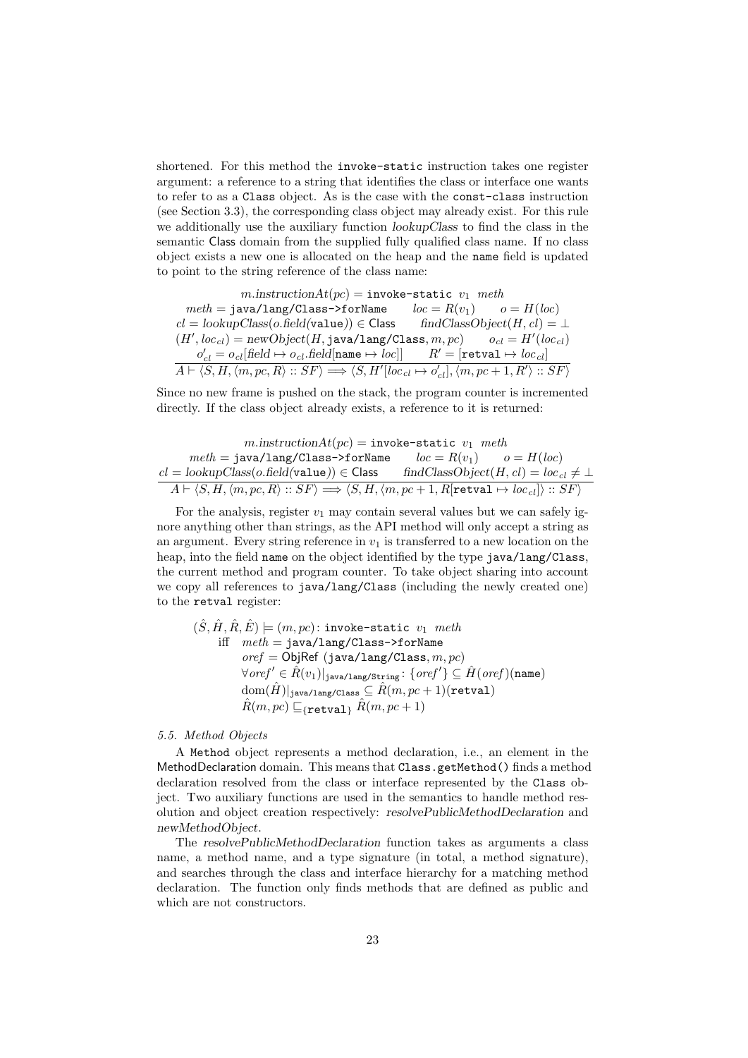shortened. For this method the `invoke-static` instruction takes one register argument: a reference to a string that identifies the class or interface one wants to refer to as a `Class` object. As is the case with the `const-class` instruction (see Section 3.3), the corresponding class object may already exist. For this rule we additionally use the auxiliary function *lookupClass* to find the class in the semantic Class domain from the supplied fully qualified class name. If no class object exists a new one is allocated on the heap and the `name` field is updated to point to the string reference of the class name:

$$\frac{\begin{array}{c} m.\mathit{instructionAt}(pc) = \texttt{invoke-static}\ v_1\ \ \mathit{meth} \\ \mathit{meth} = \texttt{java/lang/Class->forName} \qquad \mathit{loc} = R(v_1) \qquad o = H(\mathit{loc}) \\ \mathit{cl} = \mathit{lookupClass}(o.\mathit{field}(\texttt{value})) \in \textsf{Class} \qquad \mathit{findClassObject}(H, \mathit{cl}) = \bot \\ (H', \mathit{loc}_{cl}) = \mathit{newObject}(H, \texttt{java/lang/Class}, m, pc) \qquad o_{cl} = H'(\mathit{loc}_{cl}) \\ o'_{cl} = o_{cl}[\mathit{field} \mapsto o_{cl}.\mathit{field}[\texttt{name} \mapsto \mathit{loc}]] \qquad R' = [\texttt{retval} \mapsto \mathit{loc}_{cl}] \end{array}}{A \vdash \langle S, H, \langle m, pc, R \rangle :: SF \rangle \Longrightarrow \langle S, H'[\mathit{loc}_{cl} \mapsto o'_{cl}], \langle m, pc+1, R' \rangle :: SF \rangle}$$

Since no new frame is pushed on the stack, the program counter is incremented directly. If the class object already exists, a reference to it is returned:

$$\frac{\begin{array}{c} m.\mathit{instructionAt}(pc) = \texttt{invoke-static}\ v_1\ \ \mathit{meth} \\ \mathit{meth} = \texttt{java/lang/Class->forName} \qquad \mathit{loc} = R(v_1) \qquad o = H(\mathit{loc}) \\ \mathit{cl} = \mathit{lookupClass}(o.\mathit{field}(\texttt{value})) \in \textsf{Class} \qquad \mathit{findClassObject}(H, \mathit{cl}) = \mathit{loc}_{cl} \neq \bot \end{array}}{A \vdash \langle S, H, \langle m, pc, R \rangle :: SF \rangle \Longrightarrow \langle S, H, \langle m, pc+1, R[\texttt{retval} \mapsto \mathit{loc}_{cl}] \rangle :: SF \rangle}$$

For the analysis, register $v_1$ may contain several values but we can safely ignore anything other than strings, as the API method will only accept a string as an argument. Every string reference in $v_1$ is transferred to a new location on the heap, into the field `name` on the object identified by the type `java/lang/Class`, the current method and program counter. To take object sharing into account we copy all references to `java/lang/Class` (including the newly created one) to the `retval` register:

$$\begin{array}{l} (\hat{S}, \hat{H}, \hat{R}, \hat{E}) \models (m, pc)\colon \texttt{invoke-static}\ v_1\ \ \mathit{meth} \\ \quad \text{iff} \quad \mathit{meth} = \texttt{java/lang/Class->forName} \\ \qquad\quad \mathit{oref} = \textsf{ObjRef}\ (\texttt{java/lang/Class}, m, pc) \\ \qquad\quad \forall \mathit{oref}' \in \hat{R}(v_1)|_{\texttt{java/lang/String}}\colon \{\mathit{oref}'\} \subseteq \hat{H}(\mathit{oref})(\texttt{name}) \\ \qquad\quad \mathrm{dom}(\hat{H})|_{\texttt{java/lang/Class}} \subseteq \hat{R}(m, pc+1)(\texttt{retval}) \\ \qquad\quad \hat{R}(m, pc) \sqsubseteq_{\{\texttt{retval}\}} \hat{R}(m, pc+1) \end{array}$$

### 5.5. Method Objects

A `Method` object represents a method declaration, i.e., an element in the MethodDeclaration domain. This means that `Class.getMethod()` finds a method declaration resolved from the class or interface represented by the `Class` object. Two auxiliary functions are used in the semantics to handle method resolution and object creation respectively: *resolvePublicMethodDeclaration* and *newMethodObject*.

The *resolvePublicMethodDeclaration* function takes as arguments a class name, a method name, and a type signature (in total, a method signature), and searches through the class and interface hierarchy for a matching method declaration. The function only finds methods that are defined as public and which are not constructors.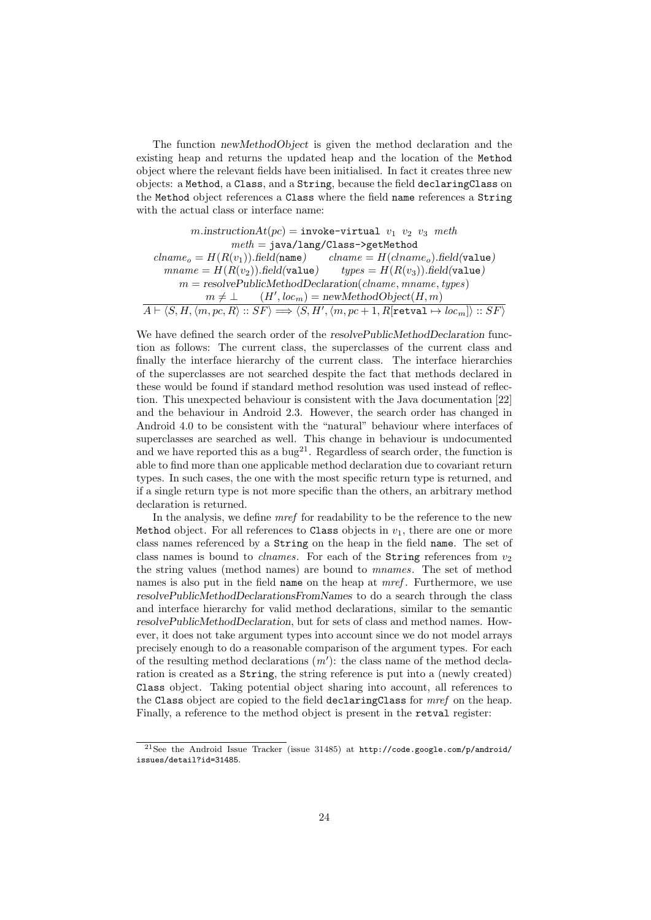The function *newMethodObject* is given the method declaration and the existing heap and returns the updated heap and the location of the `Method` object where the relevant fields have been initialised. In fact it creates three new objects: a `Method`, a `Class`, and a `String`, because the field `declaringClass` on the `Method` object references a `Class` where the field `name` references a `String` with the actual class or interface name:

$$\frac{\begin{array}{c} m.\mathit{instructionAt}(pc) = \texttt{invoke-virtual}\ v_1\ v_2\ v_3\ \mathit{meth} \\ \mathit{meth} = \texttt{java/lang/Class->getMethod} \\ \mathit{clname}_o = H(R(v_1)).\mathit{field}(\texttt{name}) \qquad \mathit{clname} = H(\mathit{clname}_o).\mathit{field}(\texttt{value}) \\ \mathit{mname} = H(R(v_2)).\mathit{field}(\texttt{value}) \qquad \mathit{types} = H(R(v_3)).\mathit{field}(\texttt{value}) \\ m = \mathit{resolvePublicMethodDeclaration}(\mathit{clname}, \mathit{mname}, \mathit{types}) \\ m \neq \bot \qquad (H', \mathit{loc}_m) = \mathit{newMethodObject}(H, m) \end{array}}{A \vdash \langle S, H, \langle m, pc, R\rangle :: SF\rangle \Longrightarrow \langle S, H', \langle m, pc+1, R[\texttt{retval} \mapsto \mathit{loc}_m]\rangle :: SF\rangle}$$

We have defined the search order of the *resolvePublicMethodDeclaration* function as follows: The current class, the superclasses of the current class and finally the interface hierarchy of the current class. The interface hierarchies of the superclasses are not searched despite the fact that methods declared in these would be found if standard method resolution was used instead of reflection. This unexpected behaviour is consistent with the Java documentation [22] and the behaviour in Android 2.3. However, the search order has changed in Android 4.0 to be consistent with the "natural" behaviour where interfaces of superclasses are searched as well. This change in behaviour is undocumented and we have reported this as a bug[21]. Regardless of search order, the function is able to find more than one applicable method declaration due to covariant return types. In such cases, the one with the most specific return type is returned, and if a single return type is not more specific than the others, an arbitrary method declaration is returned.

In the analysis, we define *mref* for readability to be the reference to the new `Method` object. For all references to `Class` objects in $v_1$, there are one or more class names referenced by a `String` on the heap in the field `name`. The set of class names is bound to *clnames*. For each of the `String` references from $v_2$ the string values (method names) are bound to *mnames*. The set of method names is also put in the field `name` on the heap at *mref*. Furthermore, we use *resolvePublicMethodDeclarationsFromNames* to do a search through the class and interface hierarchy for valid method declarations, similar to the semantic *resolvePublicMethodDeclaration*, but for sets of class and method names. However, it does not take argument types into account since we do not model arrays precisely enough to do a reasonable comparison of the argument types. For each of the resulting method declarations ($m'$): the class name of the method declaration is created as a `String`, the string reference is put into a (newly created) `Class` object. Taking potential object sharing into account, all references to the `Class` object are copied to the field `declaringClass` for *mref* on the heap. Finally, a reference to the method object is present in the `retval` register:

[21] See the Android Issue Tracker (issue 31485) at `http://code.google.com/p/android/issues/detail?id=31485`.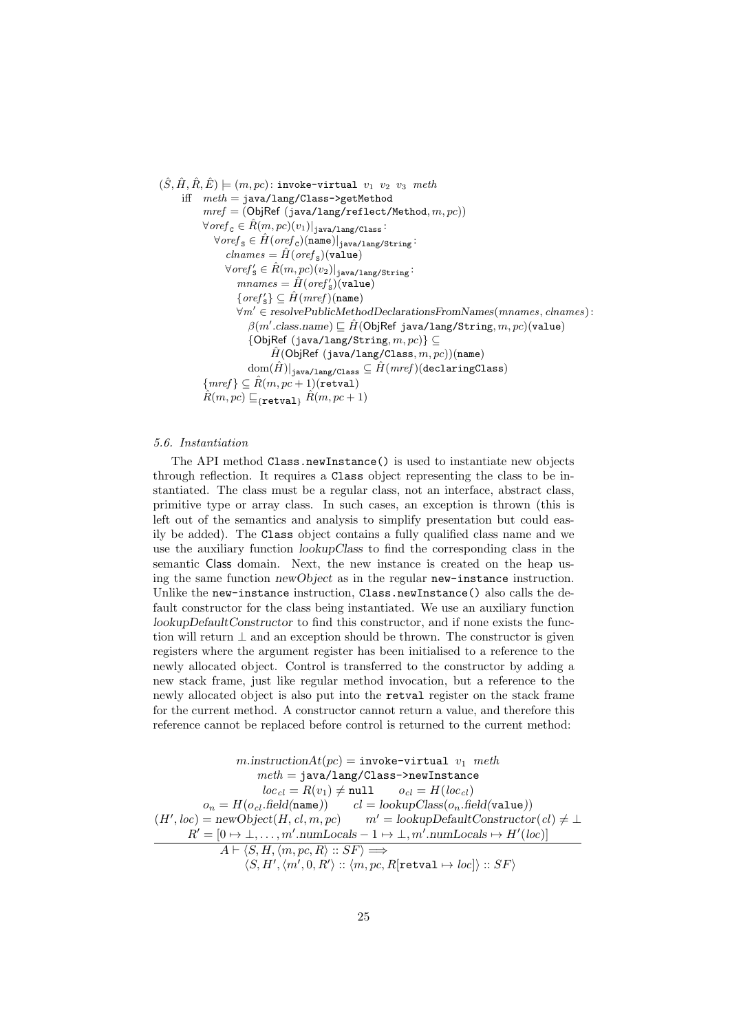$$
\begin{array}{l}
(\hat{S}, \hat{H}, \hat{R}, \hat{E}) \models (m, pc)\colon \texttt{invoke-virtual}\ v_1\ v_2\ v_3\ \ meth \\
\quad \text{iff}\quad meth = \texttt{java/lang/Class->getMethod} \\
\qquad\quad mref = (\mathsf{ObjRef}\ (\texttt{java/lang/reflect/Method}, m, pc)) \\
\qquad\quad \forall oref_{\texttt{C}} \in \hat{R}(m, pc)(v_1)|_{\texttt{java/lang/Class}}\colon \\
\qquad\qquad \forall oref_{\texttt{S}} \in \hat{H}(oref_{\texttt{C}})(\texttt{name})|_{\texttt{java/lang/String}}\colon \\
\qquad\qquad\quad clnames = \hat{H}(oref_{\texttt{S}})(\texttt{value}) \\
\qquad\qquad\quad \forall oref'_{\texttt{S}} \in \hat{R}(m, pc)(v_2)|_{\texttt{java/lang/String}}\colon \\
\qquad\qquad\qquad mnames = \hat{H}(oref'_{\texttt{S}})(\texttt{value}) \\
\qquad\qquad\qquad \{oref'_{\texttt{S}}\} \subseteq \hat{H}(mref)(\texttt{name}) \\
\qquad\qquad\qquad \forall m' \in resolvePublicMethodDeclarationsFromNames(mnames, clnames)\colon \\
\qquad\qquad\qquad\quad \beta(m'.class.name) \sqsubseteq \hat{H}(\mathsf{ObjRef}\ \texttt{java/lang/String}, m, pc)(\texttt{value}) \\
\qquad\qquad\qquad\quad \{\mathsf{ObjRef}\ (\texttt{java/lang/String}, m, pc)\} \subseteq \\
\qquad\qquad\qquad\qquad\quad \hat{H}(\mathsf{ObjRef}\ (\texttt{java/lang/Class}, m, pc))(\texttt{name}) \\
\qquad\qquad\qquad \mathrm{dom}(\hat{H})|_{\texttt{java/lang/Class}} \subseteq \hat{H}(mref)(\texttt{declaringClass}) \\
\qquad\quad \{mref\} \subseteq \hat{R}(m, pc+1)(\texttt{retval}) \\
\qquad\quad \hat{R}(m, pc) \sqsubseteq_{\{\texttt{retval}\}} \hat{R}(m, pc+1)
\end{array}
$$

### *5.6. Instantiation*

The API method `Class.newInstance()` is used to instantiate new objects through reflection. It requires a `Class` object representing the class to be instantiated. The class must be a regular class, not an interface, abstract class, primitive type or array class. In such cases, an exception is thrown (this is left out of the semantics and analysis to simplify presentation but could easily be added). The `Class` object contains a fully qualified class name and we use the auxiliary function *lookupClass* to find the corresponding class in the semantic Class domain. Next, the new instance is created on the heap using the same function *newObject* as in the regular `new-instance` instruction. Unlike the `new-instance` instruction, `Class.newInstance()` also calls the default constructor for the class being instantiated. We use an auxiliary function *lookupDefaultConstructor* to find this constructor, and if none exists the function will return $\bot$ and an exception should be thrown. The constructor is given registers where the argument register has been initialised to a reference to the newly allocated object. Control is transferred to the constructor by adding a new stack frame, just like regular method invocation, but a reference to the newly allocated object is also put into the `retval` register on the stack frame for the current method. A constructor cannot return a value, and therefore this reference cannot be replaced before control is returned to the current method:

$$
\frac{
\begin{array}{c}
m.instructionAt(pc) = \texttt{invoke-virtual}\ v_1\ \ meth \\
meth = \texttt{java/lang/Class->newInstance} \\
loc_{cl} = R(v_1) \neq \texttt{null} \qquad o_{cl} = H(loc_{cl}) \\
o_n = H(o_{cl}.field(\texttt{name})) \qquad cl = lookupClass(o_n.field(\texttt{value})) \\
(H', loc) = newObject(H, cl, m, pc) \qquad m' = lookupDefaultConstructor(cl) \neq \bot \\
R' = [0 \mapsto \bot, \ldots, m'.numLocals - 1 \mapsto \bot, m'.numLocals \mapsto H'(loc)]
\end{array}
}{
\begin{array}{l}
A \vdash \langle S, H, \langle m, pc, R\rangle :: SF\rangle \Longrightarrow \\
\qquad \langle S, H', \langle m', 0, R'\rangle :: \langle m, pc, R[\texttt{retval} \mapsto loc]\rangle :: SF\rangle
\end{array}
}
$$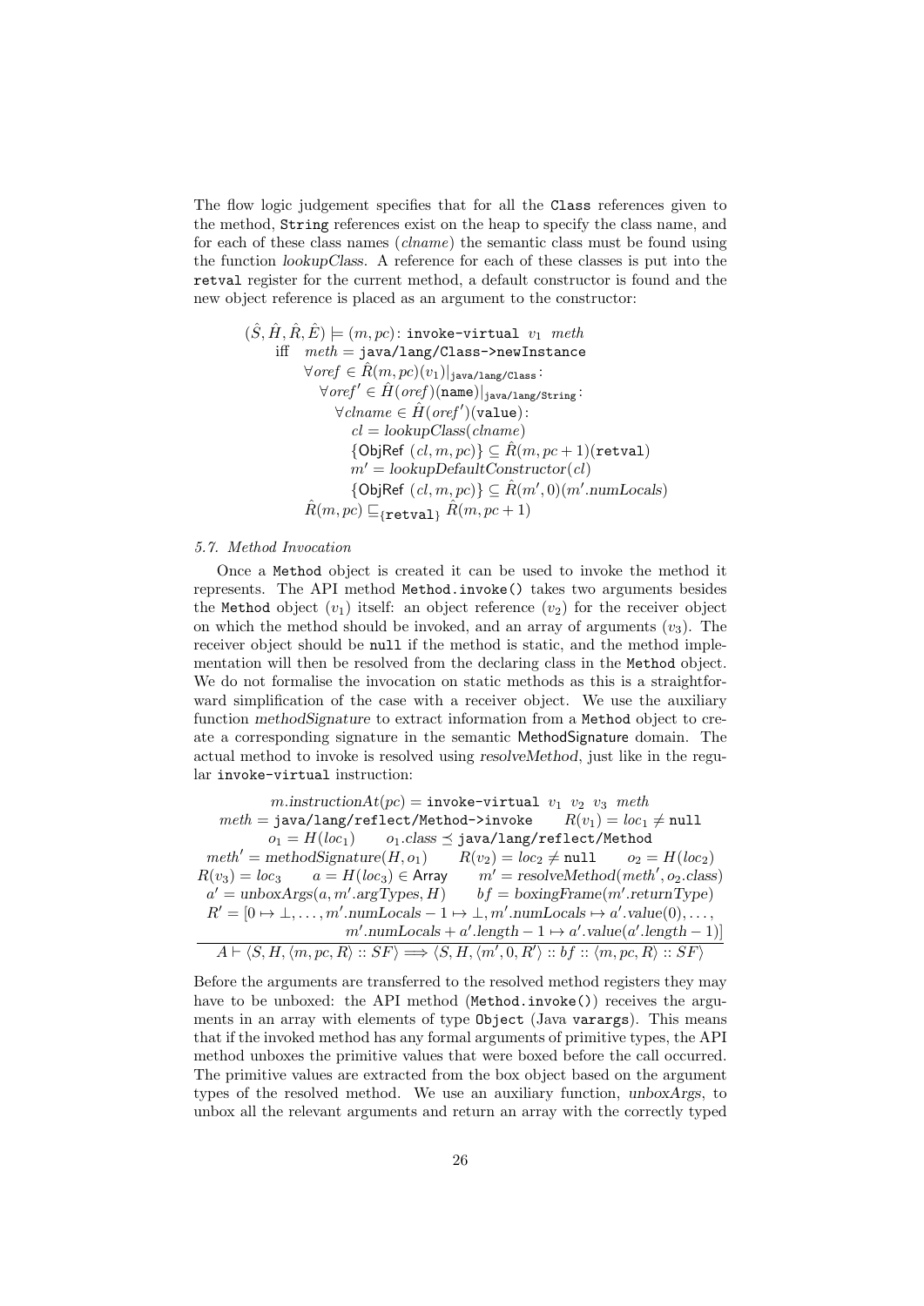The flow logic judgement specifies that for all the `Class` references given to the method, `String` references exist on the heap to specify the class name, and for each of these class names (*clname*) the semantic class must be found using the function *lookupClass*. A reference for each of these classes is put into the `retval` register for the current method, a default constructor is found and the new object reference is placed as an argument to the constructor:

$$
\begin{array}{l}
(\hat{S}, \hat{H}, \hat{R}, \hat{E}) \models (m, pc)\colon \texttt{invoke-virtual}\ v_1\ \ meth \\
\quad \text{iff}\quad meth = \texttt{java/lang/Class->newInstance} \\
\qquad\quad \forall oref \in \hat{R}(m, pc)(v_1)|_{\texttt{java/lang/Class}}\colon \\
\qquad\qquad \forall oref' \in \hat{H}(oref)(\texttt{name})|_{\texttt{java/lang/String}}\colon \\
\qquad\qquad\quad \forall clname \in \hat{H}(oref')(\texttt{value})\colon \\
\qquad\qquad\qquad cl = lookupClass(clname) \\
\qquad\qquad\qquad \{\mathsf{ObjRef}\ (cl, m, pc)\} \subseteq \hat{R}(m, pc+1)(\texttt{retval}) \\
\qquad\qquad\qquad m' = lookupDefaultConstructor(cl) \\
\qquad\qquad\qquad \{\mathsf{ObjRef}\ (cl, m, pc)\} \subseteq \hat{R}(m', 0)(m'.numLocals) \\
\qquad\quad \hat{R}(m, pc) \sqsubseteq_{\{\texttt{retval}\}} \hat{R}(m, pc+1)
\end{array}
$$

*5.7. Method Invocation*

Once a `Method` object is created it can be used to invoke the method it represents. The API method `Method.invoke()` takes two arguments besides the `Method` object ($v_1$) itself: an object reference ($v_2$) for the receiver object on which the method should be invoked, and an array of arguments ($v_3$). The receiver object should be `null` if the method is static, and the method implementation will then be resolved from the declaring class in the `Method` object. We do not formalise the invocation on static methods as this is a straightforward simplification of the case with a receiver object. We use the auxiliary function *methodSignature* to extract information from a `Method` object to create a corresponding signature in the semantic MethodSignature domain. The actual method to invoke is resolved using *resolveMethod*, just like in the regular `invoke-virtual` instruction:

$$
\frac{
\begin{array}{c}
m.instructionAt(pc) = \texttt{invoke-virtual}\ v_1\ v_2\ v_3\ meth \\
meth = \texttt{java/lang/reflect/Method->invoke} \qquad R(v_1) = loc_1 \neq \texttt{null} \\
o_1 = H(loc_1) \qquad o_1.class \preceq \texttt{java/lang/reflect/Method} \\
meth' = methodSignature(H, o_1) \qquad R(v_2) = loc_2 \neq \texttt{null} \qquad o_2 = H(loc_2) \\
R(v_3) = loc_3 \qquad a = H(loc_3) \in \mathsf{Array} \qquad m' = resolveMethod(meth', o_2.class) \\
a' = unboxArgs(a, m'.argTypes, H) \qquad bf = boxingFrame(m'.returnType) \\
R' = [0 \mapsto \bot, \ldots, m'.numLocals - 1 \mapsto \bot, m'.numLocals \mapsto a'.value(0), \ldots, \\
\qquad m'.numLocals + a'.length - 1 \mapsto a'.value(a'.length - 1)]
\end{array}
}{
A \vdash \langle S, H, \langle m, pc, R\rangle :: SF\rangle \Longrightarrow \langle S, H, \langle m', 0, R'\rangle :: bf :: \langle m, pc, R\rangle :: SF\rangle
}
$$

Before the arguments are transferred to the resolved method registers they may have to be unboxed: the API method (`Method.invoke()`) receives the arguments in an array with elements of type `Object` (Java `varargs`). This means that if the invoked method has any formal arguments of primitive types, the API method unboxes the primitive values that were boxed before the call occurred. The primitive values are extracted from the box object based on the argument types of the resolved method. We use an auxiliary function, *unboxArgs*, to unbox all the relevant arguments and return an array with the correctly typed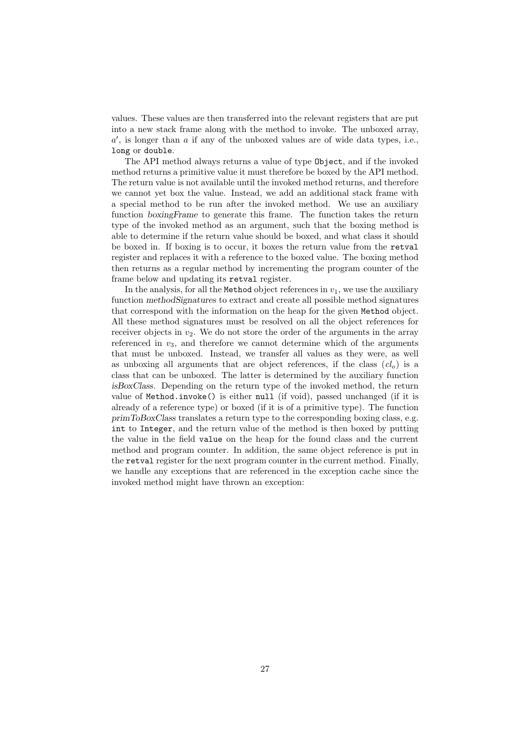values. These values are then transferred into the relevant registers that are put into a new stack frame along with the method to invoke. The unboxed array, $a'$, is longer than $a$ if any of the unboxed values are of wide data types, i.e., `long` or `double`.

The API method always returns a value of type `Object`, and if the invoked method returns a primitive value it must therefore be boxed by the API method. The return value is not available until the invoked method returns, and therefore we cannot yet box the value. Instead, we add an additional stack frame with a special method to be run after the invoked method. We use an auxiliary function *boxingFrame* to generate this frame. The function takes the return type of the invoked method as an argument, such that the boxing method is able to determine if the return value should be boxed, and what class it should be boxed in. If boxing is to occur, it boxes the return value from the `retval` register and replaces it with a reference to the boxed value. The boxing method then returns as a regular method by incrementing the program counter of the frame below and updating its `retval` register.

In the analysis, for all the `Method` object references in $v_1$, we use the auxiliary function *methodSignatures* to extract and create all possible method signatures that correspond with the information on the heap for the given `Method` object. All these method signatures must be resolved on all the object references for receiver objects in $v_2$. We do not store the order of the arguments in the array referenced in $v_3$, and therefore we cannot determine which of the arguments that must be unboxed. Instead, we transfer all values as they were, as well as unboxing all arguments that are object references, if the class ($cl_o$) is a class that can be unboxed. The latter is determined by the auxiliary function *isBoxClass*. Depending on the return type of the invoked method, the return value of `Method.invoke()` is either `null` (if void), passed unchanged (if it is already of a reference type) or boxed (if it is of a primitive type). The function *primToBoxClass* translates a return type to the corresponding boxing class, e.g. `int` to `Integer`, and the return value of the method is then boxed by putting the value in the field `value` on the heap for the found class and the current method and program counter. In addition, the same object reference is put in the `retval` register for the next program counter in the current method. Finally, we handle any exceptions that are referenced in the exception cache since the invoked method might have thrown an exception: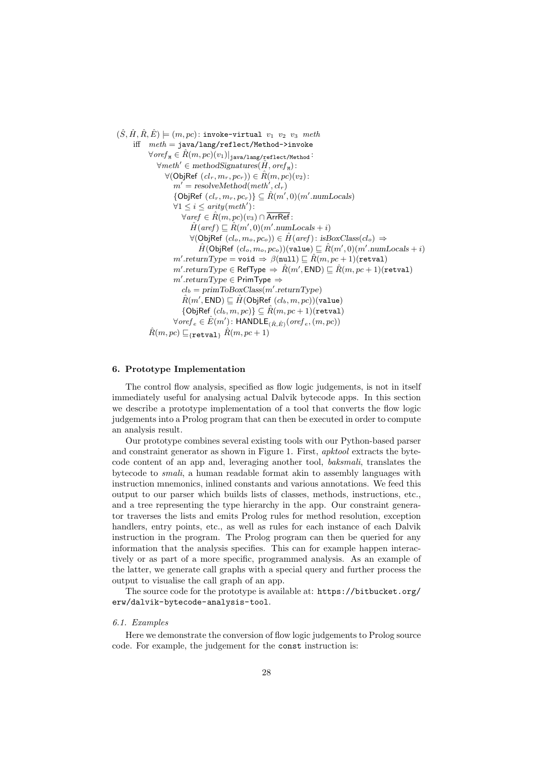$$
\begin{array}{l}
(\hat{S}, \hat{H}, \hat{R}, \hat{E}) \models (m, pc)\colon \texttt{invoke-virtual}\ v_1\ v_2\ v_3\ \mathit{meth} \\
\quad \text{iff} \quad \mathit{meth} = \texttt{java/lang/reflect/Method->invoke} \\
\qquad \forall \mathit{oref}_{\texttt{M}} \in \hat{R}(m,pc)(v_1)|_{\texttt{java/lang/reflect/Method}}\colon \\
\qquad\quad \forall \mathit{meth}' \in \mathit{methodSignatures}(\hat{H}, \mathit{oref}_{\texttt{M}})\colon \\
\qquad\qquad \forall (\mathsf{ObjRef}\ (cl_r, m_r, pc_r)) \in \hat{R}(m,pc)(v_2)\colon \\
\qquad\qquad\quad m' = \mathit{resolveMethod}(\mathit{meth}', cl_r) \\
\qquad\qquad\quad \{\mathsf{ObjRef}\ (cl_r, m_r, pc_r)\} \subseteq \hat{R}(m',0)(m'.\mathit{numLocals}) \\
\qquad\qquad\quad \forall 1 \le i \le \mathit{arity}(\mathit{meth}')\colon \\
\qquad\qquad\qquad \forall \mathit{aref} \in \hat{R}(m,pc)(v_3) \cap \overline{\mathsf{ArrRef}}\colon \\
\qquad\qquad\qquad\quad \hat{H}(\mathit{aref}) \sqsubseteq \hat{R}(m',0)(m'.\mathit{numLocals}+i) \\
\qquad\qquad\qquad\quad \forall (\mathsf{ObjRef}\ (cl_o, m_o, pc_o)) \in \hat{H}(\mathit{aref})\colon \mathit{isBoxClass}(cl_o) \Rightarrow \\
\qquad\qquad\qquad\qquad \hat{H}(\mathsf{ObjRef}\ (cl_o, m_o, pc_o))(\texttt{value}) \sqsubseteq \hat{R}(m',0)(m'.\mathit{numLocals}+i) \\
\qquad\qquad\quad m'.\mathit{returnType} = \texttt{void} \Rightarrow \beta(\texttt{null}) \sqsubseteq \hat{R}(m,pc+1)(\texttt{retval}) \\
\qquad\qquad\quad m'.\mathit{returnType} \in \mathsf{RefType} \Rightarrow \hat{R}(m',\mathsf{END}) \sqsubseteq \hat{R}(m,pc+1)(\texttt{retval}) \\
\qquad\qquad\quad m'.\mathit{returnType} \in \mathsf{PrimType} \Rightarrow \\
\qquad\qquad\qquad cl_b = \mathit{primToBoxClass}(m'.\mathit{returnType}) \\
\qquad\qquad\qquad \hat{R}(m',\mathsf{END}) \sqsubseteq \hat{H}(\mathsf{ObjRef}\ (cl_b, m, pc))(\texttt{value}) \\
\qquad\qquad\qquad \{\mathsf{ObjRef}\ (cl_b, m, pc)\} \subseteq \hat{R}(m,pc+1)(\texttt{retval}) \\
\qquad\qquad\quad \forall \mathit{oref}_e \in \hat{E}(m')\colon \mathsf{HANDLE}_{(\hat{R},\hat{E})}(\mathit{oref}_e, (m,pc)) \\
\qquad \hat{R}(m,pc) \sqsubseteq_{\{\texttt{retval}\}} \hat{R}(m,pc+1)
\end{array}
$$

## 6. Prototype Implementation

The control flow analysis, specified as flow logic judgements, is not in itself immediately useful for analysing actual Dalvik bytecode apps. In this section we describe a prototype implementation of a tool that converts the flow logic judgements into a Prolog program that can then be executed in order to compute an analysis result.

Our prototype combines several existing tools with our Python-based parser and constraint generator as shown in Figure 1. First, *apktool* extracts the bytecode content of an app and, leveraging another tool, *baksmali*, translates the bytecode to *smali*, a human readable format akin to assembly languages with instruction mnemonics, inlined constants and various annotations. We feed this output to our parser which builds lists of classes, methods, instructions, etc., and a tree representing the type hierarchy in the app. Our constraint generator traverses the lists and emits Prolog rules for method resolution, exception handlers, entry points, etc., as well as rules for each instance of each Dalvik instruction in the program. The Prolog program can then be queried for any information that the analysis specifies. This can for example happen interactively or as part of a more specific, programmed analysis. As an example of the latter, we generate call graphs with a special query and further process the output to visualise the call graph of an app.

The source code for the prototype is available at: `https://bitbucket.org/erw/dalvik-bytecode-analysis-tool`.

### 6.1. Examples

Here we demonstrate the conversion of flow logic judgements to Prolog source code. For example, the judgement for the `const` instruction is: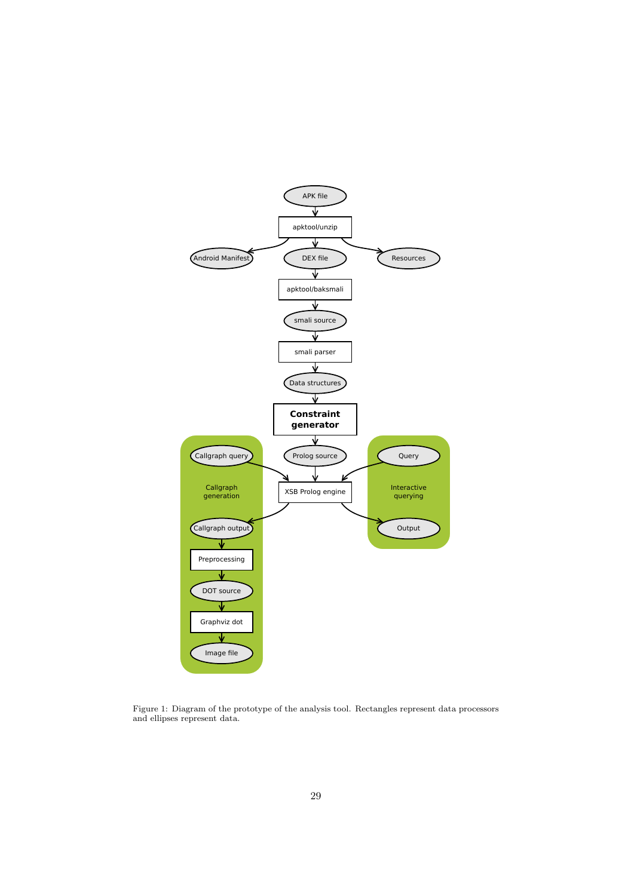Figure 1: Diagram of the prototype of the analysis tool. Rectangles represent data processors and ellipses represent data.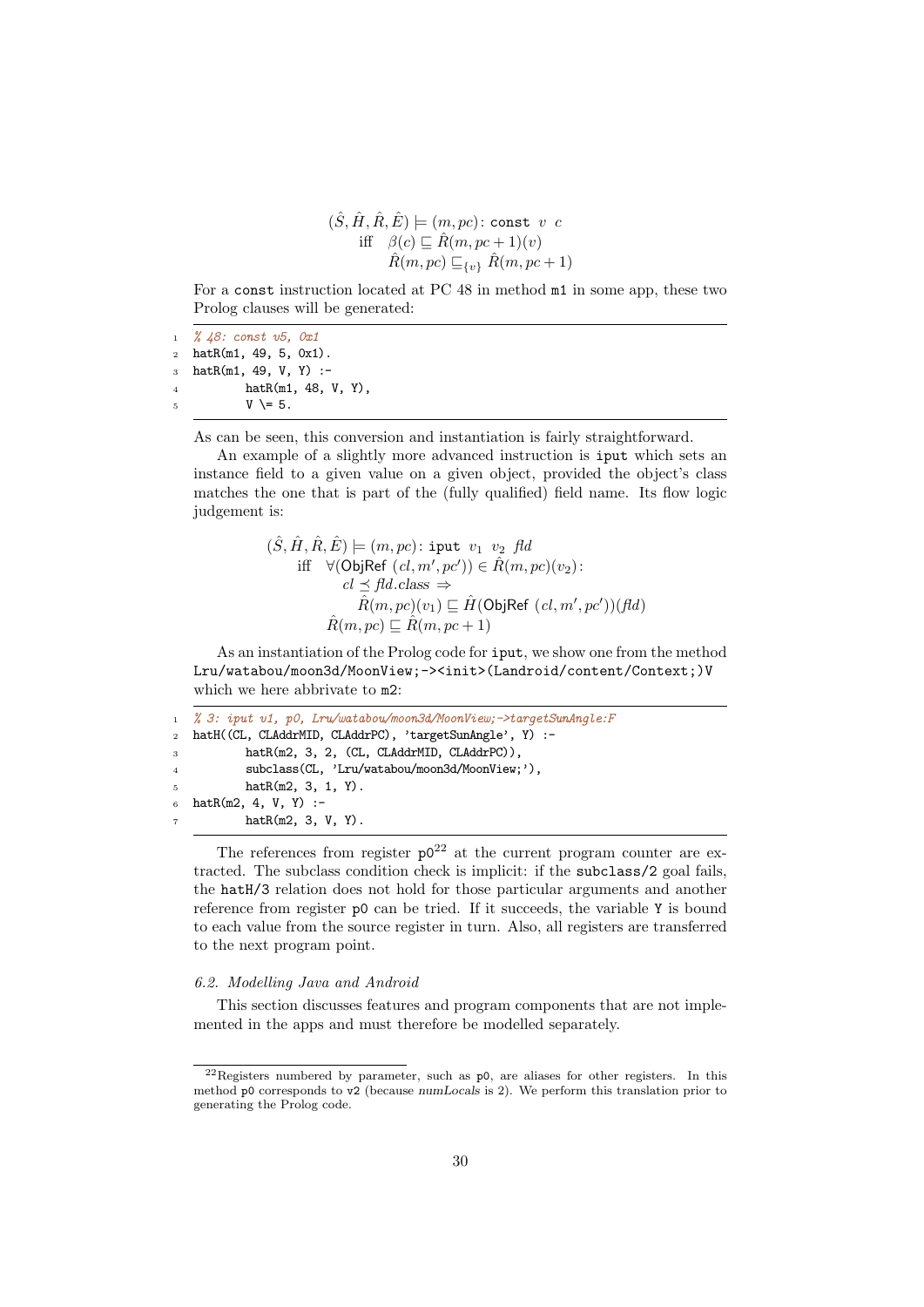$$(\hat{S}, \hat{H}, \hat{R}, \hat{E}) \models (m, pc) \colon \texttt{const}\ \ v\ \ c$$
$$\text{iff}\quad \beta(c) \sqsubseteq \hat{R}(m, pc + 1)(v)$$
$$\hat{R}(m, pc) \sqsubseteq_{\{v\}} \hat{R}(m, pc + 1)$$

For a `const` instruction located at PC 48 in method `m1` in some app, these two Prolog clauses will be generated:

```
% 48: const v5, 0x1
hatR(m1, 49, 5, 0x1).
hatR(m1, 49, V, Y) :-
        hatR(m1, 48, V, Y),
        V \= 5.
```

As can be seen, this conversion and instantiation is fairly straightforward.

An example of a slightly more advanced instruction is `iput` which sets an instance field to a given value on a given object, provided the object's class matches the one that is part of the (fully qualified) field name. Its flow logic judgement is:

$$(\hat{S}, \hat{H}, \hat{R}, \hat{E}) \models (m, pc) \colon \texttt{iput}\ \ v_1\ \ v_2\ \ \mathit{fld}$$
$$\text{iff}\quad \forall (\mathsf{ObjRef}\ (cl, m', pc')) \in \hat{R}(m, pc)(v_2) \colon$$
$$cl \preceq \mathit{fld}.\mathit{class} \Rightarrow$$
$$\hat{R}(m, pc)(v_1) \sqsubseteq \hat{H}(\mathsf{ObjRef}\ (cl, m', pc'))(\mathit{fld})$$
$$\hat{R}(m, pc) \sqsubseteq \hat{R}(m, pc + 1)$$

As an instantiation of the Prolog code for `iput`, we show one from the method `Lru/watabou/moon3d/MoonView;-><init>(Landroid/content/Context;)V` which we here abbrivate to `m2`:

```
% 3: iput v1, p0, Lru/watabou/moon3d/MoonView;->targetSunAngle:F
hatH((CL, CLAddrMID, CLAddrPC), 'targetSunAngle', Y) :-
        hatR(m2, 3, 2, (CL, CLAddrMID, CLAddrPC)),
        subclass(CL, 'Lru/watabou/moon3d/MoonView;'),
        hatR(m2, 3, 1, Y).
hatR(m2, 4, V, Y) :-
        hatR(m2, 3, V, Y).
```

The references from register `p0`[22] at the current program counter are extracted. The subclass condition check is implicit: if the `subclass/2` goal fails, the `hatH/3` relation does not hold for those particular arguments and another reference from register `p0` can be tried. If it succeeds, the variable `Y` is bound to each value from the source register in turn. Also, all registers are transferred to the next program point.

### 6.2. Modelling Java and Android

This section discusses features and program components that are not implemented in the apps and must therefore be modelled separately.

[22] Registers numbered by parameter, such as `p0`, are aliases for other registers. In this method `p0` corresponds to `v2` (because *numLocals* is 2). We perform this translation prior to generating the Prolog code.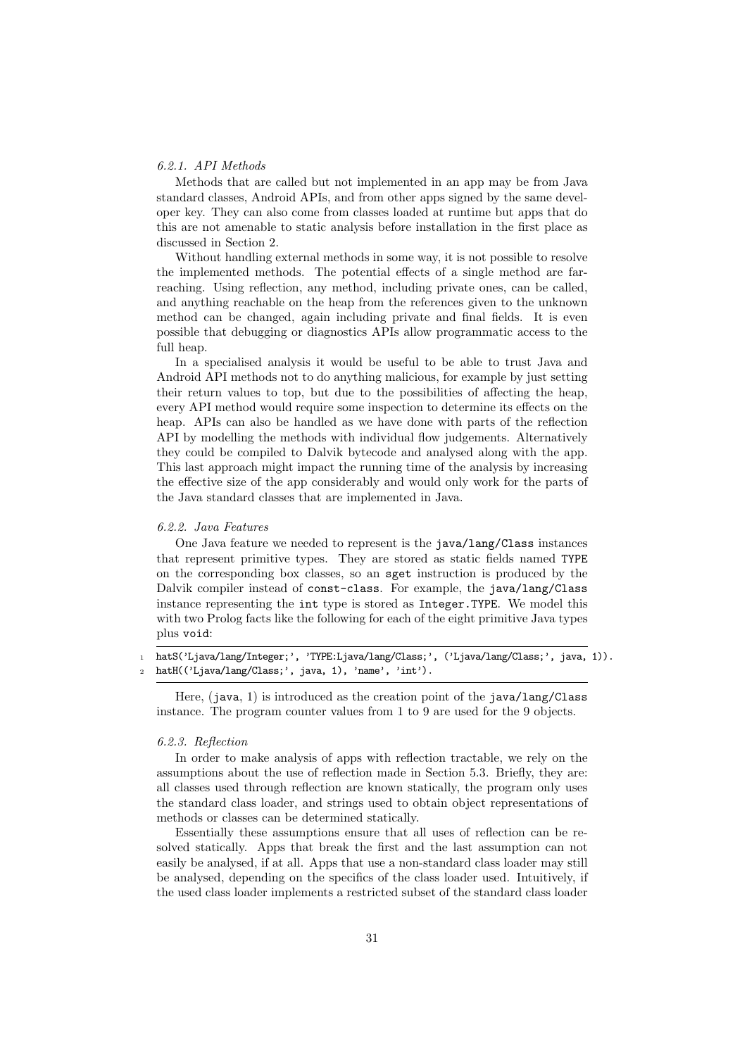#### 6.2.1. API Methods

Methods that are called but not implemented in an app may be from Java standard classes, Android APIs, and from other apps signed by the same developer key. They can also come from classes loaded at runtime but apps that do this are not amenable to static analysis before installation in the first place as discussed in Section 2.

Without handling external methods in some way, it is not possible to resolve the implemented methods. The potential effects of a single method are far-reaching. Using reflection, any method, including private ones, can be called, and anything reachable on the heap from the references given to the unknown method can be changed, again including private and final fields. It is even possible that debugging or diagnostics APIs allow programmatic access to the full heap.

In a specialised analysis it would be useful to be able to trust Java and Android API methods not to do anything malicious, for example by just setting their return values to top, but due to the possibilities of affecting the heap, every API method would require some inspection to determine its effects on the heap. APIs can also be handled as we have done with parts of the reflection API by modelling the methods with individual flow judgements. Alternatively they could be compiled to Dalvik bytecode and analysed along with the app. This last approach might impact the running time of the analysis by increasing the effective size of the app considerably and would only work for the parts of the Java standard classes that are implemented in Java.

#### 6.2.2. Java Features

One Java feature we needed to represent is the `java/lang/Class` instances that represent primitive types. They are stored as static fields named `TYPE` on the corresponding box classes, so an `sget` instruction is produced by the Dalvik compiler instead of `const-class`. For example, the `java/lang/Class` instance representing the `int` type is stored as `Integer.TYPE`. We model this with two Prolog facts like the following for each of the eight primitive Java types plus `void`:

```
hatS('Ljava/lang/Integer;', 'TYPE:Ljava/lang/Class;', ('Ljava/lang/Class;', java, 1)).
hatH(('Ljava/lang/Class;', java, 1), 'name', 'int').
```

Here, (`java`, 1) is introduced as the creation point of the `java/lang/Class` instance. The program counter values from 1 to 9 are used for the 9 objects.

#### 6.2.3. Reflection

In order to make analysis of apps with reflection tractable, we rely on the assumptions about the use of reflection made in Section 5.3. Briefly, they are: all classes used through reflection are known statically, the program only uses the standard class loader, and strings used to obtain object representations of methods or classes can be determined statically.

Essentially these assumptions ensure that all uses of reflection can be resolved statically. Apps that break the first and the last assumption can not easily be analysed, if at all. Apps that use a non-standard class loader may still be analysed, depending on the specifics of the class loader used. Intuitively, if the used class loader implements a restricted subset of the standard class loader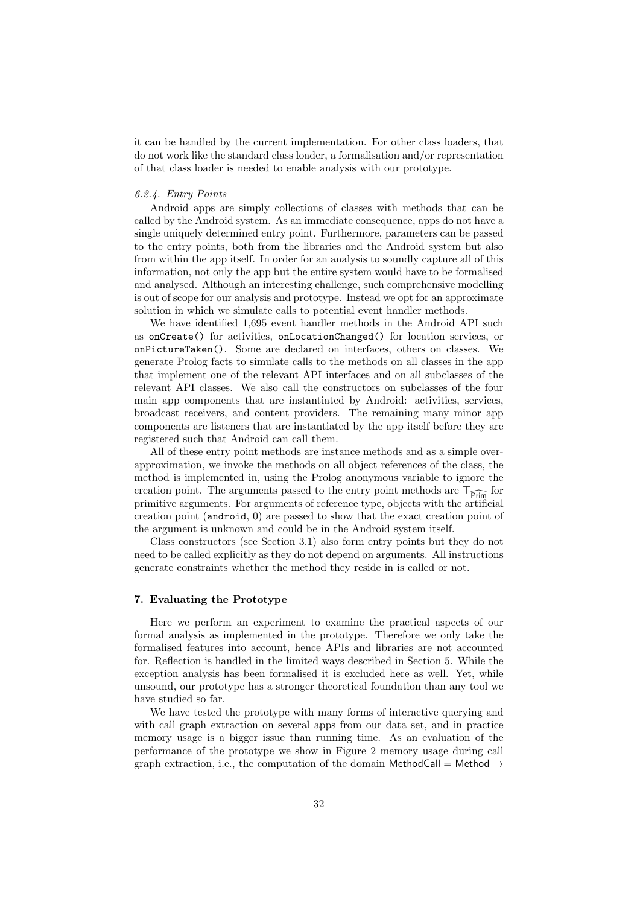it can be handled by the current implementation. For other class loaders, that do not work like the standard class loader, a formalisation and/or representation of that class loader is needed to enable analysis with our prototype.

#### *6.2.4. Entry Points*

Android apps are simply collections of classes with methods that can be called by the Android system. As an immediate consequence, apps do not have a single uniquely determined entry point. Furthermore, parameters can be passed to the entry points, both from the libraries and the Android system but also from within the app itself. In order for an analysis to soundly capture all of this information, not only the app but the entire system would have to be formalised and analysed. Although an interesting challenge, such comprehensive modelling is out of scope for our analysis and prototype. Instead we opt for an approximate solution in which we simulate calls to potential event handler methods.

We have identified 1,695 event handler methods in the Android API such as `onCreate()` for activities, `onLocationChanged()` for location services, or `onPictureTaken()`. Some are declared on interfaces, others on classes. We generate Prolog facts to simulate calls to the methods on all classes in the app that implement one of the relevant API interfaces and on all subclasses of the relevant API classes. We also call the constructors on subclasses of the four main app components that are instantiated by Android: activities, services, broadcast receivers, and content providers. The remaining many minor app components are listeners that are instantiated by the app itself before they are registered such that Android can call them.

All of these entry point methods are instance methods and as a simple over-approximation, we invoke the methods on all object references of the class, the method is implemented in, using the Prolog anonymous variable to ignore the creation point. The arguments passed to the entry point methods are $\top_{\widehat{\mathsf{Prim}}}$ for primitive arguments. For arguments of reference type, objects with the artificial creation point (`android`, 0) are passed to show that the exact creation point of the argument is unknown and could be in the Android system itself.

Class constructors (see Section 3.1) also form entry points but they do not need to be called explicitly as they do not depend on arguments. All instructions generate constraints whether the method they reside in is called or not.

## 7. Evaluating the Prototype

Here we perform an experiment to examine the practical aspects of our formal analysis as implemented in the prototype. Therefore we only take the formalised features into account, hence APIs and libraries are not accounted for. Reflection is handled in the limited ways described in Section 5. While the exception analysis has been formalised it is excluded here as well. Yet, while unsound, our prototype has a stronger theoretical foundation than any tool we have studied so far.

We have tested the prototype with many forms of interactive querying and with call graph extraction on several apps from our data set, and in practice memory usage is a bigger issue than running time. As an evaluation of the performance of the prototype we show in Figure 2 memory usage during call graph extraction, i.e., the computation of the domain $\mathsf{MethodCall} = \mathsf{Method} \rightarrow$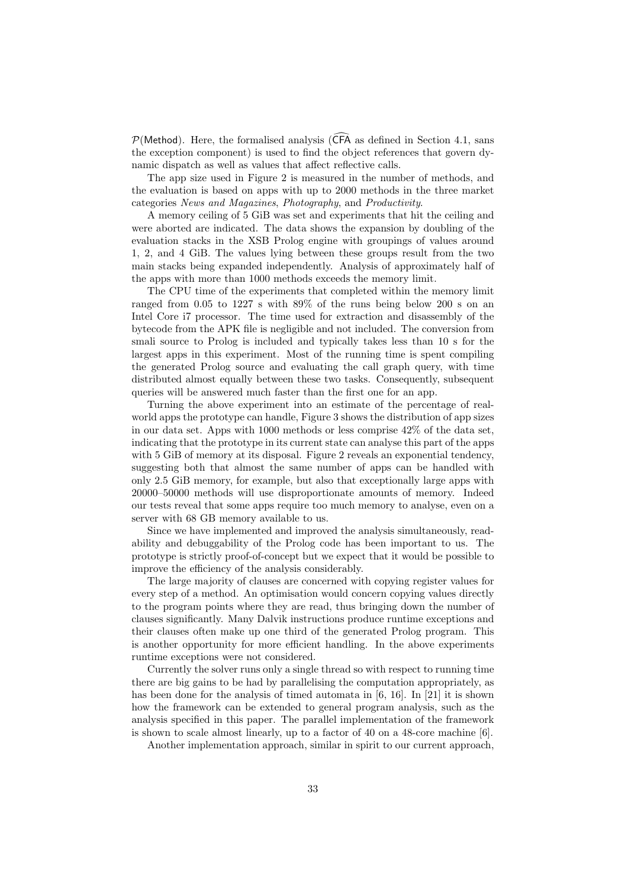$\mathcal{P}$(Method). Here, the formalised analysis ($\widehat{\mathsf{CFA}}$ as defined in Section 4.1, sans the exception component) is used to find the object references that govern dynamic dispatch as well as values that affect reflective calls.

The app size used in Figure 2 is measured in the number of methods, and the evaluation is based on apps with up to 2000 methods in the three market categories *News and Magazines*, *Photography*, and *Productivity*.

A memory ceiling of 5 GiB was set and experiments that hit the ceiling and were aborted are indicated. The data shows the expansion by doubling of the evaluation stacks in the XSB Prolog engine with groupings of values around 1, 2, and 4 GiB. The values lying between these groups result from the two main stacks being expanded independently. Analysis of approximately half of the apps with more than 1000 methods exceeds the memory limit.

The CPU time of the experiments that completed within the memory limit ranged from 0.05 to 1227 s with 89% of the runs being below 200 s on an Intel Core i7 processor. The time used for extraction and disassembly of the bytecode from the APK file is negligible and not included. The conversion from smali source to Prolog is included and typically takes less than 10 s for the largest apps in this experiment. Most of the running time is spent compiling the generated Prolog source and evaluating the call graph query, with time distributed almost equally between these two tasks. Consequently, subsequent queries will be answered much faster than the first one for an app.

Turning the above experiment into an estimate of the percentage of real-world apps the prototype can handle, Figure 3 shows the distribution of app sizes in our data set. Apps with 1000 methods or less comprise 42% of the data set, indicating that the prototype in its current state can analyse this part of the apps with 5 GiB of memory at its disposal. Figure 2 reveals an exponential tendency, suggesting both that almost the same number of apps can be handled with only 2.5 GiB memory, for example, but also that exceptionally large apps with 20000–50000 methods will use disproportionate amounts of memory. Indeed our tests reveal that some apps require too much memory to analyse, even on a server with 68 GB memory available to us.

Since we have implemented and improved the analysis simultaneously, readability and debuggability of the Prolog code has been important to us. The prototype is strictly proof-of-concept but we expect that it would be possible to improve the efficiency of the analysis considerably.

The large majority of clauses are concerned with copying register values for every step of a method. An optimisation would concern copying values directly to the program points where they are read, thus bringing down the number of clauses significantly. Many Dalvik instructions produce runtime exceptions and their clauses often make up one third of the generated Prolog program. This is another opportunity for more efficient handling. In the above experiments runtime exceptions were not considered.

Currently the solver runs only a single thread so with respect to running time there are big gains to be had by parallelising the computation appropriately, as has been done for the analysis of timed automata in [6, 16]. In [21] it is shown how the framework can be extended to general program analysis, such as the analysis specified in this paper. The parallel implementation of the framework is shown to scale almost linearly, up to a factor of 40 on a 48-core machine [6].

Another implementation approach, similar in spirit to our current approach,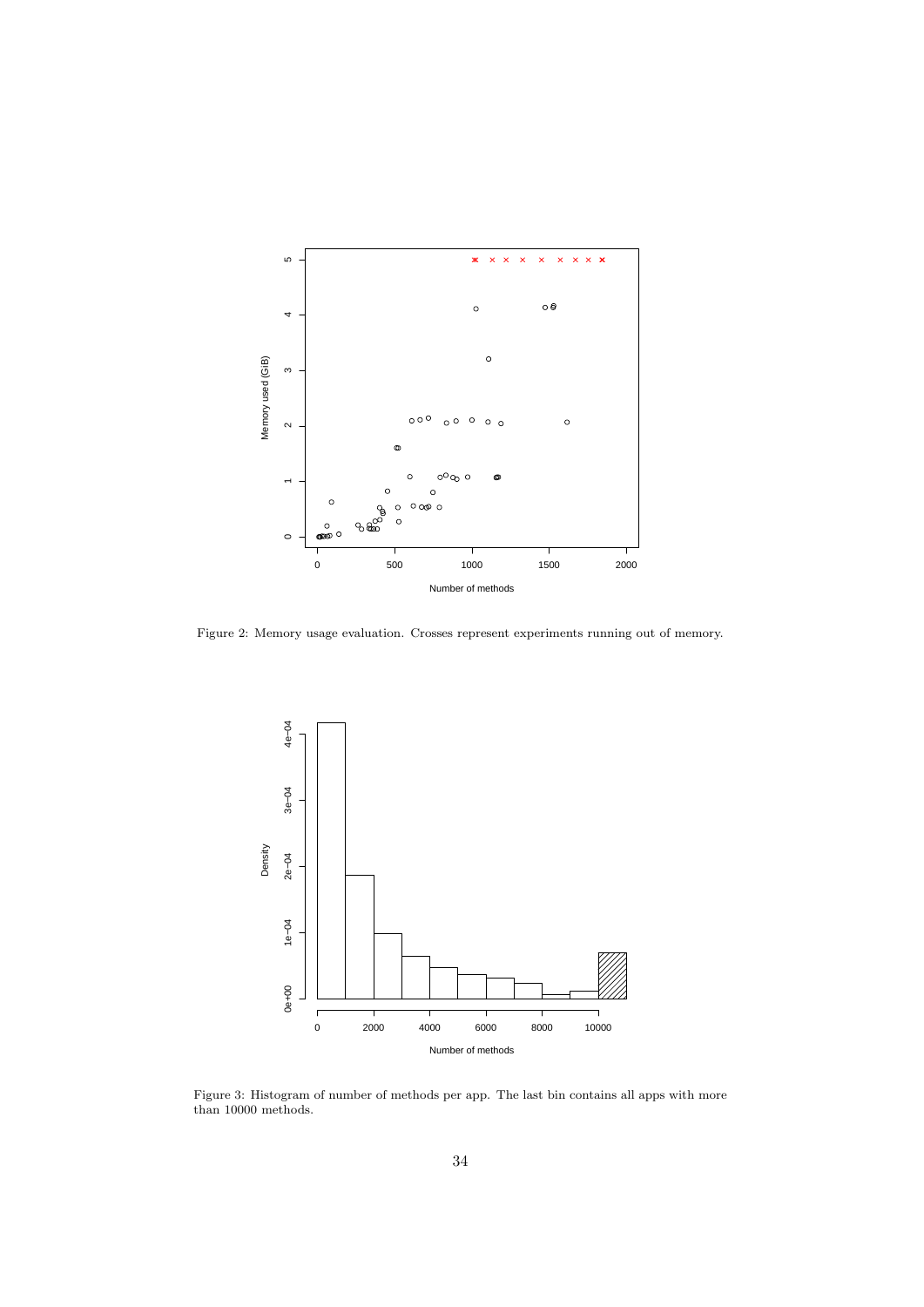Figure 2: Memory usage evaluation. Crosses represent experiments running out of memory.

Figure 3: Histogram of number of methods per app. The last bin contains all apps with more than 10000 methods.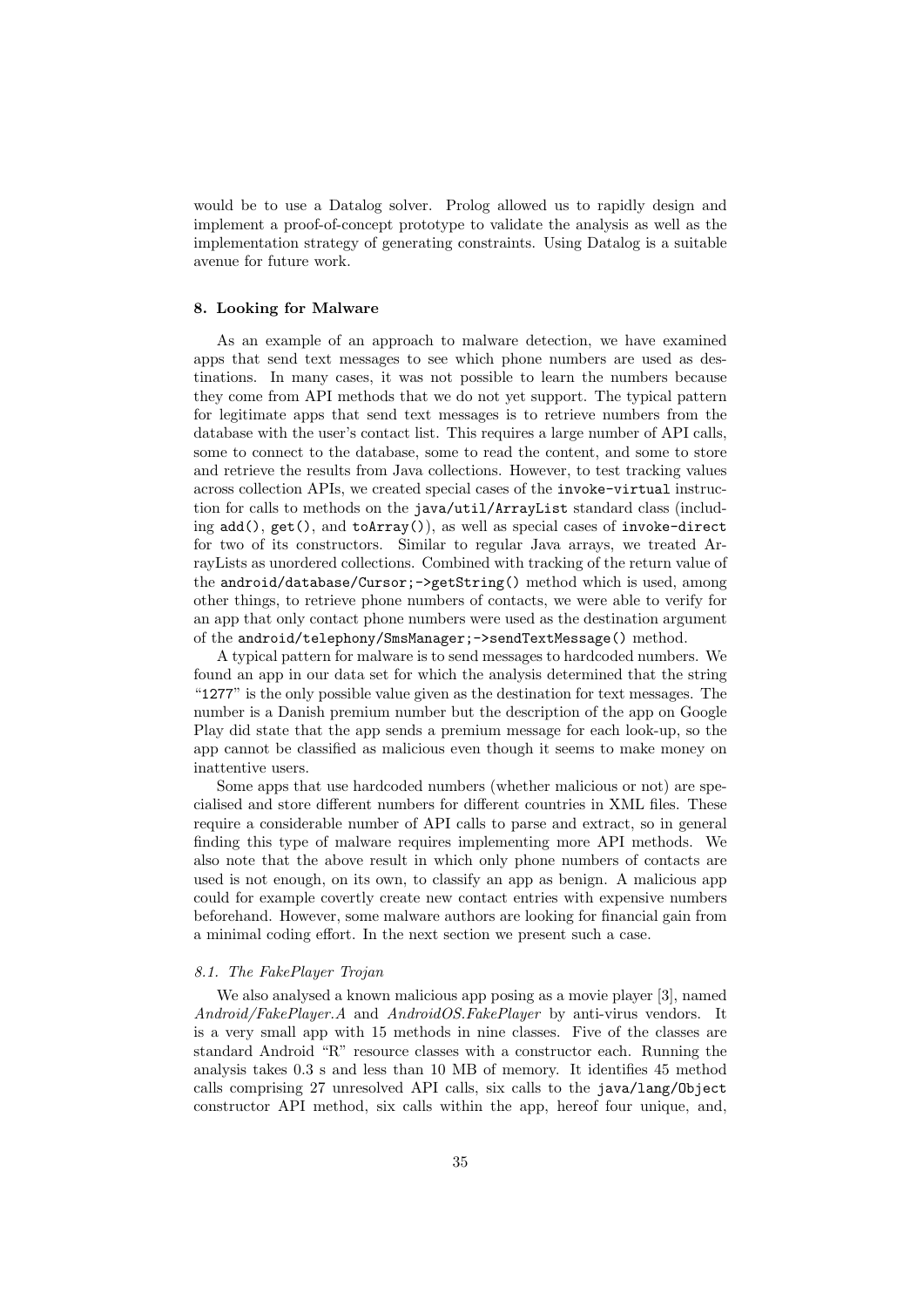would be to use a Datalog solver. Prolog allowed us to rapidly design and implement a proof-of-concept prototype to validate the analysis as well as the implementation strategy of generating constraints. Using Datalog is a suitable avenue for future work.

## 8. Looking for Malware

As an example of an approach to malware detection, we have examined apps that send text messages to see which phone numbers are used as destinations. In many cases, it was not possible to learn the numbers because they come from API methods that we do not yet support. The typical pattern for legitimate apps that send text messages is to retrieve numbers from the database with the user's contact list. This requires a large number of API calls, some to connect to the database, some to read the content, and some to store and retrieve the results from Java collections. However, to test tracking values across collection APIs, we created special cases of the `invoke-virtual` instruction for calls to methods on the `java/util/ArrayList` standard class (including `add()`, `get()`, and `toArray()`), as well as special cases of `invoke-direct` for two of its constructors. Similar to regular Java arrays, we treated ArrayLists as unordered collections. Combined with tracking of the return value of the `android/database/Cursor;->getString()` method which is used, among other things, to retrieve phone numbers of contacts, we were able to verify for an app that only contact phone numbers were used as the destination argument of the `android/telephony/SmsManager;->sendTextMessage()` method.

A typical pattern for malware is to send messages to hardcoded numbers. We found an app in our data set for which the analysis determined that the string "`1277`" is the only possible value given as the destination for text messages. The number is a Danish premium number but the description of the app on Google Play did state that the app sends a premium message for each look-up, so the app cannot be classified as malicious even though it seems to make money on inattentive users.

Some apps that use hardcoded numbers (whether malicious or not) are specialised and store different numbers for different countries in XML files. These require a considerable number of API calls to parse and extract, so in general finding this type of malware requires implementing more API methods. We also note that the above result in which only phone numbers of contacts are used is not enough, on its own, to classify an app as benign. A malicious app could for example covertly create new contact entries with expensive numbers beforehand. However, some malware authors are looking for financial gain from a minimal coding effort. In the next section we present such a case.

### *8.1. The FakePlayer Trojan*

We also analysed a known malicious app posing as a movie player [3], named *Android/FakePlayer.A* and *AndroidOS.FakePlayer* by anti-virus vendors. It is a very small app with 15 methods in nine classes. Five of the classes are standard Android "R" resource classes with a constructor each. Running the analysis takes 0.3 s and less than 10 MB of memory. It identifies 45 method calls comprising 27 unresolved API calls, six calls to the `java/lang/Object` constructor API method, six calls within the app, hereof four unique, and,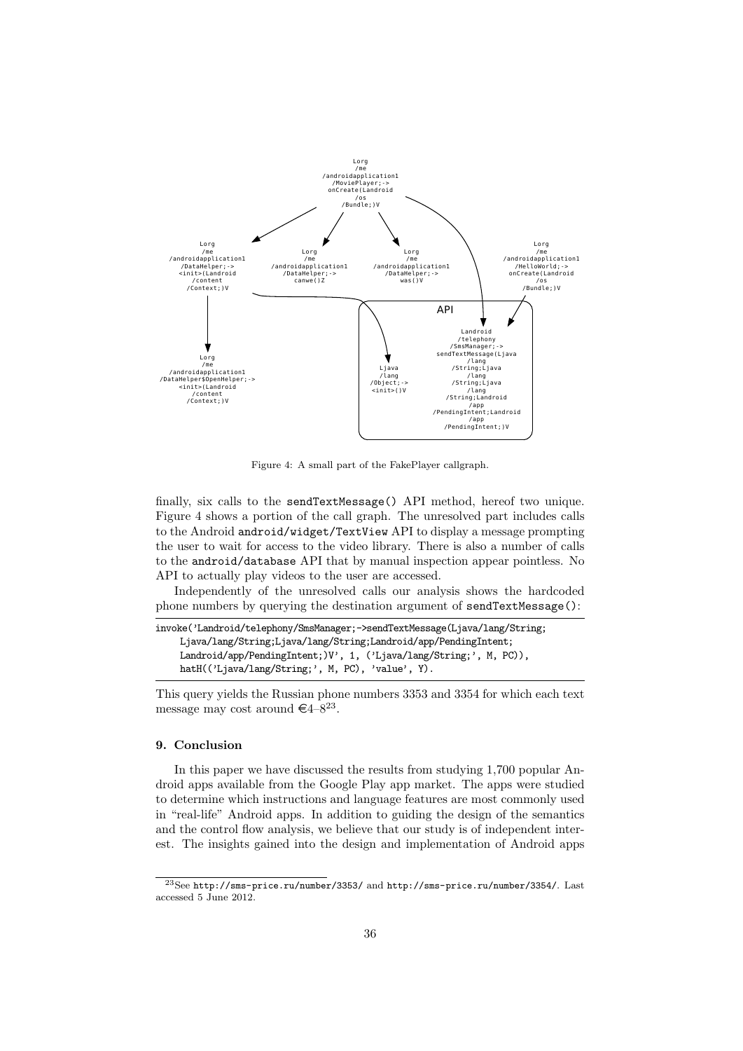Figure 4: A small part of the FakePlayer callgraph.

finally, six calls to the `sendTextMessage()` API method, hereof two unique. Figure 4 shows a portion of the call graph. The unresolved part includes calls to the Android `android/widget/TextView` API to display a message prompting the user to wait for access to the video library. There is also a number of calls to the `android/database` API that by manual inspection appear pointless. No API to actually play videos to the user are accessed.

Independently of the unresolved calls our analysis shows the hardcoded phone numbers by querying the destination argument of `sendTextMessage()`:

```
invoke('Landroid/telephony/SmsManager;->sendTextMessage(Ljava/lang/String;
    Ljava/lang/String;Ljava/lang/String;Landroid/app/PendingIntent;
    Landroid/app/PendingIntent;)V', 1, ('Ljava/lang/String;', M, PC)),
    hatH(('Ljava/lang/String;', M, PC), 'value', Y).
```

This query yields the Russian phone numbers 3353 and 3354 for which each text message may cost around €4–8[23].

### 9. Conclusion

In this paper we have discussed the results from studying 1,700 popular Android apps available from the Google Play app market. The apps were studied to determine which instructions and language features are most commonly used in "real-life" Android apps. In addition to guiding the design of the semantics and the control flow analysis, we believe that our study is of independent interest. The insights gained into the design and implementation of Android apps

[23]See `http://sms-price.ru/number/3353/` and `http://sms-price.ru/number/3354/`. Last accessed 5 June 2012.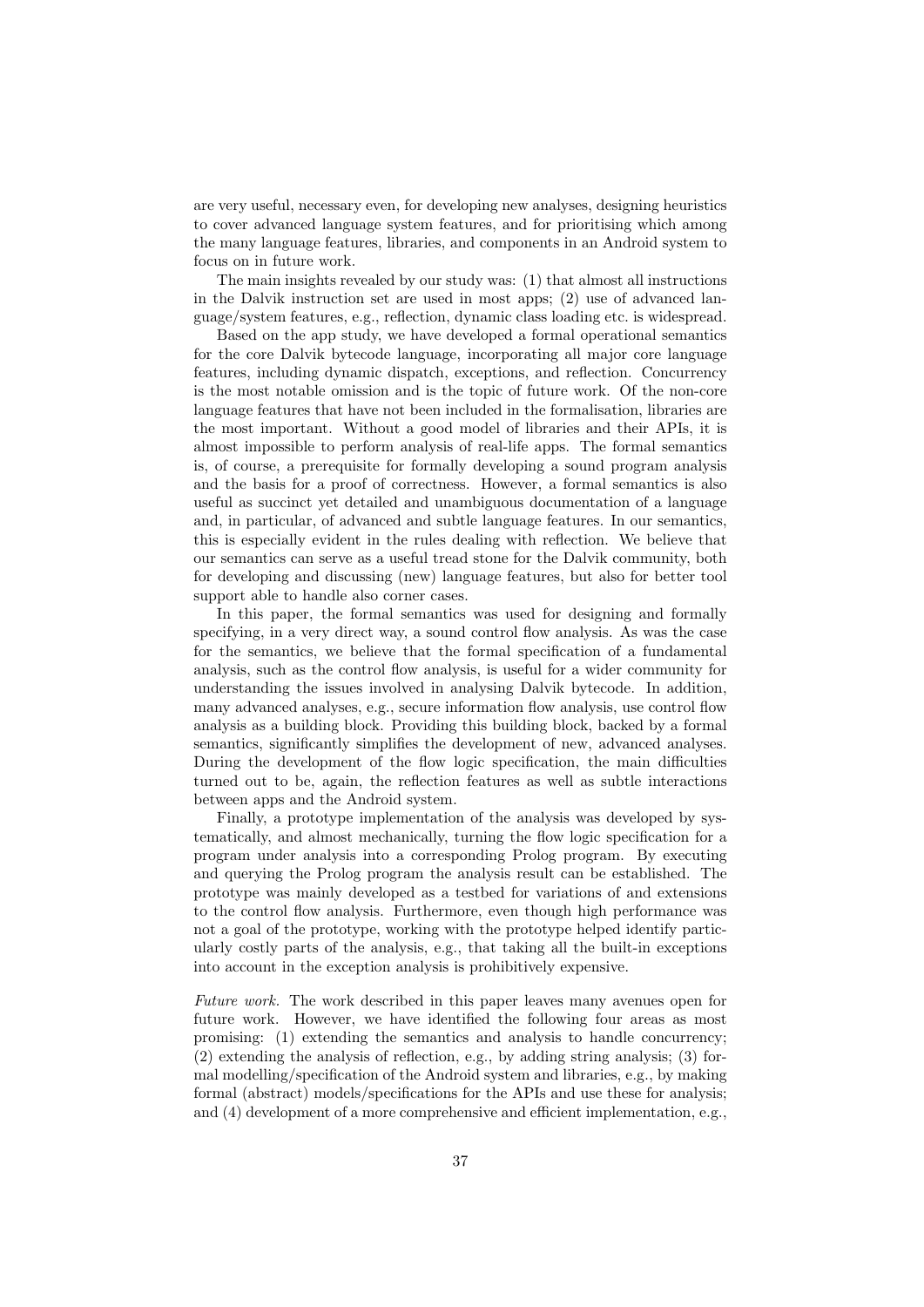are very useful, necessary even, for developing new analyses, designing heuristics to cover advanced language system features, and for prioritising which among the many language features, libraries, and components in an Android system to focus on in future work.

The main insights revealed by our study was: (1) that almost all instructions in the Dalvik instruction set are used in most apps; (2) use of advanced language/system features, e.g., reflection, dynamic class loading etc. is widespread.

Based on the app study, we have developed a formal operational semantics for the core Dalvik bytecode language, incorporating all major core language features, including dynamic dispatch, exceptions, and reflection. Concurrency is the most notable omission and is the topic of future work. Of the non-core language features that have not been included in the formalisation, libraries are the most important. Without a good model of libraries and their APIs, it is almost impossible to perform analysis of real-life apps. The formal semantics is, of course, a prerequisite for formally developing a sound program analysis and the basis for a proof of correctness. However, a formal semantics is also useful as succinct yet detailed and unambiguous documentation of a language and, in particular, of advanced and subtle language features. In our semantics, this is especially evident in the rules dealing with reflection. We believe that our semantics can serve as a useful tread stone for the Dalvik community, both for developing and discussing (new) language features, but also for better tool support able to handle also corner cases.

In this paper, the formal semantics was used for designing and formally specifying, in a very direct way, a sound control flow analysis. As was the case for the semantics, we believe that the formal specification of a fundamental analysis, such as the control flow analysis, is useful for a wider community for understanding the issues involved in analysing Dalvik bytecode. In addition, many advanced analyses, e.g., secure information flow analysis, use control flow analysis as a building block. Providing this building block, backed by a formal semantics, significantly simplifies the development of new, advanced analyses. During the development of the flow logic specification, the main difficulties turned out to be, again, the reflection features as well as subtle interactions between apps and the Android system.

Finally, a prototype implementation of the analysis was developed by systematically, and almost mechanically, turning the flow logic specification for a program under analysis into a corresponding Prolog program. By executing and querying the Prolog program the analysis result can be established. The prototype was mainly developed as a testbed for variations of and extensions to the control flow analysis. Furthermore, even though high performance was not a goal of the prototype, working with the prototype helped identify particularly costly parts of the analysis, e.g., that taking all the built-in exceptions into account in the exception analysis is prohibitively expensive.

*Future work.* The work described in this paper leaves many avenues open for future work. However, we have identified the following four areas as most promising: (1) extending the semantics and analysis to handle concurrency; (2) extending the analysis of reflection, e.g., by adding string analysis; (3) formal modelling/specification of the Android system and libraries, e.g., by making formal (abstract) models/specifications for the APIs and use these for analysis; and (4) development of a more comprehensive and efficient implementation, e.g.,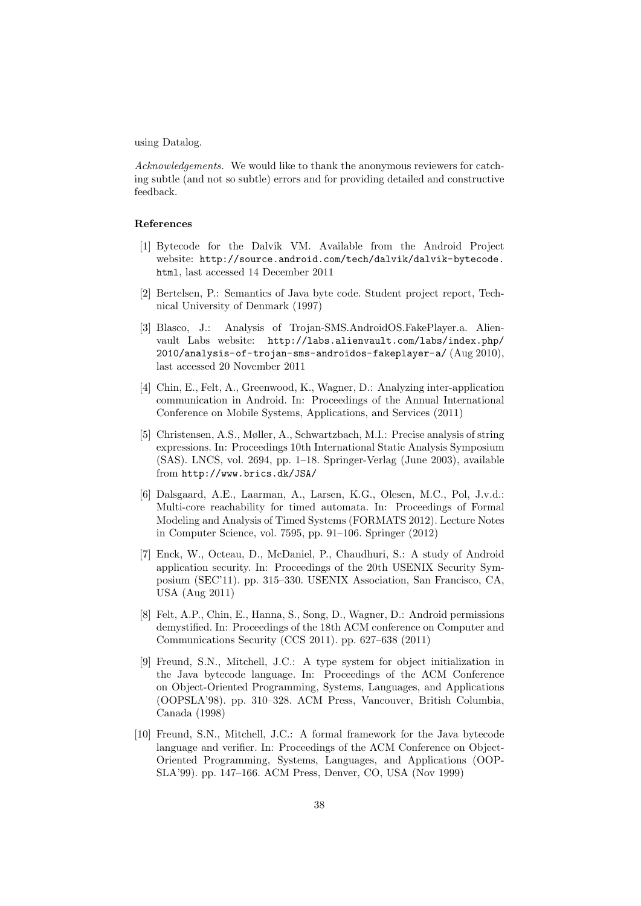using Datalog.

*Acknowledgements.* We would like to thank the anonymous reviewers for catching subtle (and not so subtle) errors and for providing detailed and constructive feedback.

### References

[1] Bytecode for the Dalvik VM. Available from the Android Project website: `http://source.android.com/tech/dalvik/dalvik-bytecode.html`, last accessed 14 December 2011

[2] Bertelsen, P.: Semantics of Java byte code. Student project report, Technical University of Denmark (1997)

[3] Blasco, J.: Analysis of Trojan-SMS.AndroidOS.FakePlayer.a. Alienvault Labs website: `http://labs.alienvault.com/labs/index.php/2010/analysis-of-trojan-sms-androidos-fakeplayer-a/` (Aug 2010), last accessed 20 November 2011

[4] Chin, E., Felt, A., Greenwood, K., Wagner, D.: Analyzing inter-application communication in Android. In: Proceedings of the Annual International Conference on Mobile Systems, Applications, and Services (2011)

[5] Christensen, A.S., Møller, A., Schwartzbach, M.I.: Precise analysis of string expressions. In: Proceedings 10th International Static Analysis Symposium (SAS). LNCS, vol. 2694, pp. 1–18. Springer-Verlag (June 2003), available from `http://www.brics.dk/JSA/`

[6] Dalsgaard, A.E., Laarman, A., Larsen, K.G., Olesen, M.C., Pol, J.v.d.: Multi-core reachability for timed automata. In: Proceedings of Formal Modeling and Analysis of Timed Systems (FORMATS 2012). Lecture Notes in Computer Science, vol. 7595, pp. 91–106. Springer (2012)

[7] Enck, W., Octeau, D., McDaniel, P., Chaudhuri, S.: A study of Android application security. In: Proceedings of the 20th USENIX Security Symposium (SEC'11). pp. 315–330. USENIX Association, San Francisco, CA, USA (Aug 2011)

[8] Felt, A.P., Chin, E., Hanna, S., Song, D., Wagner, D.: Android permissions demystified. In: Proceedings of the 18th ACM conference on Computer and Communications Security (CCS 2011). pp. 627–638 (2011)

[9] Freund, S.N., Mitchell, J.C.: A type system for object initialization in the Java bytecode language. In: Proceedings of the ACM Conference on Object-Oriented Programming, Systems, Languages, and Applications (OOPSLA'98). pp. 310–328. ACM Press, Vancouver, British Columbia, Canada (1998)

[10] Freund, S.N., Mitchell, J.C.: A formal framework for the Java bytecode language and verifier. In: Proceedings of the ACM Conference on Object-Oriented Programming, Systems, Languages, and Applications (OOPSLA'99). pp. 147–166. ACM Press, Denver, CO, USA (Nov 1999)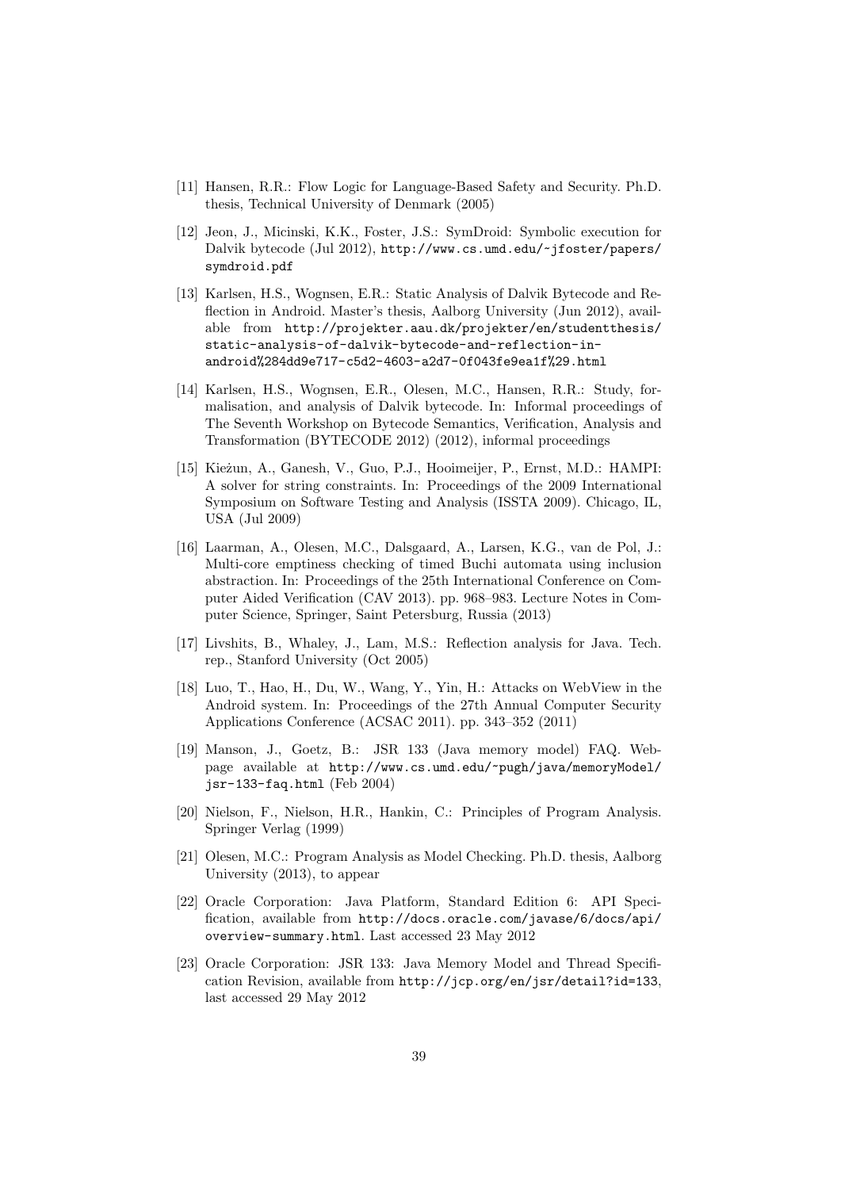[11] Hansen, R.R.: Flow Logic for Language-Based Safety and Security. Ph.D. thesis, Technical University of Denmark (2005)

[12] Jeon, J., Micinski, K.K., Foster, J.S.: SymDroid: Symbolic execution for Dalvik bytecode (Jul 2012), http://www.cs.umd.edu/~jfoster/papers/symdroid.pdf

[13] Karlsen, H.S., Wognsen, E.R.: Static Analysis of Dalvik Bytecode and Reflection in Android. Master's thesis, Aalborg University (Jun 2012), available from http://projekter.aau.dk/projekter/en/studentthesis/static-analysis-of-dalvik-bytecode-and-reflection-in-android%284dd9e717-c5d2-4603-a2d7-0f043fe9ea1f%29.html

[14] Karlsen, H.S., Wognsen, E.R., Olesen, M.C., Hansen, R.R.: Study, formalisation, and analysis of Dalvik bytecode. In: Informal proceedings of The Seventh Workshop on Bytecode Semantics, Verification, Analysis and Transformation (BYTECODE 2012) (2012), informal proceedings

[15] Kieżun, A., Ganesh, V., Guo, P.J., Hooimeijer, P., Ernst, M.D.: HAMPI: A solver for string constraints. In: Proceedings of the 2009 International Symposium on Software Testing and Analysis (ISSTA 2009). Chicago, IL, USA (Jul 2009)

[16] Laarman, A., Olesen, M.C., Dalsgaard, A., Larsen, K.G., van de Pol, J.: Multi-core emptiness checking of timed Buchi automata using inclusion abstraction. In: Proceedings of the 25th International Conference on Computer Aided Verification (CAV 2013). pp. 968–983. Lecture Notes in Computer Science, Springer, Saint Petersburg, Russia (2013)

[17] Livshits, B., Whaley, J., Lam, M.S.: Reflection analysis for Java. Tech. rep., Stanford University (Oct 2005)

[18] Luo, T., Hao, H., Du, W., Wang, Y., Yin, H.: Attacks on WebView in the Android system. In: Proceedings of the 27th Annual Computer Security Applications Conference (ACSAC 2011). pp. 343–352 (2011)

[19] Manson, J., Goetz, B.: JSR 133 (Java memory model) FAQ. Webpage available at http://www.cs.umd.edu/~pugh/java/memoryModel/jsr-133-faq.html (Feb 2004)

[20] Nielson, F., Nielson, H.R., Hankin, C.: Principles of Program Analysis. Springer Verlag (1999)

[21] Olesen, M.C.: Program Analysis as Model Checking. Ph.D. thesis, Aalborg University (2013), to appear

[22] Oracle Corporation: Java Platform, Standard Edition 6: API Specification, available from http://docs.oracle.com/javase/6/docs/api/overview-summary.html. Last accessed 23 May 2012

[23] Oracle Corporation: JSR 133: Java Memory Model and Thread Specification Revision, available from http://jcp.org/en/jsr/detail?id=133, last accessed 29 May 2012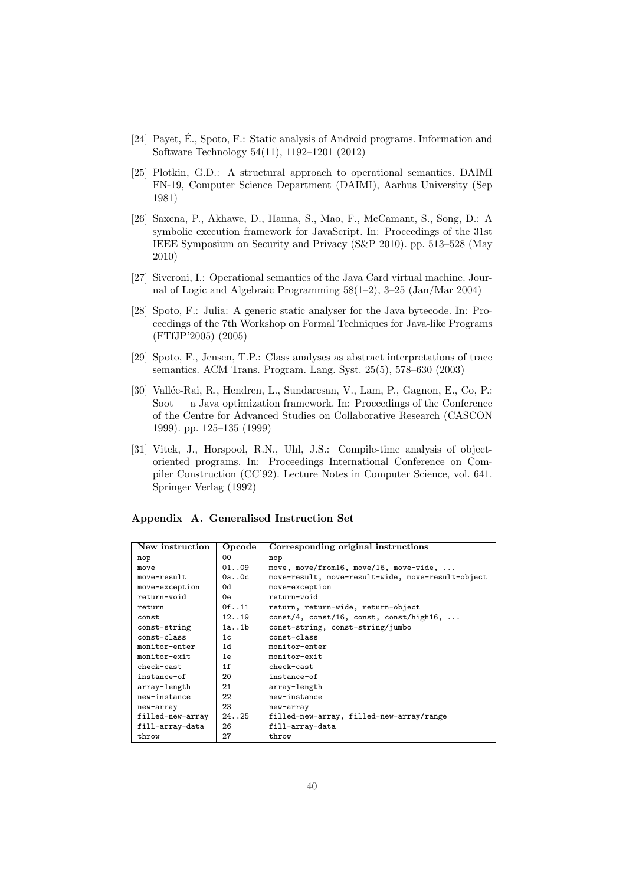[24] Payet, É., Spoto, F.: Static analysis of Android programs. Information and Software Technology 54(11), 1192–1201 (2012)

[25] Plotkin, G.D.: A structural approach to operational semantics. DAIMI FN-19, Computer Science Department (DAIMI), Aarhus University (Sep 1981)

[26] Saxena, P., Akhawe, D., Hanna, S., Mao, F., McCamant, S., Song, D.: A symbolic execution framework for JavaScript. In: Proceedings of the 31st IEEE Symposium on Security and Privacy (S&P 2010). pp. 513–528 (May 2010)

[27] Siveroni, I.: Operational semantics of the Java Card virtual machine. Journal of Logic and Algebraic Programming 58(1–2), 3–25 (Jan/Mar 2004)

[28] Spoto, F.: Julia: A generic static analyser for the Java bytecode. In: Proceedings of the 7th Workshop on Formal Techniques for Java-like Programs (FTfJP'2005) (2005)

[29] Spoto, F., Jensen, T.P.: Class analyses as abstract interpretations of trace semantics. ACM Trans. Program. Lang. Syst. 25(5), 578–630 (2003)

[30] Vallée-Rai, R., Hendren, L., Sundaresan, V., Lam, P., Gagnon, E., Co, P.: Soot — a Java optimization framework. In: Proceedings of the Conference of the Centre for Advanced Studies on Collaborative Research (CASCON 1999). pp. 125–135 (1999)

[31] Vitek, J., Horspool, R.N., Uhl, J.S.: Compile-time analysis of object-oriented programs. In: Proceedings International Conference on Compiler Construction (CC'92). Lecture Notes in Computer Science, vol. 641. Springer Verlag (1992)

## Appendix A. Generalised Instruction Set

| New instruction | Opcode | Corresponding original instructions |
|---|---|---|
| nop | 00 | nop |
| move | 01..09 | move, move/from16, move/16, move-wide, ... |
| move-result | 0a..0c | move-result, move-result-wide, move-result-object |
| move-exception | 0d | move-exception |
| return-void | 0e | return-void |
| return | 0f..11 | return, return-wide, return-object |
| const | 12..19 | const/4, const/16, const, const/high16, ... |
| const-string | 1a..1b | const-string, const-string/jumbo |
| const-class | 1c | const-class |
| monitor-enter | 1d | monitor-enter |
| monitor-exit | 1e | monitor-exit |
| check-cast | 1f | check-cast |
| instance-of | 20 | instance-of |
| array-length | 21 | array-length |
| new-instance | 22 | new-instance |
| new-array | 23 | new-array |
| filled-new-array | 24..25 | filled-new-array, filled-new-array/range |
| fill-array-data | 26 | fill-array-data |
| throw | 27 | throw |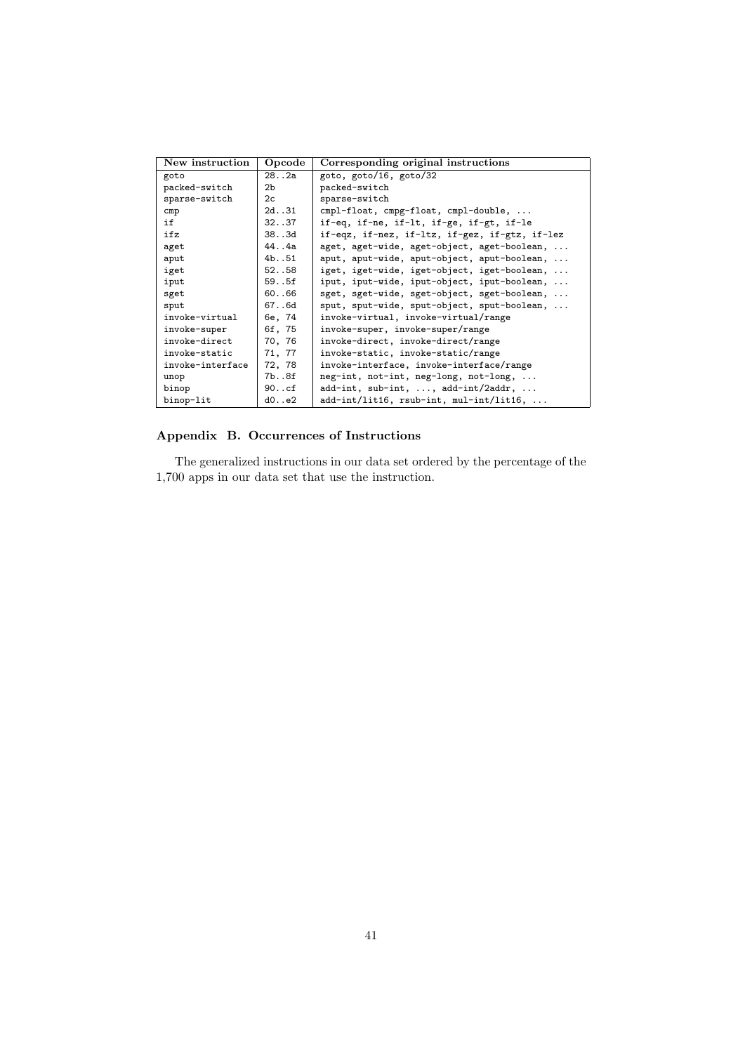| New instruction | Opcode | Corresponding original instructions |
| --- | --- | --- |
| goto | 28..2a | goto, goto/16, goto/32 |
| packed-switch | 2b | packed-switch |
| sparse-switch | 2c | sparse-switch |
| cmp | 2d..31 | cmpl-float, cmpg-float, cmpl-double, ... |
| if | 32..37 | if-eq, if-ne, if-lt, if-ge, if-gt, if-le |
| ifz | 38..3d | if-eqz, if-nez, if-ltz, if-gez, if-gtz, if-lez |
| aget | 44..4a | aget, aget-wide, aget-object, aget-boolean, ... |
| aput | 4b..51 | aput, aput-wide, aput-object, aput-boolean, ... |
| iget | 52..58 | iget, iget-wide, iget-object, iget-boolean, ... |
| iput | 59..5f | iput, iput-wide, iput-object, iput-boolean, ... |
| sget | 60..66 | sget, sget-wide, sget-object, sget-boolean, ... |
| sput | 67..6d | sput, sput-wide, sput-object, sput-boolean, ... |
| invoke-virtual | 6e, 74 | invoke-virtual, invoke-virtual/range |
| invoke-super | 6f, 75 | invoke-super, invoke-super/range |
| invoke-direct | 70, 76 | invoke-direct, invoke-direct/range |
| invoke-static | 71, 77 | invoke-static, invoke-static/range |
| invoke-interface | 72, 78 | invoke-interface, invoke-interface/range |
| unop | 7b..8f | neg-int, not-int, neg-long, not-long, ... |
| binop | 90..cf | add-int, sub-int, ..., add-int/2addr, ... |
| binop-lit | d0..e2 | add-int/lit16, rsub-int, mul-int/lit16, ... |

## Appendix B. Occurrences of Instructions

The generalized instructions in our data set ordered by the percentage of the 1,700 apps in our data set that use the instruction.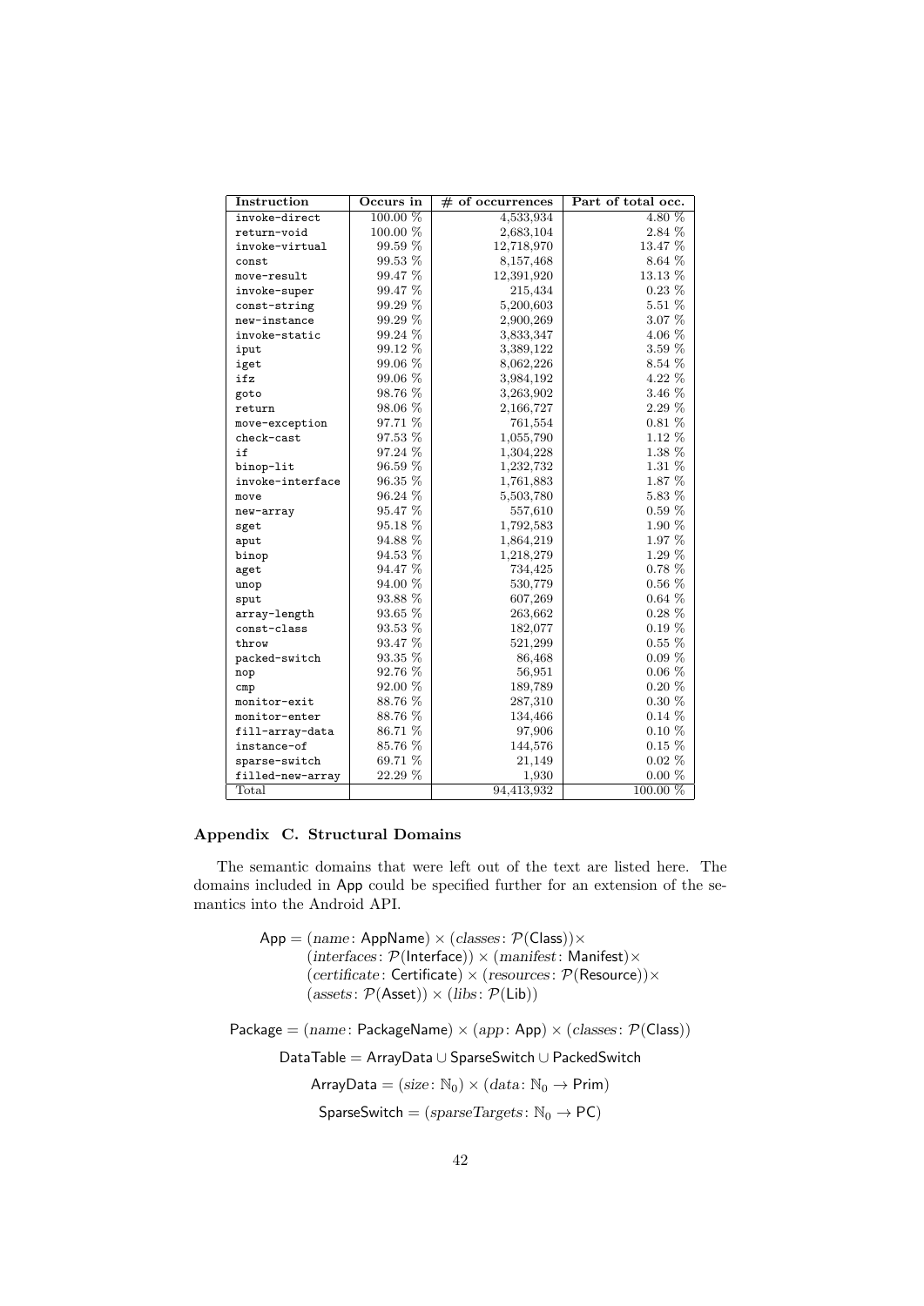| Instruction | Occurs in | # of occurrences | Part of total occ. |
|---|---|---|---|
| `invoke-direct` | 100.00 % | 4,533,934 | 4.80 % |
| `return-void` | 100.00 % | 2,683,104 | 2.84 % |
| `invoke-virtual` | 99.59 % | 12,718,970 | 13.47 % |
| `const` | 99.53 % | 8,157,468 | 8.64 % |
| `move-result` | 99.47 % | 12,391,920 | 13.13 % |
| `invoke-super` | 99.47 % | 215,434 | 0.23 % |
| `const-string` | 99.29 % | 5,200,603 | 5.51 % |
| `new-instance` | 99.29 % | 2,900,269 | 3.07 % |
| `invoke-static` | 99.24 % | 3,833,347 | 4.06 % |
| `iput` | 99.12 % | 3,389,122 | 3.59 % |
| `iget` | 99.06 % | 8,062,226 | 8.54 % |
| `ifz` | 99.06 % | 3,984,192 | 4.22 % |
| `goto` | 98.76 % | 3,263,902 | 3.46 % |
| `return` | 98.06 % | 2,166,727 | 2.29 % |
| `move-exception` | 97.71 % | 761,554 | 0.81 % |
| `check-cast` | 97.53 % | 1,055,790 | 1.12 % |
| `if` | 97.24 % | 1,304,228 | 1.38 % |
| `binop-lit` | 96.59 % | 1,232,732 | 1.31 % |
| `invoke-interface` | 96.35 % | 1,761,883 | 1.87 % |
| `move` | 96.24 % | 5,503,780 | 5.83 % |
| `new-array` | 95.47 % | 557,610 | 0.59 % |
| `sget` | 95.18 % | 1,792,583 | 1.90 % |
| `aput` | 94.88 % | 1,864,219 | 1.97 % |
| `binop` | 94.53 % | 1,218,279 | 1.29 % |
| `aget` | 94.47 % | 734,425 | 0.78 % |
| `unop` | 94.00 % | 530,779 | 0.56 % |
| `sput` | 93.88 % | 607,269 | 0.64 % |
| `array-length` | 93.65 % | 263,662 | 0.28 % |
| `const-class` | 93.53 % | 182,077 | 0.19 % |
| `throw` | 93.47 % | 521,299 | 0.55 % |
| `packed-switch` | 93.35 % | 86,468 | 0.09 % |
| `nop` | 92.76 % | 56,951 | 0.06 % |
| `cmp` | 92.00 % | 189,789 | 0.20 % |
| `monitor-exit` | 88.76 % | 287,310 | 0.30 % |
| `monitor-enter` | 88.76 % | 134,466 | 0.14 % |
| `fill-array-data` | 86.71 % | 97,906 | 0.10 % |
| `instance-of` | 85.76 % | 144,576 | 0.15 % |
| `sparse-switch` | 69.71 % | 21,149 | 0.02 % |
| `filled-new-array` | 22.29 % | 1,930 | 0.00 % |
| Total | | 94,413,932 | 100.00 % |

## Appendix C. Structural Domains

The semantic domains that were left out of the text are listed here. The domains included in App could be specified further for an extension of the semantics into the Android API.

$$\begin{aligned}\mathsf{App} = {} & (\mathit{name}\colon \mathsf{AppName}) \times (\mathit{classes}\colon \mathcal{P}(\mathsf{Class})) \times \\ & (\mathit{interfaces}\colon \mathcal{P}(\mathsf{Interface})) \times (\mathit{manifest}\colon \mathsf{Manifest}) \times \\ & (\mathit{certificate}\colon \mathsf{Certificate}) \times (\mathit{resources}\colon \mathcal{P}(\mathsf{Resource})) \times \\ & (\mathit{assets}\colon \mathcal{P}(\mathsf{Asset})) \times (\mathit{libs}\colon \mathcal{P}(\mathsf{Lib}))\end{aligned}$$

$$\mathsf{Package} = (\mathit{name}\colon \mathsf{PackageName}) \times (\mathit{app}\colon \mathsf{App}) \times (\mathit{classes}\colon \mathcal{P}(\mathsf{Class}))$$

$$\mathsf{DataTable} = \mathsf{ArrayData} \cup \mathsf{SparseSwitch} \cup \mathsf{PackedSwitch}$$

$$\mathsf{ArrayData} = (\mathit{size}\colon \mathbb{N}_0) \times (\mathit{data}\colon \mathbb{N}_0 \to \mathsf{Prim})$$

$$\mathsf{SparseSwitch} = (\mathit{sparseTargets}\colon \mathbb{N}_0 \to \mathsf{PC})$$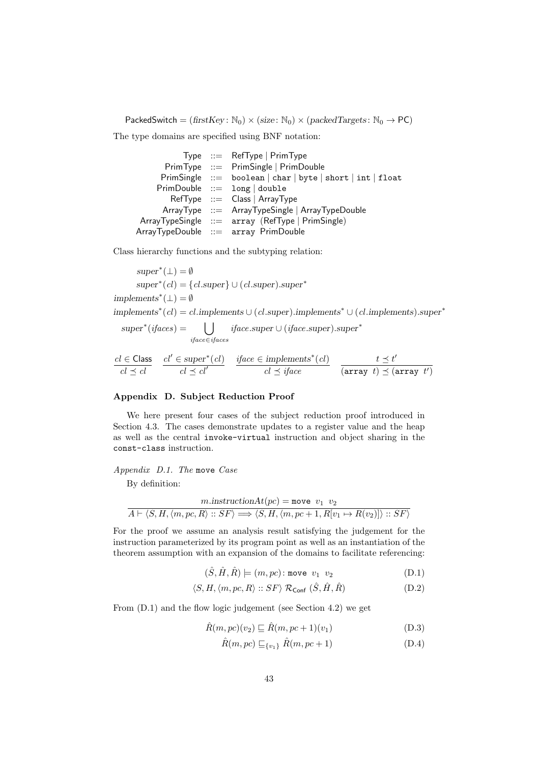$$\mathsf{PackedSwitch} = (\mathit{firstKey}\colon \mathbb{N}_0) \times (\mathit{size}\colon \mathbb{N}_0) \times (\mathit{packedTargets}\colon \mathbb{N}_0 \to \mathsf{PC})$$

The type domains are specified using BNF notation:

$$
\begin{array}{rcl}
\mathsf{Type} & ::= & \mathsf{RefType} \mid \mathsf{PrimType} \\
\mathsf{PrimType} & ::= & \mathsf{PrimSingle} \mid \mathsf{PrimDouble} \\
\mathsf{PrimSingle} & ::= & \texttt{boolean} \mid \texttt{char} \mid \texttt{byte} \mid \texttt{short} \mid \texttt{int} \mid \texttt{float} \\
\mathsf{PrimDouble} & ::= & \texttt{long} \mid \texttt{double} \\
\mathsf{RefType} & ::= & \mathsf{Class} \mid \mathsf{ArrayType} \\
\mathsf{ArrayType} & ::= & \mathsf{ArrayTypeSingle} \mid \mathsf{ArrayTypeDouble} \\
\mathsf{ArrayTypeSingle} & ::= & \texttt{array}\ (\mathsf{RefType} \mid \mathsf{PrimSingle}) \\
\mathsf{ArrayTypeDouble} & ::= & \texttt{array}\ \mathsf{PrimDouble}
\end{array}
$$

Class hierarchy functions and the subtyping relation:

$$
\begin{aligned}
\mathit{super}^*(\bot) &= \emptyset \\
\mathit{super}^*(\mathit{cl}) &= \{\mathit{cl}.\mathit{super}\} \cup (\mathit{cl}.\mathit{super}).\mathit{super}^* \\
\mathit{implements}^*(\bot) &= \emptyset \\
\mathit{implements}^*(\mathit{cl}) &= \mathit{cl}.\mathit{implements} \cup (\mathit{cl}.\mathit{super}).\mathit{implements}^* \cup (\mathit{cl}.\mathit{implements}).\mathit{super}^* \\
\mathit{super}^*(\mathit{ifaces}) &= \bigcup_{\mathit{iface} \in \mathit{ifaces}} \mathit{iface}.\mathit{super} \cup (\mathit{iface}.\mathit{super}).\mathit{super}^*
\end{aligned}
$$

$$
\frac{\mathit{cl} \in \mathsf{Class}}{\mathit{cl} \preceq \mathit{cl}} \qquad
\frac{\mathit{cl}' \in \mathit{super}^*(\mathit{cl})}{\mathit{cl} \preceq \mathit{cl}'} \qquad
\frac{\mathit{iface} \in \mathit{implements}^*(\mathit{cl})}{\mathit{cl} \preceq \mathit{iface}} \qquad
\frac{t \preceq t'}{(\texttt{array}\ t) \preceq (\texttt{array}\ t')}
$$

## Appendix D. Subject Reduction Proof

We here present four cases of the subject reduction proof introduced in Section 4.3. The cases demonstrate updates to a register value and the heap as well as the central `invoke-virtual` instruction and object sharing in the `const-class` instruction.

### Appendix D.1. The `move` Case

By definition:

$$
\frac{m.\mathit{instructionAt}(pc) = \texttt{move}\ \ v_1\ \ v_2}{A \vdash \langle S, H, \langle m, pc, R\rangle :: SF\rangle \Longrightarrow \langle S, H, \langle m, pc+1, R[v_1 \mapsto R(v_2)]\rangle :: SF\rangle}
$$

For the proof we assume an analysis result satisfying the judgement for the instruction parameterized by its program point as well as an instantiation of the theorem assumption with an expansion of the domains to facilitate referencing:

$$(\hat{S}, \hat{H}, \hat{R}) \models (m, pc)\colon \texttt{move}\ \ v_1\ \ v_2 \tag{D.1}$$

$$\langle S, H, \langle m, pc, R\rangle :: SF\rangle\ \mathcal{R}_{\mathsf{Conf}}\ (\hat{S}, \hat{H}, \hat{R}) \tag{D.2}$$

From (D.1) and the flow logic judgement (see Section 4.2) we get

$$\hat{R}(m, pc)(v_2) \sqsubseteq \hat{R}(m, pc+1)(v_1) \tag{D.3}$$

$$\hat{R}(m, pc) \sqsubseteq_{\{v_1\}} \hat{R}(m, pc+1) \tag{D.4}$$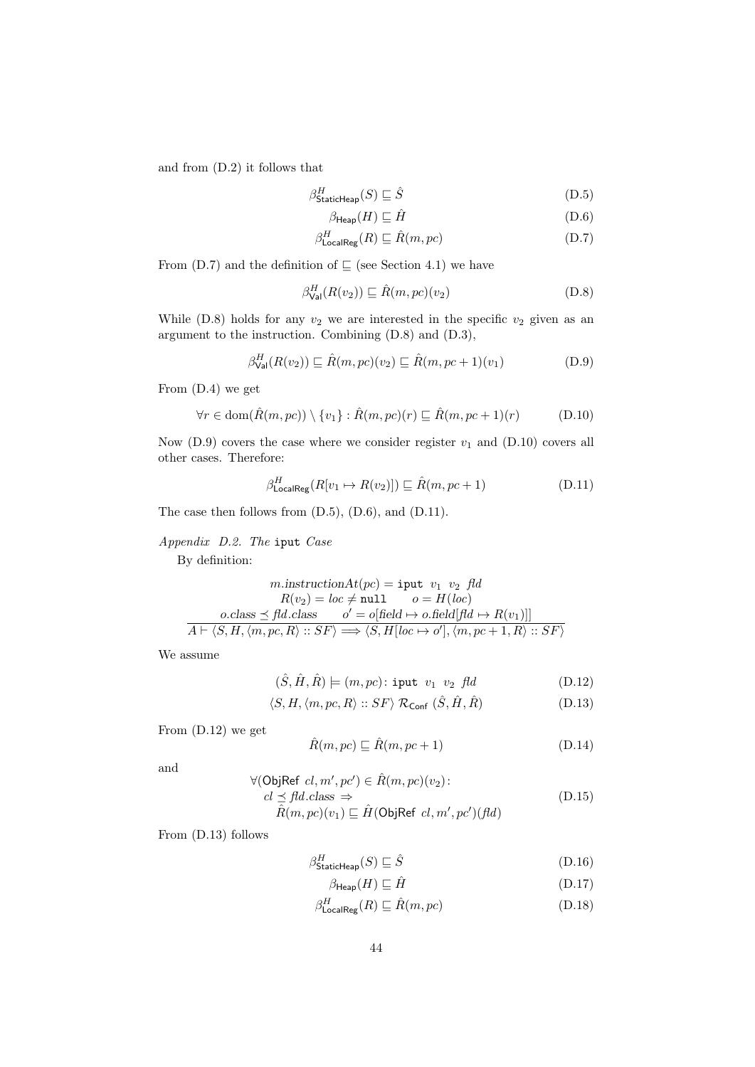and from (D.2) it follows that

$$\beta^H_{\mathsf{StaticHeap}}(S) \sqsubseteq \hat{S} \tag{D.5}$$

$$\beta_{\mathsf{Heap}}(H) \sqsubseteq \hat{H} \tag{D.6}$$

$$\beta^H_{\mathsf{LocalReg}}(R) \sqsubseteq \hat{R}(m, pc) \tag{D.7}$$

From (D.7) and the definition of $\sqsubseteq$ (see Section 4.1) we have

$$\beta^H_{\mathsf{Val}}(R(v_2)) \sqsubseteq \hat{R}(m, pc)(v_2) \tag{D.8}$$

While (D.8) holds for any $v_2$ we are interested in the specific $v_2$ given as an argument to the instruction. Combining (D.8) and (D.3),

$$\beta^H_{\mathsf{Val}}(R(v_2)) \sqsubseteq \hat{R}(m, pc)(v_2) \sqsubseteq \hat{R}(m, pc+1)(v_1) \tag{D.9}$$

From (D.4) we get

$$\forall r \in \mathrm{dom}(\hat{R}(m, pc)) \setminus \{v_1\} : \hat{R}(m, pc)(r) \sqsubseteq \hat{R}(m, pc+1)(r) \tag{D.10}$$

Now (D.9) covers the case where we consider register $v_1$ and (D.10) covers all other cases. Therefore:

$$\beta^H_{\mathsf{LocalReg}}(R[v_1 \mapsto R(v_2)]) \sqsubseteq \hat{R}(m, pc+1) \tag{D.11}$$

The case then follows from (D.5), (D.6), and (D.11).

*Appendix D.2. The* `iput` *Case*

By definition:

$$\frac{\begin{array}{c} m.instructionAt(pc) = \texttt{iput}\ \ v_1\ \ v_2\ \ fld \\ R(v_2) = loc \neq \texttt{null} \qquad o = H(loc) \\ o.class \preceq fld.class \qquad o' = o[field \mapsto o.field[fld \mapsto R(v_1)]] \end{array}}{A \vdash \langle S, H, \langle m, pc, R\rangle :: SF\rangle \Longrightarrow \langle S, H[loc \mapsto o'], \langle m, pc+1, R\rangle :: SF\rangle}$$

We assume

$$(\hat{S}, \hat{H}, \hat{R}) \models (m, pc)\colon \texttt{iput}\ \ v_1\ \ v_2\ \ fld \tag{D.12}$$

$$\langle S, H, \langle m, pc, R\rangle :: SF\rangle \ \mathcal{R}_{\mathsf{Conf}}\ (\hat{S}, \hat{H}, \hat{R}) \tag{D.13}$$

From (D.12) we get

$$\hat{R}(m, pc) \sqsubseteq \hat{R}(m, pc+1) \tag{D.14}$$

and

$$\begin{array}{l} \forall (\mathsf{ObjRef}\ cl, m', pc') \in \hat{R}(m, pc)(v_2)\colon \\ \quad cl \preceq fld.class \Rightarrow \\ \quad\quad \hat{R}(m, pc)(v_1) \sqsubseteq \hat{H}(\mathsf{ObjRef}\ cl, m', pc')(fld) \end{array} \tag{D.15}$$

From (D.13) follows

$$\beta^H_{\mathsf{StaticHeap}}(S) \sqsubseteq \hat{S} \tag{D.16}$$

$$\beta_{\mathsf{Heap}}(H) \sqsubseteq \hat{H} \tag{D.17}$$

$$\beta^H_{\mathsf{LocalReg}}(R) \sqsubseteq \hat{R}(m, pc) \tag{D.18}$$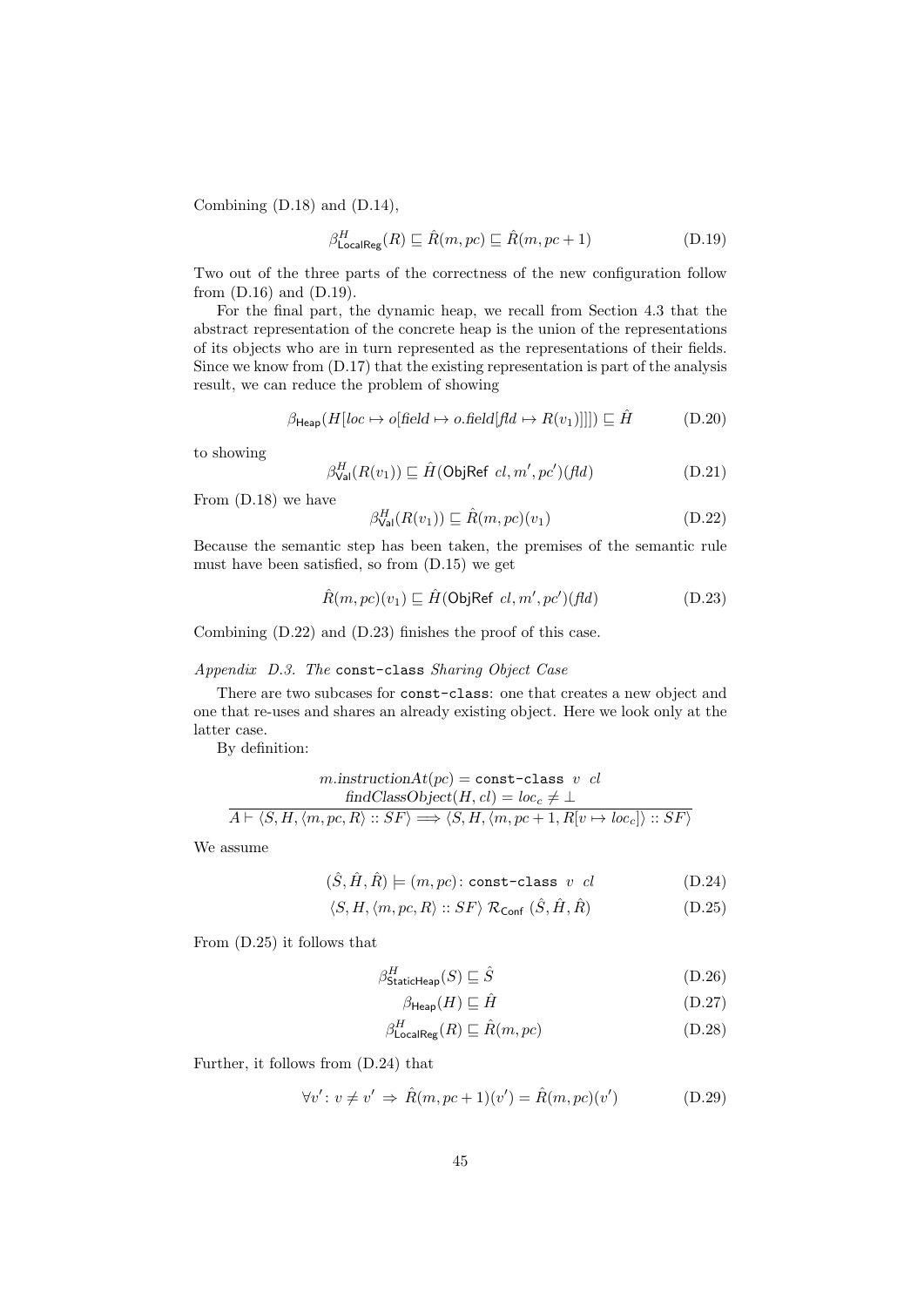Combining (D.18) and (D.14),

$$\beta^{H}_{\mathsf{LocalReg}}(R) \sqsubseteq \hat{R}(m, pc) \sqsubseteq \hat{R}(m, pc+1) \tag{D.19}$$

Two out of the three parts of the correctness of the new configuration follow from (D.16) and (D.19).

For the final part, the dynamic heap, we recall from Section 4.3 that the abstract representation of the concrete heap is the union of the representations of its objects who are in turn represented as the representations of their fields. Since we know from (D.17) that the existing representation is part of the analysis result, we can reduce the problem of showing

$$\beta_{\mathsf{Heap}}(H[loc \mapsto o[\mathit{field} \mapsto o.\mathit{field}[\mathit{fld} \mapsto R(v_1)]]]) \sqsubseteq \hat{H} \tag{D.20}$$

to showing

$$\beta^{H}_{\mathsf{Val}}(R(v_1)) \sqsubseteq \hat{H}(\mathsf{ObjRef}\ cl, m', pc')(\mathit{fld}) \tag{D.21}$$

From (D.18) we have

$$\beta^{H}_{\mathsf{Val}}(R(v_1)) \sqsubseteq \hat{R}(m, pc)(v_1) \tag{D.22}$$

Because the semantic step has been taken, the premises of the semantic rule must have been satisfied, so from (D.15) we get

$$\hat{R}(m, pc)(v_1) \sqsubseteq \hat{H}(\mathsf{ObjRef}\ cl, m', pc')(\mathit{fld}) \tag{D.23}$$

Combining (D.22) and (D.23) finishes the proof of this case.

*Appendix D.3. The* `const-class` *Sharing Object Case*

There are two subcases for `const-class`: one that creates a new object and one that re-uses and shares an already existing object. Here we look only at the latter case.

By definition:

$$\frac{\begin{array}{c} m.\mathit{instructionAt}(pc) = \texttt{const-class}\ \ v\ \ cl \\ \mathit{findClassObject}(H, cl) = loc_c \neq \bot \end{array}}{A \vdash \langle S, H, \langle m, pc, R\rangle :: SF\rangle \Longrightarrow \langle S, H, \langle m, pc+1, R[v \mapsto loc_c]\rangle :: SF\rangle}$$

We assume

$$(\hat{S}, \hat{H}, \hat{R}) \models (m, pc)\colon \texttt{const-class}\ \ v\ \ cl \tag{D.24}$$

$$\langle S, H, \langle m, pc, R\rangle :: SF\rangle\ \mathcal{R}_{\mathsf{Conf}}\ (\hat{S}, \hat{H}, \hat{R}) \tag{D.25}$$

From (D.25) it follows that

$$\beta^{H}_{\mathsf{StaticHeap}}(S) \sqsubseteq \hat{S} \tag{D.26}$$

$$\beta_{\mathsf{Heap}}(H) \sqsubseteq \hat{H} \tag{D.27}$$

$$\beta^{H}_{\mathsf{LocalReg}}(R) \sqsubseteq \hat{R}(m, pc) \tag{D.28}$$

Further, it follows from (D.24) that

$$\forall v'\colon v \neq v' \Rightarrow \hat{R}(m, pc+1)(v') = \hat{R}(m, pc)(v') \tag{D.29}$$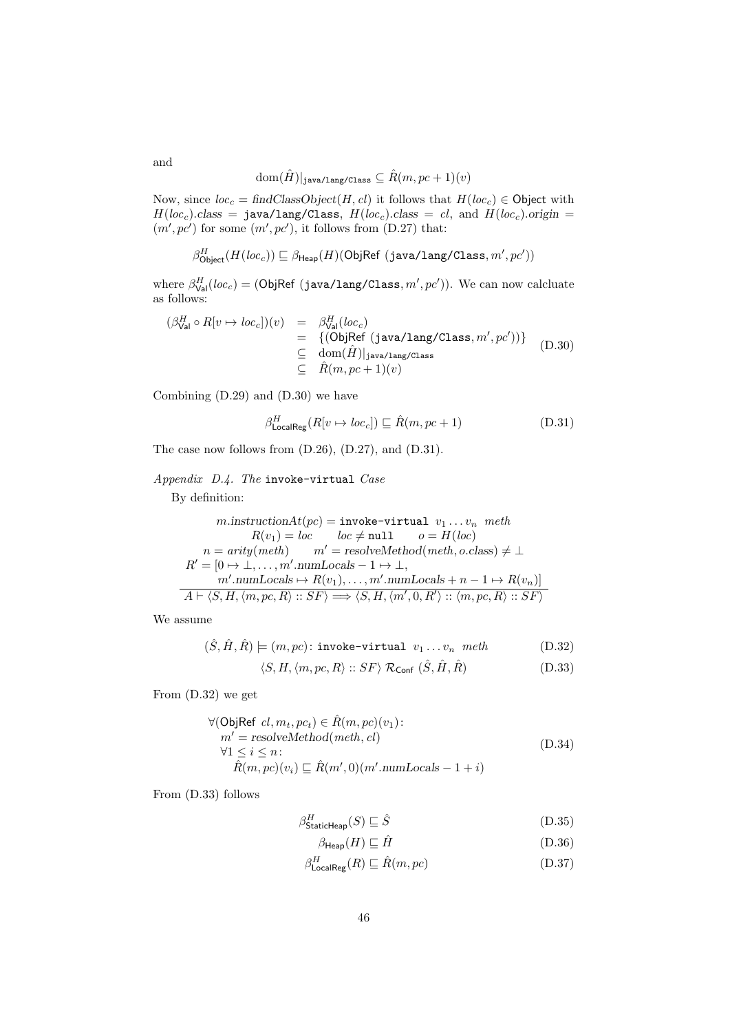and

$$\mathrm{dom}(\hat{H})|_{\texttt{java/lang/Class}} \subseteq \hat{R}(m, pc+1)(v)$$

Now, since $loc_c = \mathit{findClassObject}(H, cl)$ it follows that $H(loc_c) \in \mathsf{Object}$ with $H(loc_c).\mathit{class} = \texttt{java/lang/Class}$, $H(loc_c).\mathit{class} = cl$, and $H(loc_c).\mathit{origin} = (m', pc')$ for some $(m', pc')$, it follows from (D.27) that:

$$\beta^H_{\mathsf{Object}}(H(loc_c)) \sqsubseteq \beta_{\mathsf{Heap}}(H)(\mathsf{ObjRef}\ (\texttt{java/lang/Class}, m', pc'))$$

where $\beta^H_{\mathsf{Val}}(loc_c) = (\mathsf{ObjRef}\ (\texttt{java/lang/Class}, m', pc'))$. We can now calcluate as follows:

$$\begin{array}{rcl} (\beta^H_{\mathsf{Val}} \circ R[v \mapsto loc_c])(v) & = & \beta^H_{\mathsf{Val}}(loc_c) \\ & = & \{(\mathsf{ObjRef}\ (\texttt{java/lang/Class}, m', pc'))\} \\ & \subseteq & \mathrm{dom}(\hat{H})|_{\texttt{java/lang/Class}} \\ & \subseteq & \hat{R}(m, pc+1)(v) \end{array} \tag{D.30}$$

Combining (D.29) and (D.30) we have

$$\beta^H_{\mathsf{LocalReg}}(R[v \mapsto loc_c]) \sqsubseteq \hat{R}(m, pc+1) \tag{D.31}$$

The case now follows from (D.26), (D.27), and (D.31).

### *Appendix D.4. The* `invoke-virtual` *Case*

By definition:

$$\frac{\begin{array}{c} m.\mathit{instructionAt}(pc) = \texttt{invoke-virtual}\ v_1 \ldots v_n\ \ \mathit{meth} \\ R(v_1) = loc \qquad loc \neq \texttt{null} \qquad o = H(loc) \\ n = \mathit{arity}(\mathit{meth}) \qquad m' = \mathit{resolveMethod}(\mathit{meth}, o.\mathit{class}) \neq \bot \\ R' = [0 \mapsto \bot, \ldots, m'.\mathit{numLocals} - 1 \mapsto \bot, \\ m'.\mathit{numLocals} \mapsto R(v_1), \ldots, m'.\mathit{numLocals} + n - 1 \mapsto R(v_n)] \end{array}}{A \vdash \langle S, H, \langle m, pc, R\rangle :: SF\rangle \Longrightarrow \langle S, H, \langle m', 0, R'\rangle :: \langle m, pc, R\rangle :: SF\rangle}$$

We assume

$$(\hat{S}, \hat{H}, \hat{R}) \models (m, pc)\colon \texttt{invoke-virtual}\ v_1 \ldots v_n\ \ \mathit{meth} \tag{D.32}$$

$$\langle S, H, \langle m, pc, R\rangle :: SF\rangle\ \mathcal{R}_{\mathsf{Conf}}\ (\hat{S}, \hat{H}, \hat{R}) \tag{D.33}$$

From (D.32) we get

$$\begin{array}{l} \forall (\mathsf{ObjRef}\ cl, m_t, pc_t) \in \hat{R}(m, pc)(v_1)\colon \\ \quad m' = \mathit{resolveMethod}(\mathit{meth}, cl) \\ \quad \forall 1 \leq i \leq n\colon \\ \qquad \hat{R}(m, pc)(v_i) \sqsubseteq \hat{R}(m', 0)(m'.\mathit{numLocals} - 1 + i) \end{array} \tag{D.34}$$

From (D.33) follows

$$\beta^H_{\mathsf{StaticHeap}}(S) \sqsubseteq \hat{S} \tag{D.35}$$

$$\beta_{\mathsf{Heap}}(H) \sqsubseteq \hat{H} \tag{D.36}$$

$$\beta^H_{\mathsf{LocalReg}}(R) \sqsubseteq \hat{R}(m, pc) \tag{D.37}$$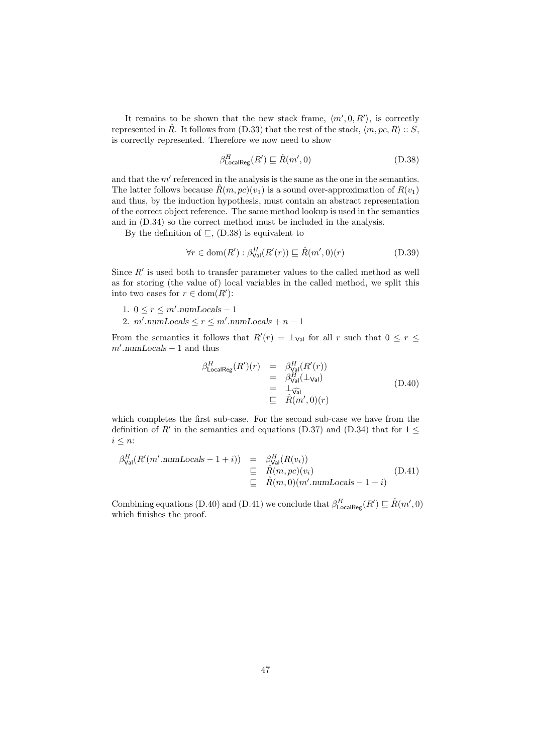It remains to be shown that the new stack frame, $\langle m', 0, R' \rangle$, is correctly represented in $\hat{R}$. It follows from (D.33) that the rest of the stack, $\langle m, pc, R \rangle :: S$, is correctly represented. Therefore we now need to show

$$\beta^H_{\mathsf{LocalReg}}(R') \sqsubseteq \hat{R}(m', 0) \tag{D.38}$$

and that the $m'$ referenced in the analysis is the same as the one in the semantics. The latter follows because $\hat{R}(m, pc)(v_1)$ is a sound over-approximation of $R(v_1)$ and thus, by the induction hypothesis, must contain an abstract representation of the correct object reference. The same method lookup is used in the semantics and in (D.34) so the correct method must be included in the analysis.

By the definition of $\sqsubseteq$, (D.38) is equivalent to

$$\forall r \in \mathrm{dom}(R') : \beta^H_{\mathsf{Val}}(R'(r)) \sqsubseteq \hat{R}(m', 0)(r) \tag{D.39}$$

Since $R'$ is used both to transfer parameter values to the called method as well as for storing (the value of) local variables in the called method, we split this into two cases for $r \in \mathrm{dom}(R')$:

1. $0 \leq r \leq m'.numLocals - 1$
2. $m'.numLocals \leq r \leq m'.numLocals + n - 1$

From the semantics it follows that $R'(r) = \bot_{\mathsf{Val}}$ for all $r$ such that $0 \leq r \leq m'.numLocals - 1$ and thus

$$\begin{array}{rcl} \beta^H_{\mathsf{LocalReg}}(R')(r) & = & \beta^H_{\mathsf{Val}}(R'(r)) \\ & = & \beta^H_{\mathsf{Val}}(\bot_{\mathsf{Val}}) \\ & = & \bot_{\widehat{\mathsf{Val}}} \\ & \sqsubseteq & \hat{R}(m', 0)(r) \end{array} \tag{D.40}$$

which completes the first sub-case. For the second sub-case we have from the definition of $R'$ in the semantics and equations (D.37) and (D.34) that for $1 \leq i \leq n$:

$$\begin{array}{rcl} \beta^H_{\mathsf{Val}}(R'(m'.numLocals - 1 + i)) & = & \beta^H_{\mathsf{Val}}(R(v_i)) \\ & \sqsubseteq & \hat{R}(m, pc)(v_i) \\ & \sqsubseteq & \hat{R}(m, 0)(m'.numLocals - 1 + i) \end{array} \tag{D.41}$$

Combining equations (D.40) and (D.41) we conclude that $\beta^H_{\mathsf{LocalReg}}(R') \sqsubseteq \hat{R}(m', 0)$ which finishes the proof.